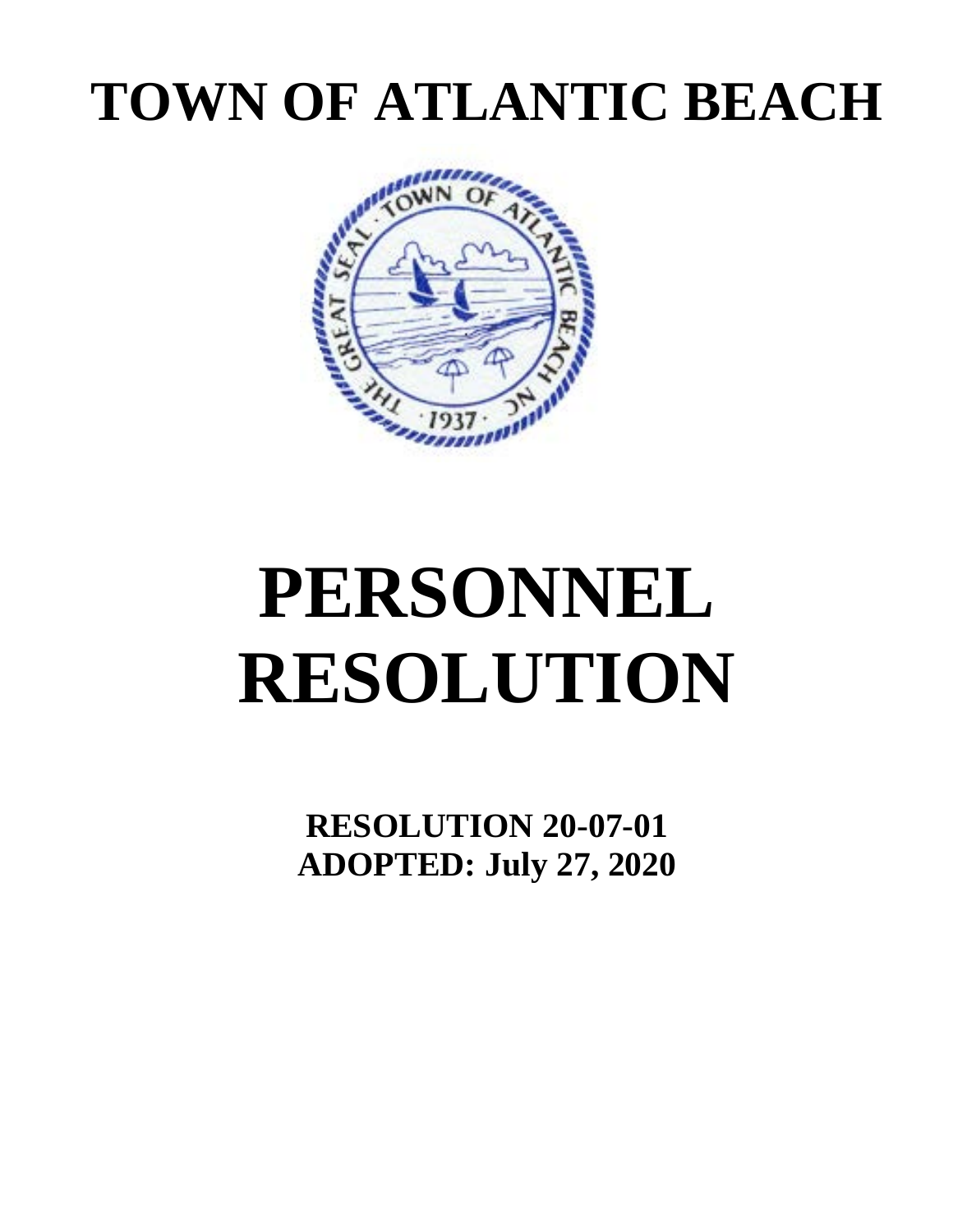# TOWN OF ATLANTIC BEACH

# PERSONNEL RESOLUTION

**RESOLUTION 20-07-01**
**ADOPTED: July 27, 2020**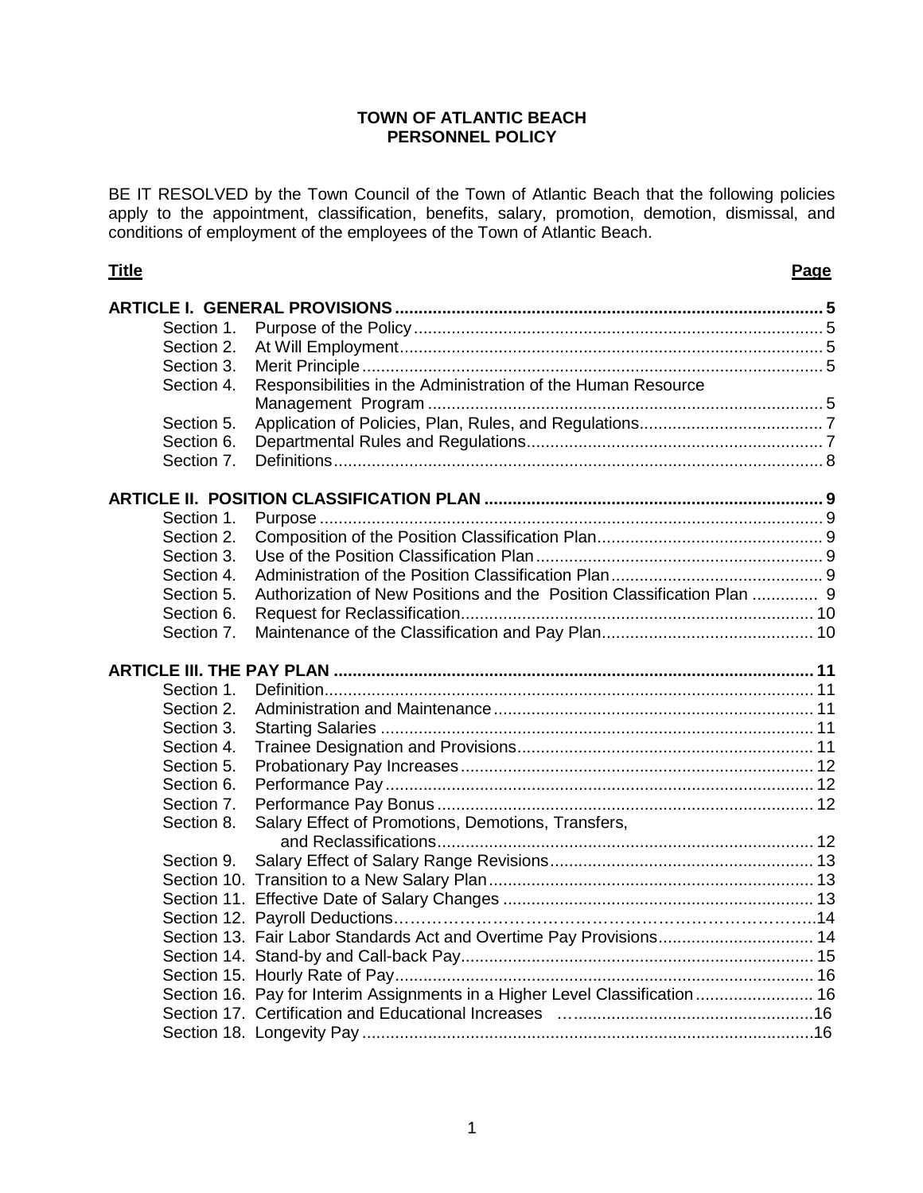**TOWN OF ATLANTIC BEACH**
**PERSONNEL POLICY**

BE IT RESOLVED by the Town Council of the Town of Atlantic Beach that the following policies apply to the appointment, classification, benefits, salary, promotion, demotion, dismissal, and conditions of employment of the employees of the Town of Atlantic Beach.

| **Title** | | **Page** |
|---|---|---|
| **ARTICLE I. GENERAL PROVISIONS** | | **5** |
| Section 1. | Purpose of the Policy | 5 |
| Section 2. | At Will Employment | 5 |
| Section 3. | Merit Principle | 5 |
| Section 4. | Responsibilities in the Administration of the Human Resource Management Program | 5 |
| Section 5. | Application of Policies, Plan, Rules, and Regulations | 7 |
| Section 6. | Departmental Rules and Regulations | 7 |
| Section 7. | Definitions | 8 |
| **ARTICLE II. POSITION CLASSIFICATION PLAN** | | **9** |
| Section 1. | Purpose | 9 |
| Section 2. | Composition of the Position Classification Plan | 9 |
| Section 3. | Use of the Position Classification Plan | 9 |
| Section 4. | Administration of the Position Classification Plan | 9 |
| Section 5. | Authorization of New Positions and the Position Classification Plan | 9 |
| Section 6. | Request for Reclassification | 10 |
| Section 7. | Maintenance of the Classification and Pay Plan | 10 |
| **ARTICLE III. THE PAY PLAN** | | **11** |
| Section 1. | Definition | 11 |
| Section 2. | Administration and Maintenance | 11 |
| Section 3. | Starting Salaries | 11 |
| Section 4. | Trainee Designation and Provisions | 11 |
| Section 5. | Probationary Pay Increases | 12 |
| Section 6. | Performance Pay | 12 |
| Section 7. | Performance Pay Bonus | 12 |
| Section 8. | Salary Effect of Promotions, Demotions, Transfers, and Reclassifications | 12 |
| Section 9. | Salary Effect of Salary Range Revisions | 13 |
| Section 10. | Transition to a New Salary Plan | 13 |
| Section 11. | Effective Date of Salary Changes | 13 |
| Section 12. | Payroll Deductions | 14 |
| Section 13. | Fair Labor Standards Act and Overtime Pay Provisions | 14 |
| Section 14. | Stand-by and Call-back Pay | 15 |
| Section 15. | Hourly Rate of Pay | 16 |
| Section 16. | Pay for Interim Assignments in a Higher Level Classification | 16 |
| Section 17. | Certification and Educational Increases | 16 |
| Section 18. | Longevity Pay | 16 |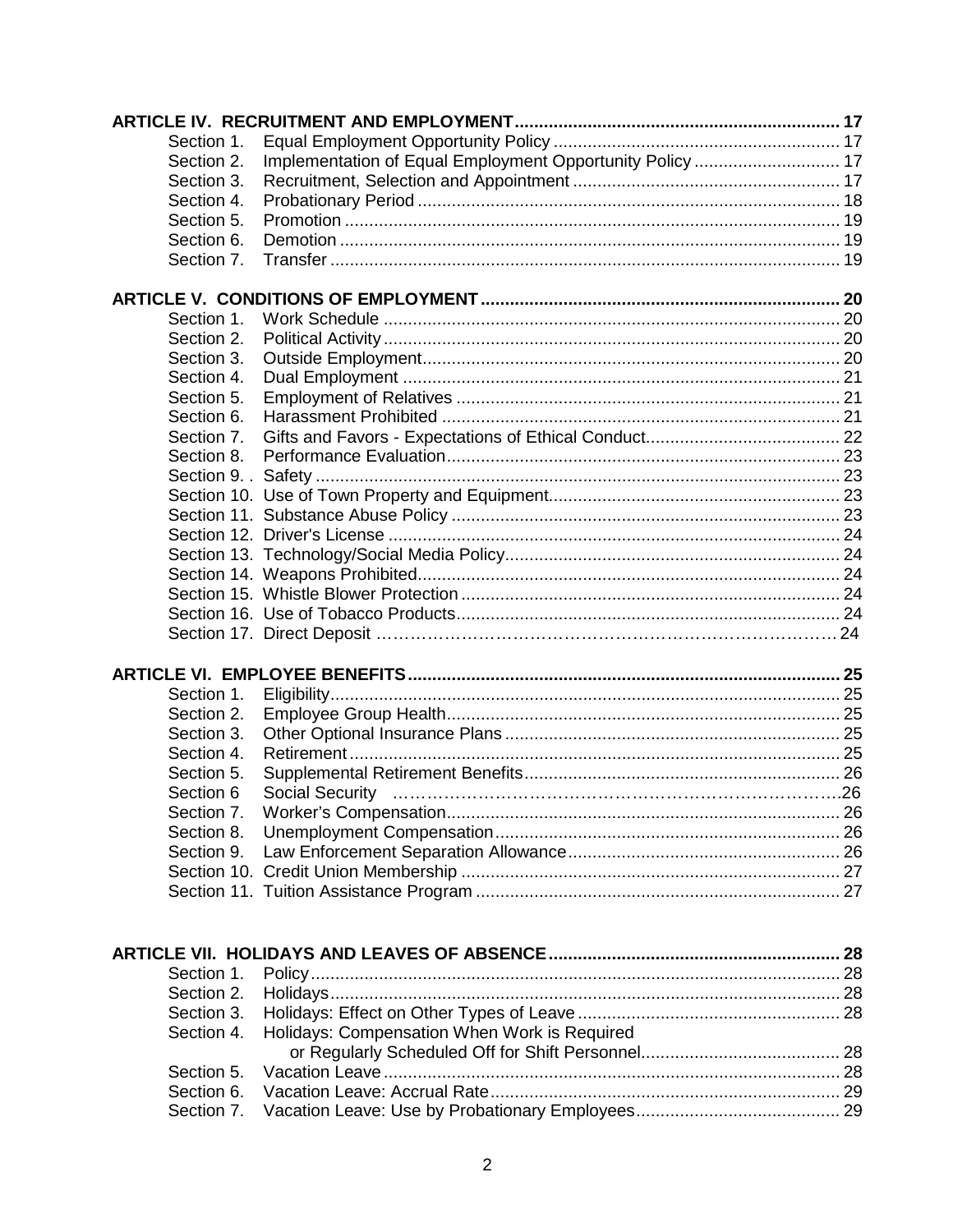| | | |
|---|---|---|
| **ARTICLE IV. RECRUITMENT AND EMPLOYMENT** | | **17** |
| Section 1. | Equal Employment Opportunity Policy | 17 |
| Section 2. | Implementation of Equal Employment Opportunity Policy | 17 |
| Section 3. | Recruitment, Selection and Appointment | 17 |
| Section 4. | Probationary Period | 18 |
| Section 5. | Promotion | 19 |
| Section 6. | Demotion | 19 |
| Section 7. | Transfer | 19 |
| **ARTICLE V. CONDITIONS OF EMPLOYMENT** | | **20** |
| Section 1. | Work Schedule | 20 |
| Section 2. | Political Activity | 20 |
| Section 3. | Outside Employment | 20 |
| Section 4. | Dual Employment | 21 |
| Section 5. | Employment of Relatives | 21 |
| Section 6. | Harassment Prohibited | 21 |
| Section 7. | Gifts and Favors - Expectations of Ethical Conduct | 22 |
| Section 8. | Performance Evaluation | 23 |
| Section 9. . | Safety | 23 |
| Section 10. | Use of Town Property and Equipment | 23 |
| Section 11. | Substance Abuse Policy | 23 |
| Section 12. | Driver's License | 24 |
| Section 13. | Technology/Social Media Policy | 24 |
| Section 14. | Weapons Prohibited | 24 |
| Section 15. | Whistle Blower Protection | 24 |
| Section 16. | Use of Tobacco Products | 24 |
| Section 17. | Direct Deposit | 24 |
| **ARTICLE VI. EMPLOYEE BENEFITS** | | **25** |
| Section 1. | Eligibility | 25 |
| Section 2. | Employee Group Health | 25 |
| Section 3. | Other Optional Insurance Plans | 25 |
| Section 4. | Retirement | 25 |
| Section 5. | Supplemental Retirement Benefits | 26 |
| Section 6 | Social Security | 26 |
| Section 7. | Worker's Compensation | 26 |
| Section 8. | Unemployment Compensation | 26 |
| Section 9. | Law Enforcement Separation Allowance | 26 |
| Section 10. | Credit Union Membership | 27 |
| Section 11. | Tuition Assistance Program | 27 |
| **ARTICLE VII. HOLIDAYS AND LEAVES OF ABSENCE** | | **28** |
| Section 1. | Policy | 28 |
| Section 2. | Holidays | 28 |
| Section 3. | Holidays: Effect on Other Types of Leave | 28 |
| Section 4. | Holidays: Compensation When Work is Required or Regularly Scheduled Off for Shift Personnel | 28 |
| Section 5. | Vacation Leave | 28 |
| Section 6. | Vacation Leave: Accrual Rate | 29 |
| Section 7. | Vacation Leave: Use by Probationary Employees | 29 |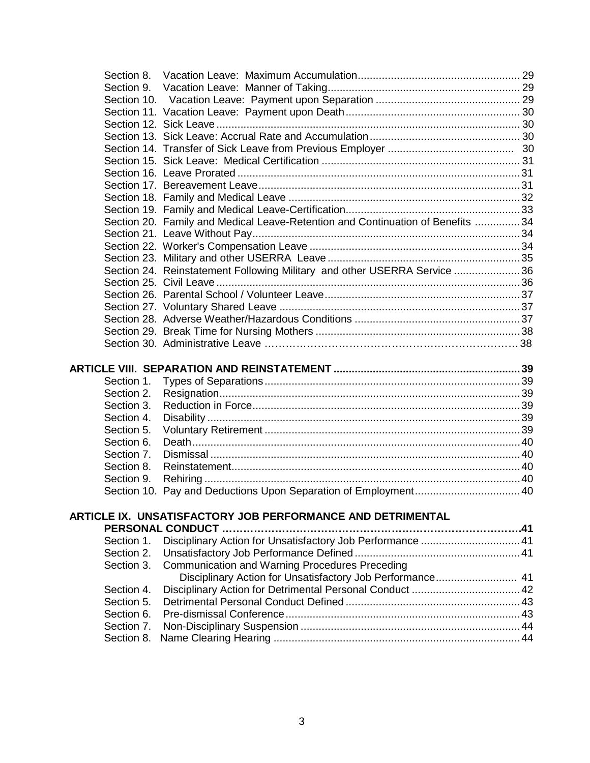Section 8. Vacation Leave: Maximum Accumulation ..... 29
Section 9. Vacation Leave: Manner of Taking ..... 29
Section 10. Vacation Leave: Payment upon Separation ..... 29
Section 11. Vacation Leave: Payment upon Death ..... 30
Section 12. Sick Leave ..... 30
Section 13. Sick Leave: Accrual Rate and Accumulation ..... 30
Section 14. Transfer of Sick Leave from Previous Employer ..... 30
Section 15. Sick Leave: Medical Certification ..... 31
Section 16. Leave Prorated ..... 31
Section 17. Bereavement Leave ..... 31
Section 18. Family and Medical Leave ..... 32
Section 19. Family and Medical Leave-Certification ..... 33
Section 20. Family and Medical Leave-Retention and Continuation of Benefits ..... 34
Section 21. Leave Without Pay ..... 34
Section 22. Worker's Compensation Leave ..... 34
Section 23. Military and other USERRA Leave ..... 35
Section 24. Reinstatement Following Military and other USERRA Service ..... 36
Section 25. Civil Leave ..... 36
Section 26. Parental School / Volunteer Leave ..... 37
Section 27. Voluntary Shared Leave ..... 37
Section 28. Adverse Weather/Hazardous Conditions ..... 37
Section 29. Break Time for Nursing Mothers ..... 38
Section 30. Administrative Leave ..... 38

**ARTICLE VIII. SEPARATION AND REINSTATEMENT ..... 39**

Section 1. Types of Separations ..... 39
Section 2. Resignation ..... 39
Section 3. Reduction in Force ..... 39
Section 4. Disability ..... 39
Section 5. Voluntary Retirement ..... 39
Section 6. Death ..... 40
Section 7. Dismissal ..... 40
Section 8. Reinstatement ..... 40
Section 9. Rehiring ..... 40
Section 10. Pay and Deductions Upon Separation of Employment ..... 40

**ARTICLE IX. UNSATISFACTORY JOB PERFORMANCE AND DETRIMENTAL PERSONAL CONDUCT ..... 41**

Section 1. Disciplinary Action for Unsatisfactory Job Performance ..... 41
Section 2. Unsatisfactory Job Performance Defined ..... 41
Section 3. Communication and Warning Procedures Preceding Disciplinary Action for Unsatisfactory Job Performance ..... 41
Section 4. Disciplinary Action for Detrimental Personal Conduct ..... 42
Section 5. Detrimental Personal Conduct Defined ..... 43
Section 6. Pre-dismissal Conference ..... 43
Section 7. Non-Disciplinary Suspension ..... 44
Section 8. Name Clearing Hearing ..... 44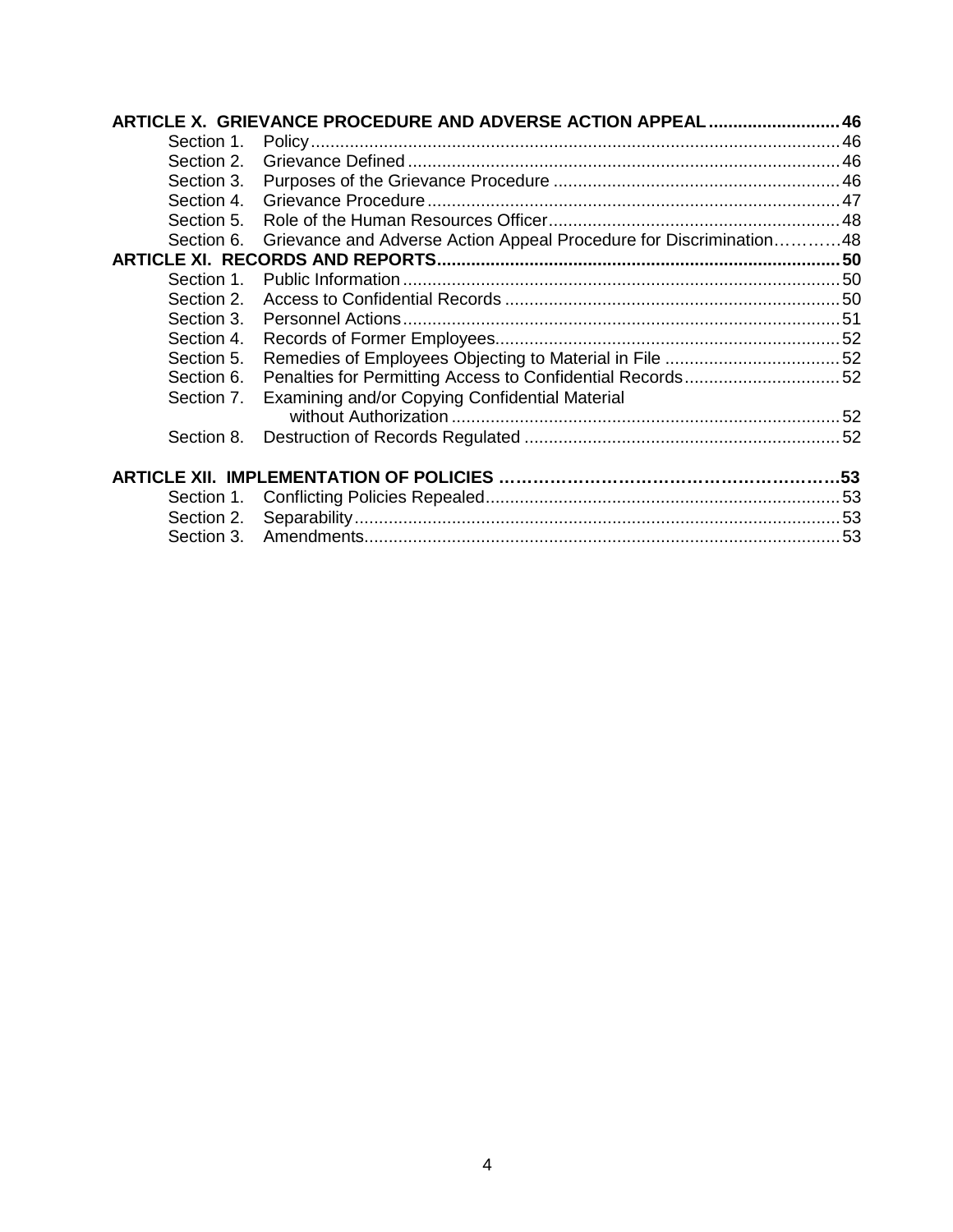| | | |
|---|---|---|
| **ARTICLE X. GRIEVANCE PROCEDURE AND ADVERSE ACTION APPEAL** | | **46** |
| Section 1. | Policy | 46 |
| Section 2. | Grievance Defined | 46 |
| Section 3. | Purposes of the Grievance Procedure | 46 |
| Section 4. | Grievance Procedure | 47 |
| Section 5. | Role of the Human Resources Officer | 48 |
| Section 6. | Grievance and Adverse Action Appeal Procedure for Discrimination | 48 |
| **ARTICLE XI. RECORDS AND REPORTS** | | **50** |
| Section 1. | Public Information | 50 |
| Section 2. | Access to Confidential Records | 50 |
| Section 3. | Personnel Actions | 51 |
| Section 4. | Records of Former Employees | 52 |
| Section 5. | Remedies of Employees Objecting to Material in File | 52 |
| Section 6. | Penalties for Permitting Access to Confidential Records | 52 |
| Section 7. | Examining and/or Copying Confidential Material without Authorization | 52 |
| Section 8. | Destruction of Records Regulated | 52 |
| **ARTICLE XII. IMPLEMENTATION OF POLICIES** | | **53** |
| Section 1. | Conflicting Policies Repealed | 53 |
| Section 2. | Separability | 53 |
| Section 3. | Amendments | 53 |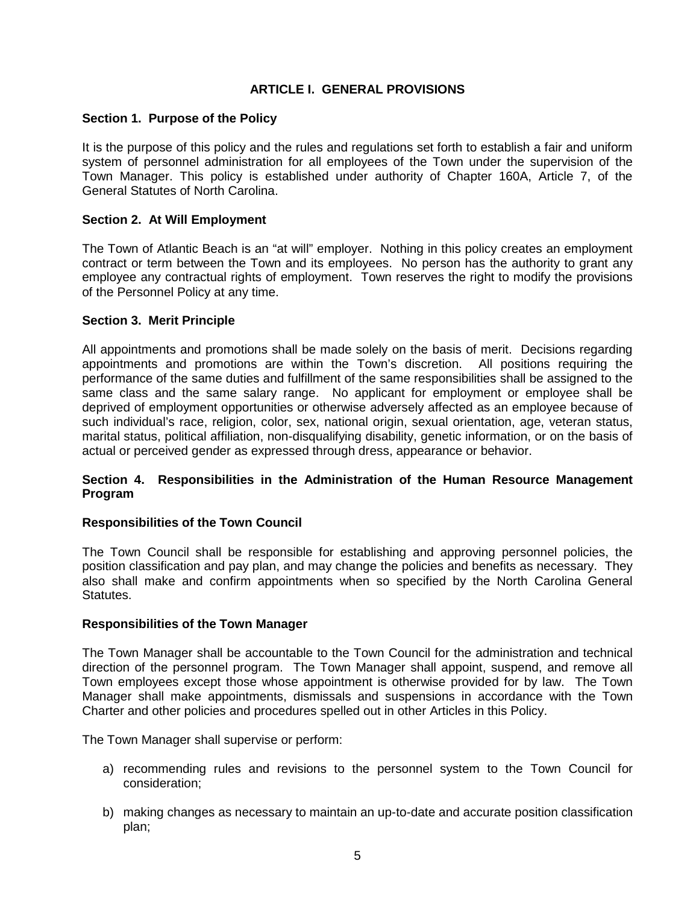## ARTICLE I. GENERAL PROVISIONS

### Section 1. Purpose of the Policy

It is the purpose of this policy and the rules and regulations set forth to establish a fair and uniform system of personnel administration for all employees of the Town under the supervision of the Town Manager. This policy is established under authority of Chapter 160A, Article 7, of the General Statutes of North Carolina.

### Section 2. At Will Employment

The Town of Atlantic Beach is an "at will" employer. Nothing in this policy creates an employment contract or term between the Town and its employees. No person has the authority to grant any employee any contractual rights of employment. Town reserves the right to modify the provisions of the Personnel Policy at any time.

### Section 3. Merit Principle

All appointments and promotions shall be made solely on the basis of merit. Decisions regarding appointments and promotions are within the Town's discretion. All positions requiring the performance of the same duties and fulfillment of the same responsibilities shall be assigned to the same class and the same salary range. No applicant for employment or employee shall be deprived of employment opportunities or otherwise adversely affected as an employee because of such individual's race, religion, color, sex, national origin, sexual orientation, age, veteran status, marital status, political affiliation, non-disqualifying disability, genetic information, or on the basis of actual or perceived gender as expressed through dress, appearance or behavior.

### Section 4. Responsibilities in the Administration of the Human Resource Management Program

#### Responsibilities of the Town Council

The Town Council shall be responsible for establishing and approving personnel policies, the position classification and pay plan, and may change the policies and benefits as necessary. They also shall make and confirm appointments when so specified by the North Carolina General Statutes.

#### Responsibilities of the Town Manager

The Town Manager shall be accountable to the Town Council for the administration and technical direction of the personnel program. The Town Manager shall appoint, suspend, and remove all Town employees except those whose appointment is otherwise provided for by law. The Town Manager shall make appointments, dismissals and suspensions in accordance with the Town Charter and other policies and procedures spelled out in other Articles in this Policy.

The Town Manager shall supervise or perform:

a) recommending rules and revisions to the personnel system to the Town Council for consideration;

b) making changes as necessary to maintain an up-to-date and accurate position classification plan;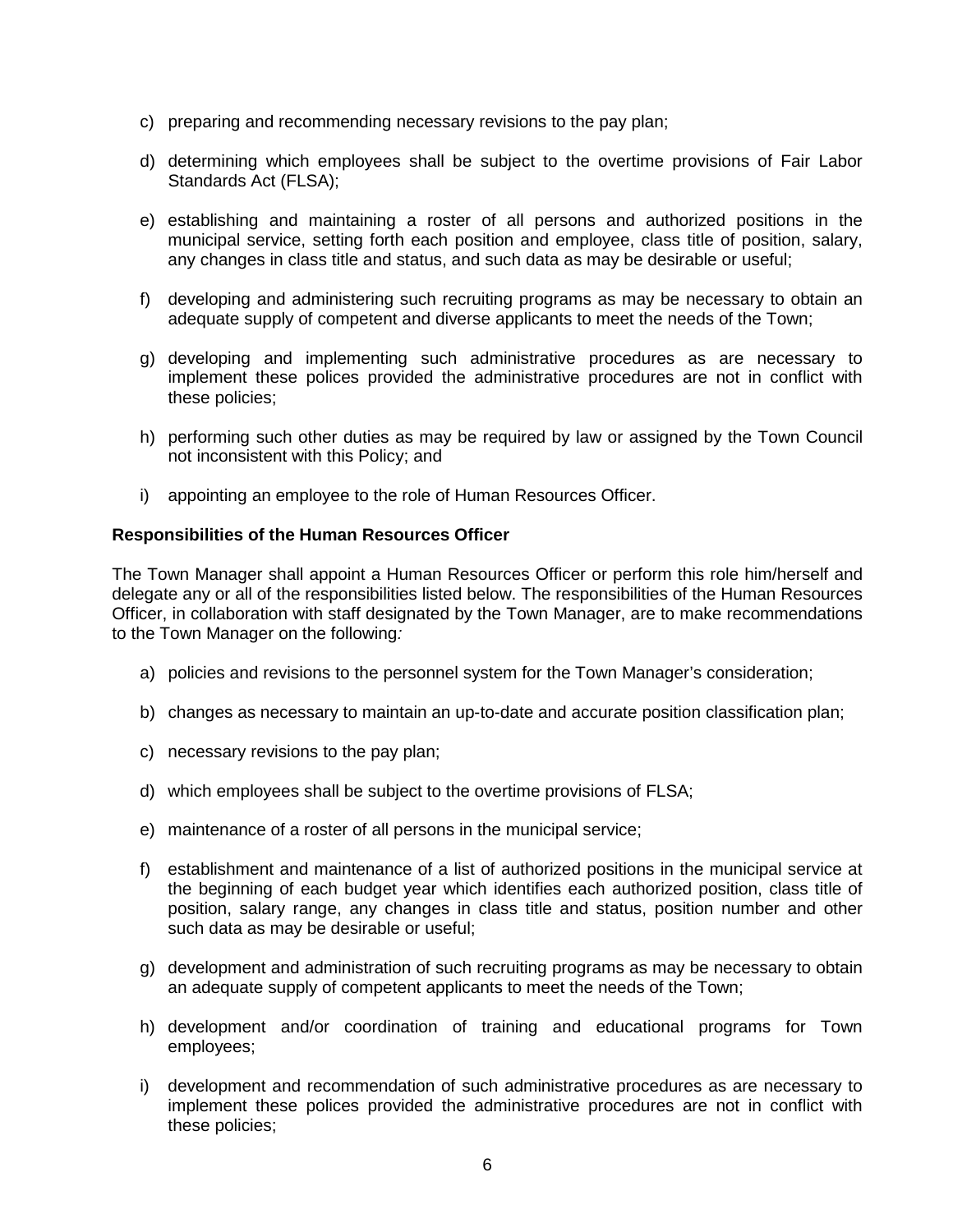c) preparing and recommending necessary revisions to the pay plan;

d) determining which employees shall be subject to the overtime provisions of Fair Labor Standards Act (FLSA);

e) establishing and maintaining a roster of all persons and authorized positions in the municipal service, setting forth each position and employee, class title of position, salary, any changes in class title and status, and such data as may be desirable or useful;

f) developing and administering such recruiting programs as may be necessary to obtain an adequate supply of competent and diverse applicants to meet the needs of the Town;

g) developing and implementing such administrative procedures as are necessary to implement these polices provided the administrative procedures are not in conflict with these policies;

h) performing such other duties as may be required by law or assigned by the Town Council not inconsistent with this Policy; and

i) appointing an employee to the role of Human Resources Officer.

**Responsibilities of the Human Resources Officer**

The Town Manager shall appoint a Human Resources Officer or perform this role him/herself and delegate any or all of the responsibilities listed below. The responsibilities of the Human Resources Officer, in collaboration with staff designated by the Town Manager, are to make recommendations to the Town Manager on the following*:*

a) policies and revisions to the personnel system for the Town Manager's consideration;

b) changes as necessary to maintain an up-to-date and accurate position classification plan;

c) necessary revisions to the pay plan;

d) which employees shall be subject to the overtime provisions of FLSA;

e) maintenance of a roster of all persons in the municipal service;

f) establishment and maintenance of a list of authorized positions in the municipal service at the beginning of each budget year which identifies each authorized position, class title of position, salary range, any changes in class title and status, position number and other such data as may be desirable or useful;

g) development and administration of such recruiting programs as may be necessary to obtain an adequate supply of competent applicants to meet the needs of the Town;

h) development and/or coordination of training and educational programs for Town employees;

i) development and recommendation of such administrative procedures as are necessary to implement these polices provided the administrative procedures are not in conflict with these policies;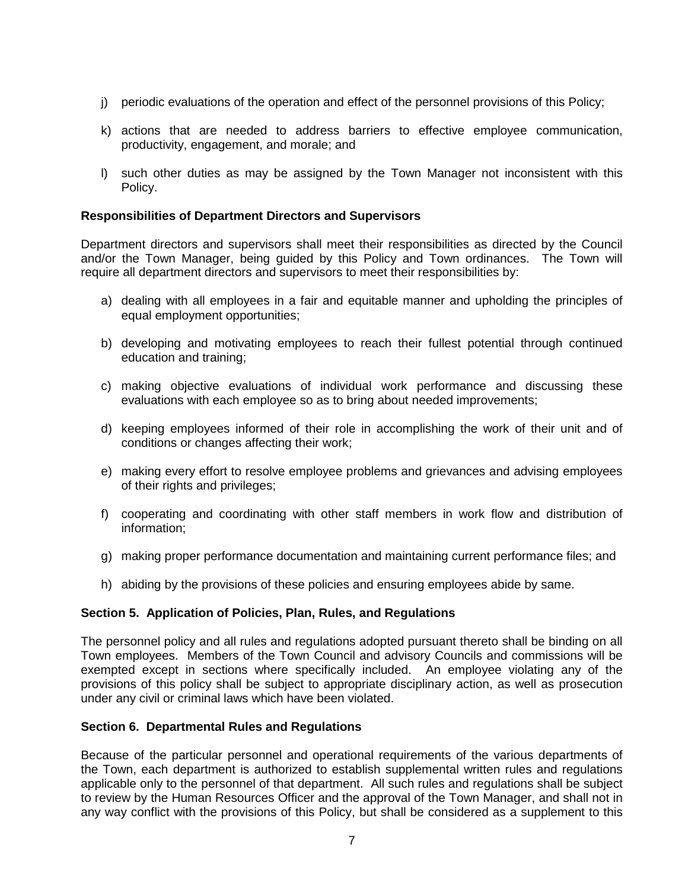j) periodic evaluations of the operation and effect of the personnel provisions of this Policy;

k) actions that are needed to address barriers to effective employee communication, productivity, engagement, and morale; and

l) such other duties as may be assigned by the Town Manager not inconsistent with this Policy.

**Responsibilities of Department Directors and Supervisors**

Department directors and supervisors shall meet their responsibilities as directed by the Council and/or the Town Manager, being guided by this Policy and Town ordinances. The Town will require all department directors and supervisors to meet their responsibilities by:

a) dealing with all employees in a fair and equitable manner and upholding the principles of equal employment opportunities;

b) developing and motivating employees to reach their fullest potential through continued education and training;

c) making objective evaluations of individual work performance and discussing these evaluations with each employee so as to bring about needed improvements;

d) keeping employees informed of their role in accomplishing the work of their unit and of conditions or changes affecting their work;

e) making every effort to resolve employee problems and grievances and advising employees of their rights and privileges;

f) cooperating and coordinating with other staff members in work flow and distribution of information;

g) making proper performance documentation and maintaining current performance files; and

h) abiding by the provisions of these policies and ensuring employees abide by same.

**Section 5. Application of Policies, Plan, Rules, and Regulations**

The personnel policy and all rules and regulations adopted pursuant thereto shall be binding on all Town employees. Members of the Town Council and advisory Councils and commissions will be exempted except in sections where specifically included. An employee violating any of the provisions of this policy shall be subject to appropriate disciplinary action, as well as prosecution under any civil or criminal laws which have been violated.

**Section 6. Departmental Rules and Regulations**

Because of the particular personnel and operational requirements of the various departments of the Town, each department is authorized to establish supplemental written rules and regulations applicable only to the personnel of that department. All such rules and regulations shall be subject to review by the Human Resources Officer and the approval of the Town Manager, and shall not in any way conflict with the provisions of this Policy, but shall be considered as a supplement to this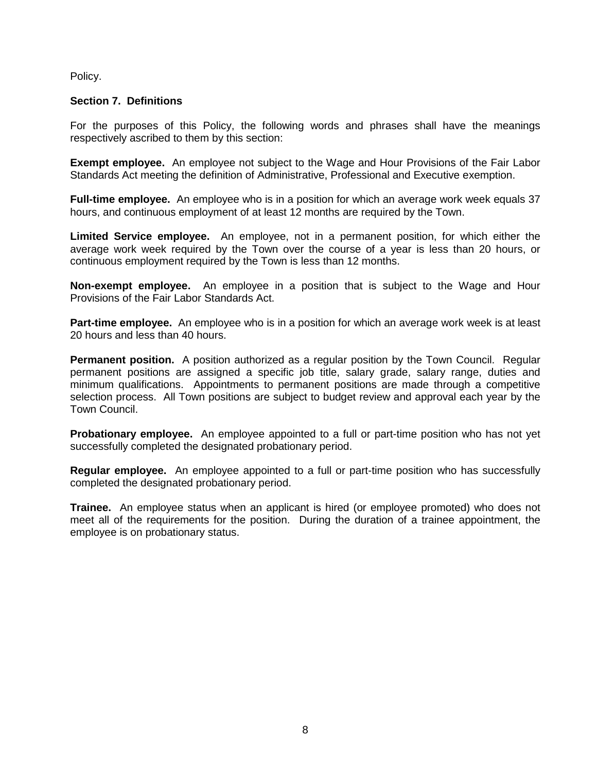Policy.

### Section 7. Definitions

For the purposes of this Policy, the following words and phrases shall have the meanings respectively ascribed to them by this section:

**Exempt employee.** An employee not subject to the Wage and Hour Provisions of the Fair Labor Standards Act meeting the definition of Administrative, Professional and Executive exemption.

**Full-time employee.** An employee who is in a position for which an average work week equals 37 hours, and continuous employment of at least 12 months are required by the Town.

**Limited Service employee.** An employee, not in a permanent position, for which either the average work week required by the Town over the course of a year is less than 20 hours, or continuous employment required by the Town is less than 12 months.

**Non-exempt employee.** An employee in a position that is subject to the Wage and Hour Provisions of the Fair Labor Standards Act.

**Part-time employee.** An employee who is in a position for which an average work week is at least 20 hours and less than 40 hours.

**Permanent position.** A position authorized as a regular position by the Town Council. Regular permanent positions are assigned a specific job title, salary grade, salary range, duties and minimum qualifications. Appointments to permanent positions are made through a competitive selection process. All Town positions are subject to budget review and approval each year by the Town Council.

**Probationary employee.** An employee appointed to a full or part-time position who has not yet successfully completed the designated probationary period.

**Regular employee.** An employee appointed to a full or part-time position who has successfully completed the designated probationary period.

**Trainee.** An employee status when an applicant is hired (or employee promoted) who does not meet all of the requirements for the position. During the duration of a trainee appointment, the employee is on probationary status.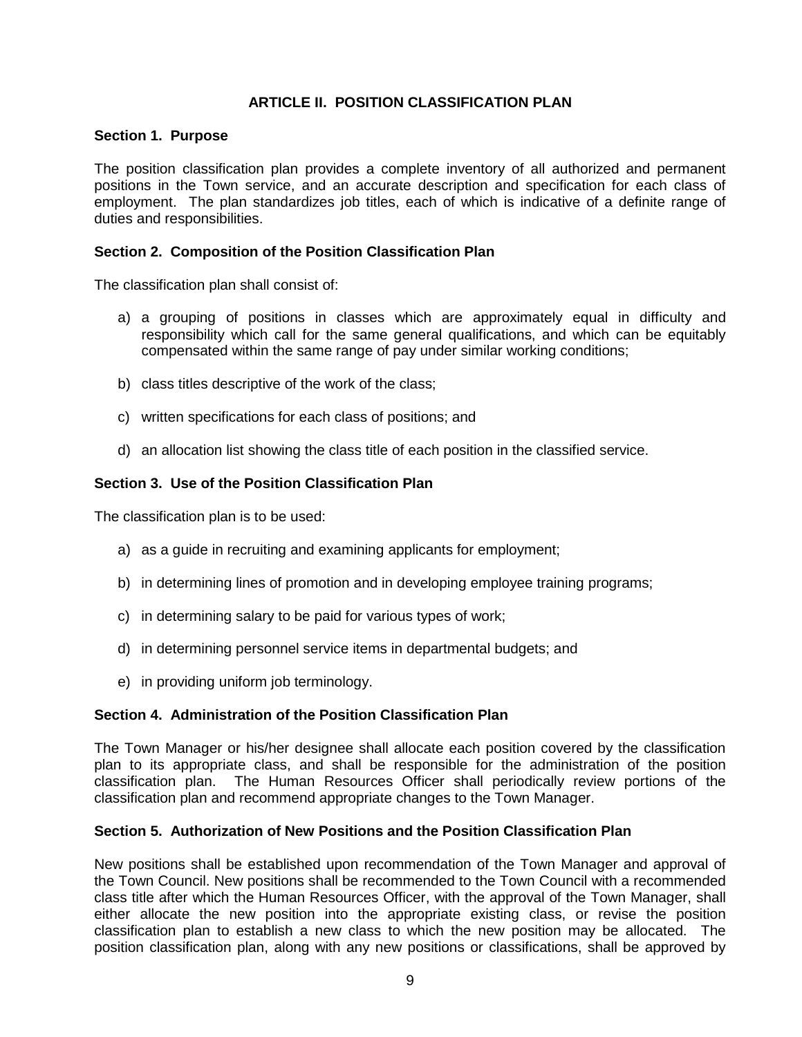## ARTICLE II. POSITION CLASSIFICATION PLAN

### Section 1. Purpose

The position classification plan provides a complete inventory of all authorized and permanent positions in the Town service, and an accurate description and specification for each class of employment. The plan standardizes job titles, each of which is indicative of a definite range of duties and responsibilities.

### Section 2. Composition of the Position Classification Plan

The classification plan shall consist of:

a) a grouping of positions in classes which are approximately equal in difficulty and responsibility which call for the same general qualifications, and which can be equitably compensated within the same range of pay under similar working conditions;

b) class titles descriptive of the work of the class;

c) written specifications for each class of positions; and

d) an allocation list showing the class title of each position in the classified service.

### Section 3. Use of the Position Classification Plan

The classification plan is to be used:

a) as a guide in recruiting and examining applicants for employment;

b) in determining lines of promotion and in developing employee training programs;

c) in determining salary to be paid for various types of work;

d) in determining personnel service items in departmental budgets; and

e) in providing uniform job terminology.

### Section 4. Administration of the Position Classification Plan

The Town Manager or his/her designee shall allocate each position covered by the classification plan to its appropriate class, and shall be responsible for the administration of the position classification plan. The Human Resources Officer shall periodically review portions of the classification plan and recommend appropriate changes to the Town Manager.

### Section 5. Authorization of New Positions and the Position Classification Plan

New positions shall be established upon recommendation of the Town Manager and approval of the Town Council. New positions shall be recommended to the Town Council with a recommended class title after which the Human Resources Officer, with the approval of the Town Manager, shall either allocate the new position into the appropriate existing class, or revise the position classification plan to establish a new class to which the new position may be allocated. The position classification plan, along with any new positions or classifications, shall be approved by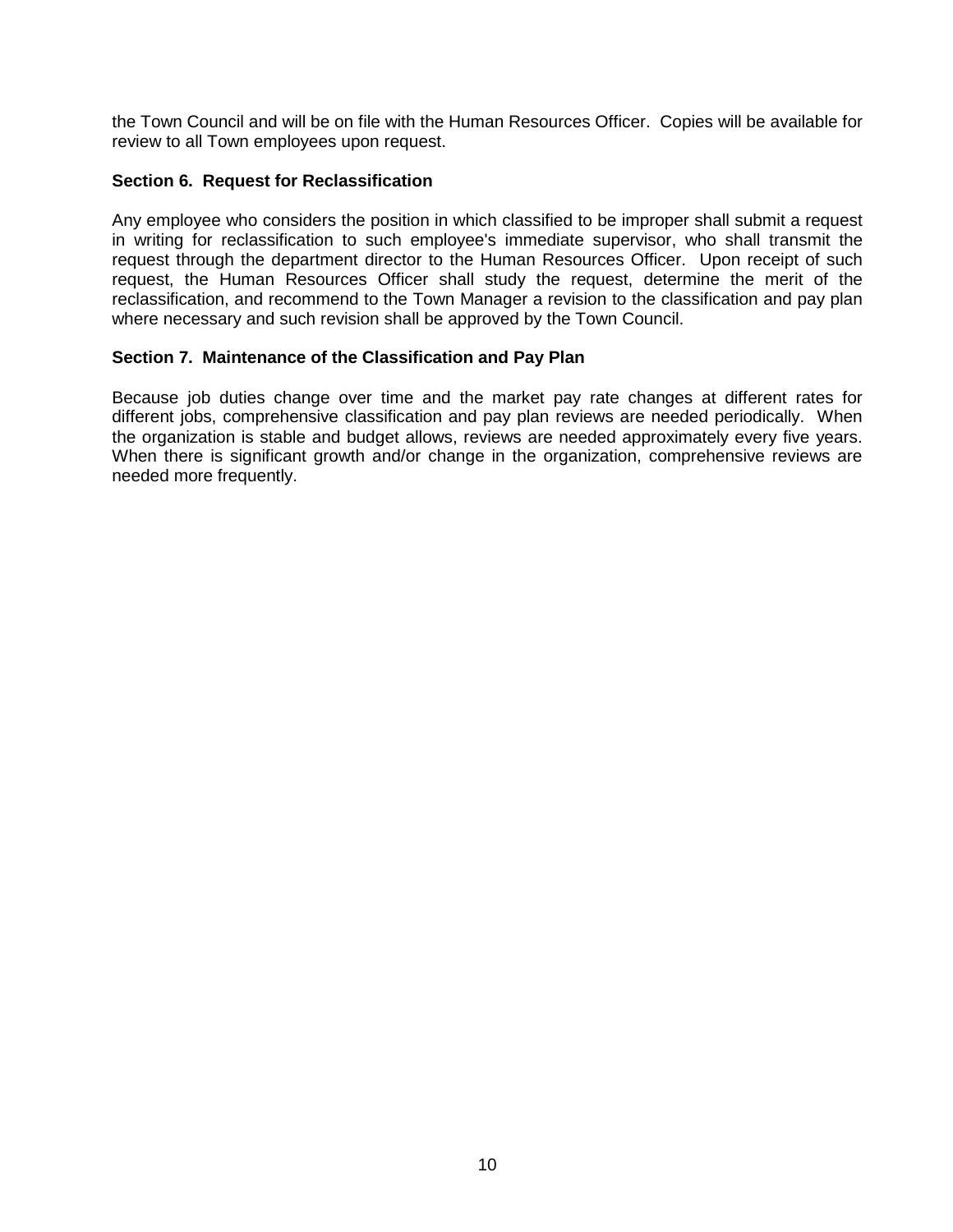the Town Council and will be on file with the Human Resources Officer. Copies will be available for review to all Town employees upon request.

**Section 6. Request for Reclassification**

Any employee who considers the position in which classified to be improper shall submit a request in writing for reclassification to such employee's immediate supervisor, who shall transmit the request through the department director to the Human Resources Officer. Upon receipt of such request, the Human Resources Officer shall study the request, determine the merit of the reclassification, and recommend to the Town Manager a revision to the classification and pay plan where necessary and such revision shall be approved by the Town Council.

**Section 7. Maintenance of the Classification and Pay Plan**

Because job duties change over time and the market pay rate changes at different rates for different jobs, comprehensive classification and pay plan reviews are needed periodically. When the organization is stable and budget allows, reviews are needed approximately every five years. When there is significant growth and/or change in the organization, comprehensive reviews are needed more frequently.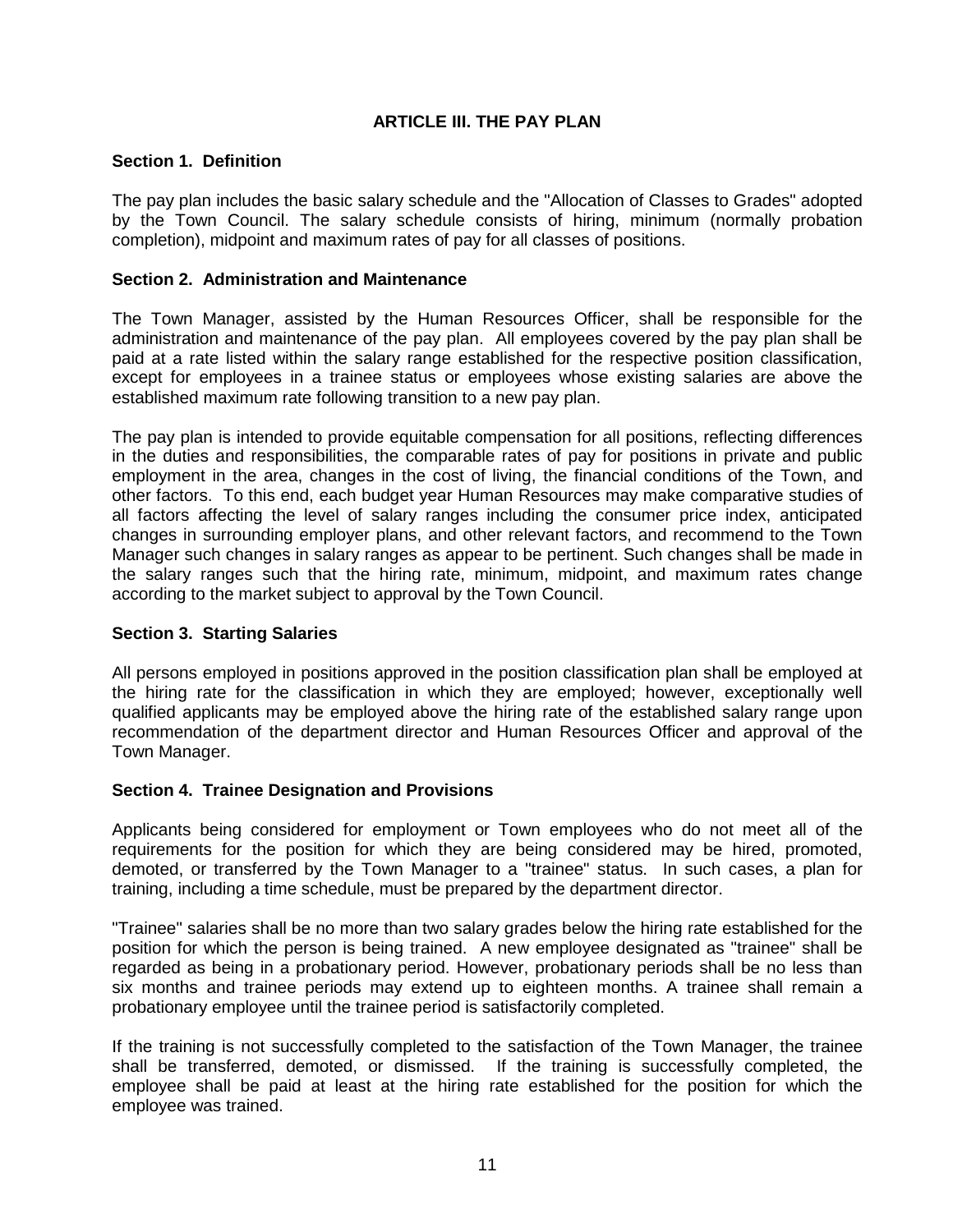# ARTICLE III. THE PAY PLAN

### Section 1. Definition

The pay plan includes the basic salary schedule and the "Allocation of Classes to Grades" adopted by the Town Council. The salary schedule consists of hiring, minimum (normally probation completion), midpoint and maximum rates of pay for all classes of positions.

### Section 2. Administration and Maintenance

The Town Manager, assisted by the Human Resources Officer, shall be responsible for the administration and maintenance of the pay plan. All employees covered by the pay plan shall be paid at a rate listed within the salary range established for the respective position classification, except for employees in a trainee status or employees whose existing salaries are above the established maximum rate following transition to a new pay plan.

The pay plan is intended to provide equitable compensation for all positions, reflecting differences in the duties and responsibilities, the comparable rates of pay for positions in private and public employment in the area, changes in the cost of living, the financial conditions of the Town, and other factors. To this end, each budget year Human Resources may make comparative studies of all factors affecting the level of salary ranges including the consumer price index, anticipated changes in surrounding employer plans, and other relevant factors, and recommend to the Town Manager such changes in salary ranges as appear to be pertinent. Such changes shall be made in the salary ranges such that the hiring rate, minimum, midpoint, and maximum rates change according to the market subject to approval by the Town Council.

### Section 3. Starting Salaries

All persons employed in positions approved in the position classification plan shall be employed at the hiring rate for the classification in which they are employed; however, exceptionally well qualified applicants may be employed above the hiring rate of the established salary range upon recommendation of the department director and Human Resources Officer and approval of the Town Manager.

### Section 4. Trainee Designation and Provisions

Applicants being considered for employment or Town employees who do not meet all of the requirements for the position for which they are being considered may be hired, promoted, demoted, or transferred by the Town Manager to a "trainee" status. In such cases, a plan for training, including a time schedule, must be prepared by the department director.

"Trainee" salaries shall be no more than two salary grades below the hiring rate established for the position for which the person is being trained. A new employee designated as "trainee" shall be regarded as being in a probationary period. However, probationary periods shall be no less than six months and trainee periods may extend up to eighteen months. A trainee shall remain a probationary employee until the trainee period is satisfactorily completed.

If the training is not successfully completed to the satisfaction of the Town Manager, the trainee shall be transferred, demoted, or dismissed. If the training is successfully completed, the employee shall be paid at least at the hiring rate established for the position for which the employee was trained.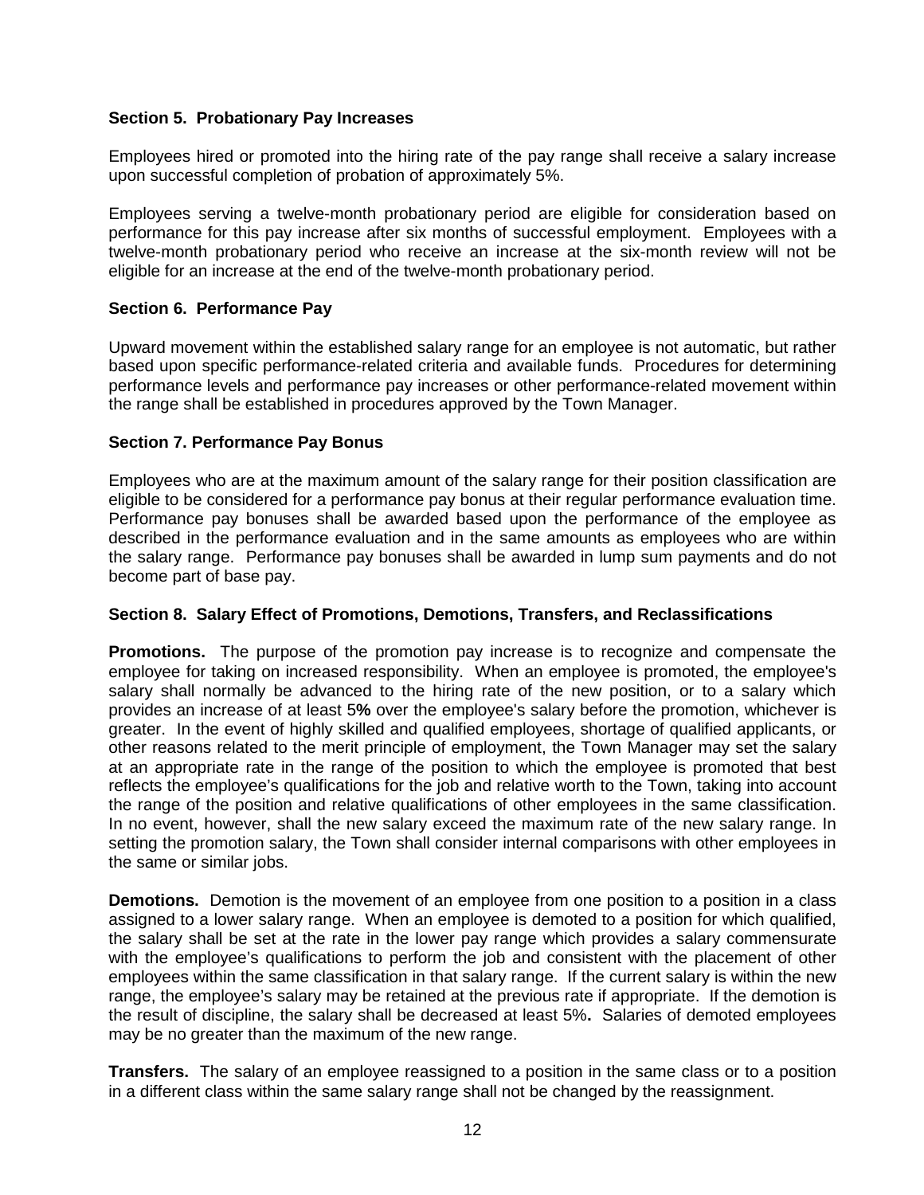### Section 5. Probationary Pay Increases

Employees hired or promoted into the hiring rate of the pay range shall receive a salary increase upon successful completion of probation of approximately 5%.

Employees serving a twelve-month probationary period are eligible for consideration based on performance for this pay increase after six months of successful employment. Employees with a twelve-month probationary period who receive an increase at the six-month review will not be eligible for an increase at the end of the twelve-month probationary period.

### Section 6. Performance Pay

Upward movement within the established salary range for an employee is not automatic, but rather based upon specific performance-related criteria and available funds. Procedures for determining performance levels and performance pay increases or other performance-related movement within the range shall be established in procedures approved by the Town Manager.

### Section 7. Performance Pay Bonus

Employees who are at the maximum amount of the salary range for their position classification are eligible to be considered for a performance pay bonus at their regular performance evaluation time. Performance pay bonuses shall be awarded based upon the performance of the employee as described in the performance evaluation and in the same amounts as employees who are within the salary range. Performance pay bonuses shall be awarded in lump sum payments and do not become part of base pay.

### Section 8. Salary Effect of Promotions, Demotions, Transfers, and Reclassifications

**Promotions.** The purpose of the promotion pay increase is to recognize and compensate the employee for taking on increased responsibility. When an employee is promoted, the employee's salary shall normally be advanced to the hiring rate of the new position, or to a salary which provides an increase of at least 5**%** over the employee's salary before the promotion, whichever is greater. In the event of highly skilled and qualified employees, shortage of qualified applicants, or other reasons related to the merit principle of employment, the Town Manager may set the salary at an appropriate rate in the range of the position to which the employee is promoted that best reflects the employee's qualifications for the job and relative worth to the Town, taking into account the range of the position and relative qualifications of other employees in the same classification. In no event, however, shall the new salary exceed the maximum rate of the new salary range. In setting the promotion salary, the Town shall consider internal comparisons with other employees in the same or similar jobs.

**Demotions.** Demotion is the movement of an employee from one position to a position in a class assigned to a lower salary range. When an employee is demoted to a position for which qualified, the salary shall be set at the rate in the lower pay range which provides a salary commensurate with the employee's qualifications to perform the job and consistent with the placement of other employees within the same classification in that salary range. If the current salary is within the new range, the employee's salary may be retained at the previous rate if appropriate. If the demotion is the result of discipline, the salary shall be decreased at least 5%**.** Salaries of demoted employees may be no greater than the maximum of the new range.

**Transfers.** The salary of an employee reassigned to a position in the same class or to a position in a different class within the same salary range shall not be changed by the reassignment.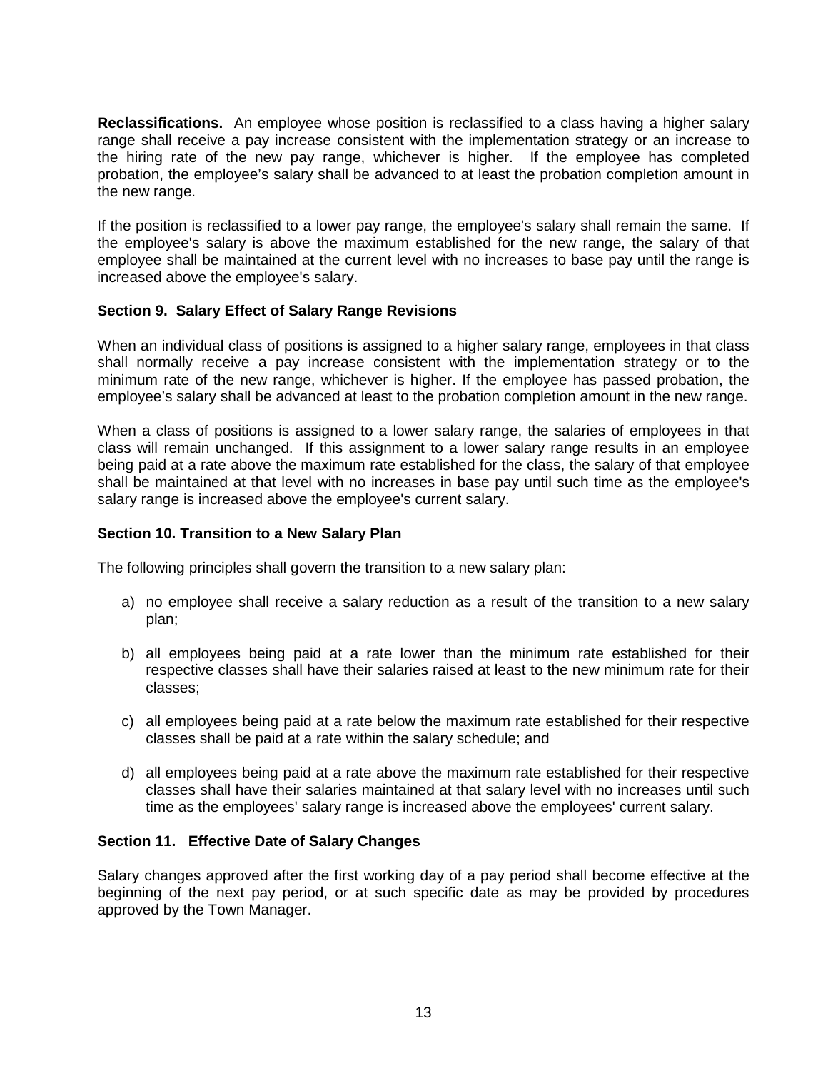**Reclassifications.** An employee whose position is reclassified to a class having a higher salary range shall receive a pay increase consistent with the implementation strategy or an increase to the hiring rate of the new pay range, whichever is higher. If the employee has completed probation, the employee's salary shall be advanced to at least the probation completion amount in the new range.

If the position is reclassified to a lower pay range, the employee's salary shall remain the same. If the employee's salary is above the maximum established for the new range, the salary of that employee shall be maintained at the current level with no increases to base pay until the range is increased above the employee's salary.

### Section 9. Salary Effect of Salary Range Revisions

When an individual class of positions is assigned to a higher salary range, employees in that class shall normally receive a pay increase consistent with the implementation strategy or to the minimum rate of the new range, whichever is higher. If the employee has passed probation, the employee's salary shall be advanced at least to the probation completion amount in the new range.

When a class of positions is assigned to a lower salary range, the salaries of employees in that class will remain unchanged. If this assignment to a lower salary range results in an employee being paid at a rate above the maximum rate established for the class, the salary of that employee shall be maintained at that level with no increases in base pay until such time as the employee's salary range is increased above the employee's current salary.

### Section 10. Transition to a New Salary Plan

The following principles shall govern the transition to a new salary plan:

a) no employee shall receive a salary reduction as a result of the transition to a new salary plan;

b) all employees being paid at a rate lower than the minimum rate established for their respective classes shall have their salaries raised at least to the new minimum rate for their classes;

c) all employees being paid at a rate below the maximum rate established for their respective classes shall be paid at a rate within the salary schedule; and

d) all employees being paid at a rate above the maximum rate established for their respective classes shall have their salaries maintained at that salary level with no increases until such time as the employees' salary range is increased above the employees' current salary.

### Section 11. Effective Date of Salary Changes

Salary changes approved after the first working day of a pay period shall become effective at the beginning of the next pay period, or at such specific date as may be provided by procedures approved by the Town Manager.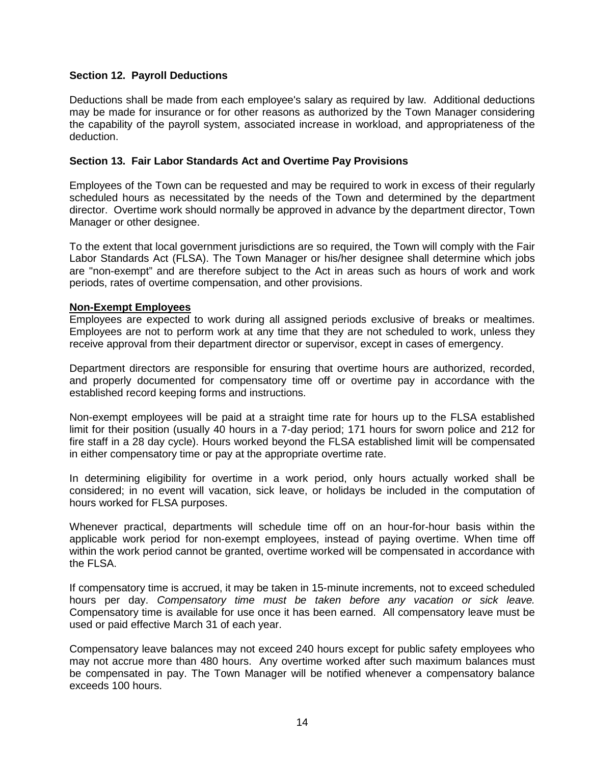### Section 12. Payroll Deductions

Deductions shall be made from each employee's salary as required by law. Additional deductions may be made for insurance or for other reasons as authorized by the Town Manager considering the capability of the payroll system, associated increase in workload, and appropriateness of the deduction.

### Section 13. Fair Labor Standards Act and Overtime Pay Provisions

Employees of the Town can be requested and may be required to work in excess of their regularly scheduled hours as necessitated by the needs of the Town and determined by the department director. Overtime work should normally be approved in advance by the department director, Town Manager or other designee.

To the extent that local government jurisdictions are so required, the Town will comply with the Fair Labor Standards Act (FLSA). The Town Manager or his/her designee shall determine which jobs are "non-exempt" and are therefore subject to the Act in areas such as hours of work and work periods, rates of overtime compensation, and other provisions.

**Non-Exempt Employees**

Employees are expected to work during all assigned periods exclusive of breaks or mealtimes. Employees are not to perform work at any time that they are not scheduled to work, unless they receive approval from their department director or supervisor, except in cases of emergency.

Department directors are responsible for ensuring that overtime hours are authorized, recorded, and properly documented for compensatory time off or overtime pay in accordance with the established record keeping forms and instructions.

Non-exempt employees will be paid at a straight time rate for hours up to the FLSA established limit for their position (usually 40 hours in a 7-day period; 171 hours for sworn police and 212 for fire staff in a 28 day cycle). Hours worked beyond the FLSA established limit will be compensated in either compensatory time or pay at the appropriate overtime rate.

In determining eligibility for overtime in a work period, only hours actually worked shall be considered; in no event will vacation, sick leave, or holidays be included in the computation of hours worked for FLSA purposes.

Whenever practical, departments will schedule time off on an hour-for-hour basis within the applicable work period for non-exempt employees, instead of paying overtime. When time off within the work period cannot be granted, overtime worked will be compensated in accordance with the FLSA.

If compensatory time is accrued, it may be taken in 15-minute increments, not to exceed scheduled hours per day. *Compensatory time must be taken before any vacation or sick leave.* Compensatory time is available for use once it has been earned. All compensatory leave must be used or paid effective March 31 of each year.

Compensatory leave balances may not exceed 240 hours except for public safety employees who may not accrue more than 480 hours. Any overtime worked after such maximum balances must be compensated in pay. The Town Manager will be notified whenever a compensatory balance exceeds 100 hours.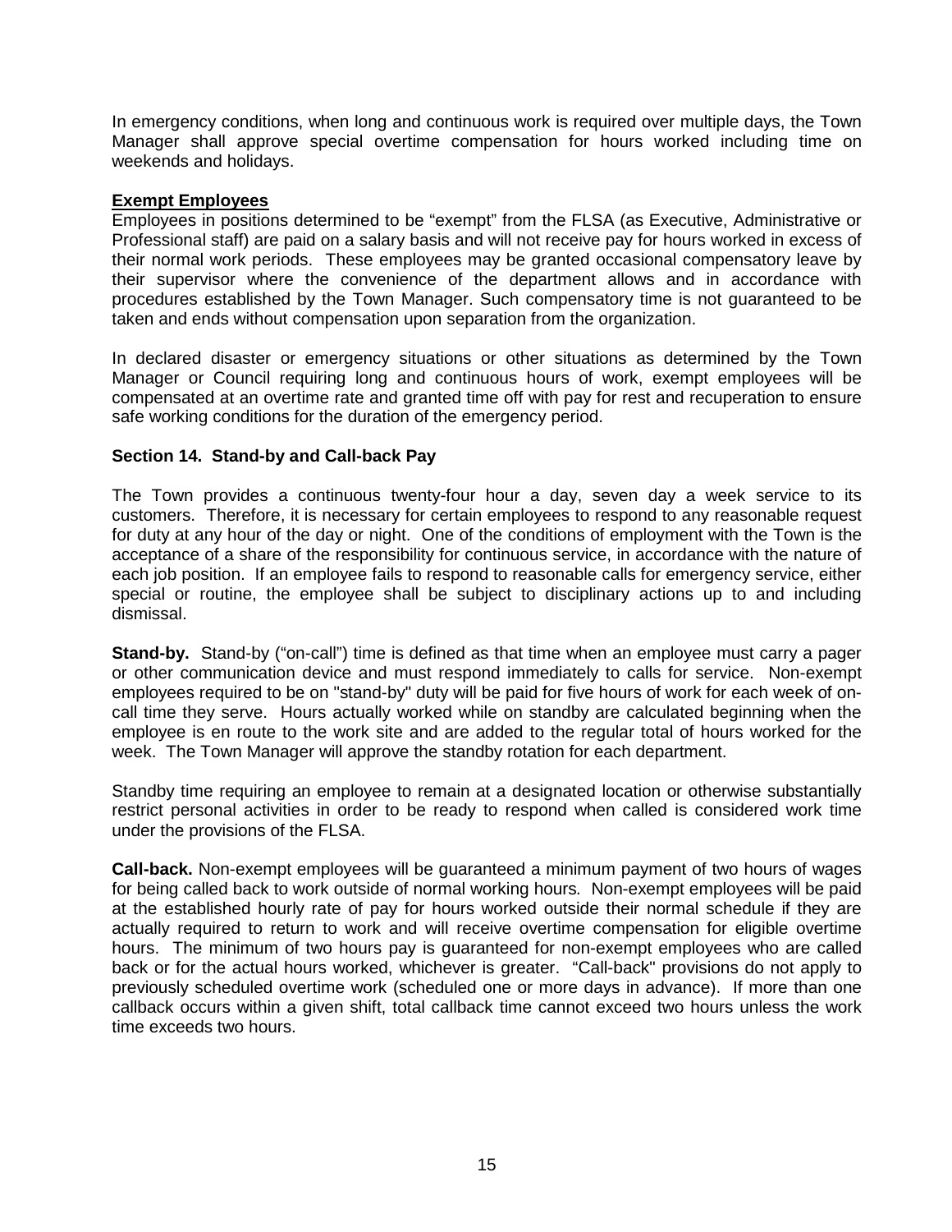In emergency conditions, when long and continuous work is required over multiple days, the Town Manager shall approve special overtime compensation for hours worked including time on weekends and holidays.

**Exempt Employees**

Employees in positions determined to be "exempt" from the FLSA (as Executive, Administrative or Professional staff) are paid on a salary basis and will not receive pay for hours worked in excess of their normal work periods. These employees may be granted occasional compensatory leave by their supervisor where the convenience of the department allows and in accordance with procedures established by the Town Manager. Such compensatory time is not guaranteed to be taken and ends without compensation upon separation from the organization.

In declared disaster or emergency situations or other situations as determined by the Town Manager or Council requiring long and continuous hours of work, exempt employees will be compensated at an overtime rate and granted time off with pay for rest and recuperation to ensure safe working conditions for the duration of the emergency period.

### Section 14. Stand-by and Call-back Pay

The Town provides a continuous twenty-four hour a day, seven day a week service to its customers. Therefore, it is necessary for certain employees to respond to any reasonable request for duty at any hour of the day or night. One of the conditions of employment with the Town is the acceptance of a share of the responsibility for continuous service, in accordance with the nature of each job position. If an employee fails to respond to reasonable calls for emergency service, either special or routine, the employee shall be subject to disciplinary actions up to and including dismissal.

**Stand-by.** Stand-by ("on-call") time is defined as that time when an employee must carry a pager or other communication device and must respond immediately to calls for service. Non-exempt employees required to be on "stand-by" duty will be paid for five hours of work for each week of on-call time they serve. Hours actually worked while on standby are calculated beginning when the employee is en route to the work site and are added to the regular total of hours worked for the week. The Town Manager will approve the standby rotation for each department.

Standby time requiring an employee to remain at a designated location or otherwise substantially restrict personal activities in order to be ready to respond when called is considered work time under the provisions of the FLSA.

**Call-back.** Non-exempt employees will be guaranteed a minimum payment of two hours of wages for being called back to work outside of normal working hours. Non-exempt employees will be paid at the established hourly rate of pay for hours worked outside their normal schedule if they are actually required to return to work and will receive overtime compensation for eligible overtime hours. The minimum of two hours pay is guaranteed for non-exempt employees who are called back or for the actual hours worked, whichever is greater. "Call-back" provisions do not apply to previously scheduled overtime work (scheduled one or more days in advance). If more than one callback occurs within a given shift, total callback time cannot exceed two hours unless the work time exceeds two hours.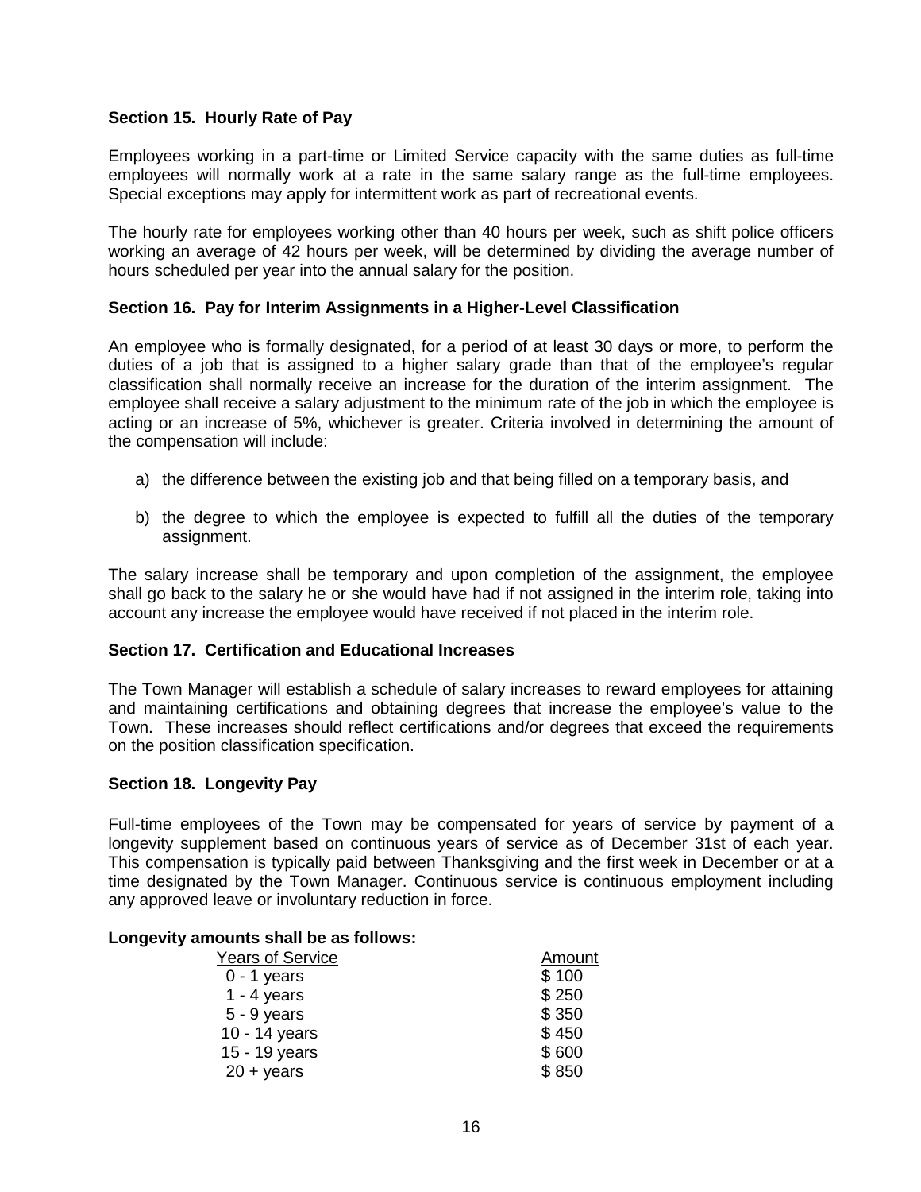### Section 15. Hourly Rate of Pay

Employees working in a part-time or Limited Service capacity with the same duties as full-time employees will normally work at a rate in the same salary range as the full-time employees. Special exceptions may apply for intermittent work as part of recreational events.

The hourly rate for employees working other than 40 hours per week, such as shift police officers working an average of 42 hours per week, will be determined by dividing the average number of hours scheduled per year into the annual salary for the position.

### Section 16. Pay for Interim Assignments in a Higher-Level Classification

An employee who is formally designated, for a period of at least 30 days or more, to perform the duties of a job that is assigned to a higher salary grade than that of the employee's regular classification shall normally receive an increase for the duration of the interim assignment. The employee shall receive a salary adjustment to the minimum rate of the job in which the employee is acting or an increase of 5%, whichever is greater. Criteria involved in determining the amount of the compensation will include:

a) the difference between the existing job and that being filled on a temporary basis, and

b) the degree to which the employee is expected to fulfill all the duties of the temporary assignment.

The salary increase shall be temporary and upon completion of the assignment, the employee shall go back to the salary he or she would have had if not assigned in the interim role, taking into account any increase the employee would have received if not placed in the interim role.

### Section 17. Certification and Educational Increases

The Town Manager will establish a schedule of salary increases to reward employees for attaining and maintaining certifications and obtaining degrees that increase the employee's value to the Town. These increases should reflect certifications and/or degrees that exceed the requirements on the position classification specification.

### Section 18. Longevity Pay

Full-time employees of the Town may be compensated for years of service by payment of a longevity supplement based on continuous years of service as of December 31st of each year. This compensation is typically paid between Thanksgiving and the first week in December or at a time designated by the Town Manager. Continuous service is continuous employment including any approved leave or involuntary reduction in force.

**Longevity amounts shall be as follows:**

| Years of Service | Amount |
|---|---|
| 0 - 1 years | $ 100 |
| 1 - 4 years | $ 250 |
| 5 - 9 years | $ 350 |
| 10 - 14 years | $ 450 |
| 15 - 19 years | $ 600 |
| 20 + years | $ 850 |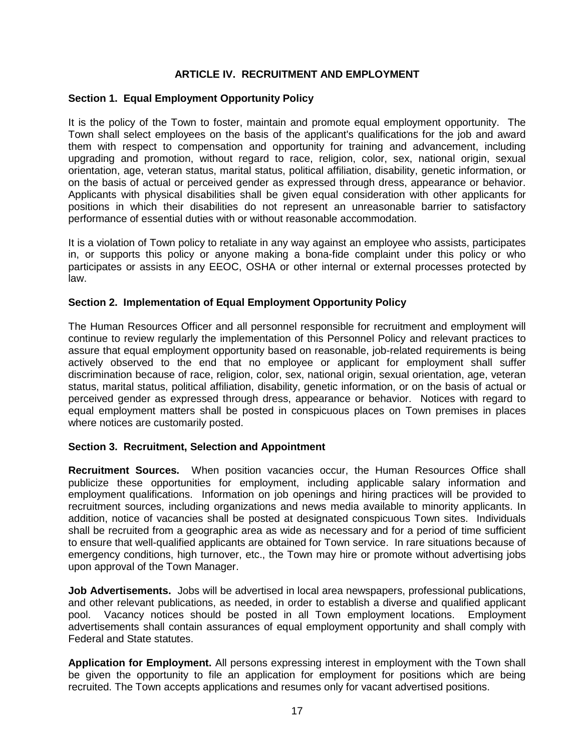## ARTICLE IV. RECRUITMENT AND EMPLOYMENT

### Section 1. Equal Employment Opportunity Policy

It is the policy of the Town to foster, maintain and promote equal employment opportunity. The Town shall select employees on the basis of the applicant's qualifications for the job and award them with respect to compensation and opportunity for training and advancement, including upgrading and promotion, without regard to race, religion, color, sex, national origin, sexual orientation, age, veteran status, marital status, political affiliation, disability, genetic information, or on the basis of actual or perceived gender as expressed through dress, appearance or behavior. Applicants with physical disabilities shall be given equal consideration with other applicants for positions in which their disabilities do not represent an unreasonable barrier to satisfactory performance of essential duties with or without reasonable accommodation.

It is a violation of Town policy to retaliate in any way against an employee who assists, participates in, or supports this policy or anyone making a bona-fide complaint under this policy or who participates or assists in any EEOC, OSHA or other internal or external processes protected by law.

### Section 2. Implementation of Equal Employment Opportunity Policy

The Human Resources Officer and all personnel responsible for recruitment and employment will continue to review regularly the implementation of this Personnel Policy and relevant practices to assure that equal employment opportunity based on reasonable, job-related requirements is being actively observed to the end that no employee or applicant for employment shall suffer discrimination because of race, religion, color, sex, national origin, sexual orientation, age, veteran status, marital status, political affiliation, disability, genetic information, or on the basis of actual or perceived gender as expressed through dress, appearance or behavior. Notices with regard to equal employment matters shall be posted in conspicuous places on Town premises in places where notices are customarily posted.

### Section 3. Recruitment, Selection and Appointment

**Recruitment Sources.** When position vacancies occur, the Human Resources Office shall publicize these opportunities for employment, including applicable salary information and employment qualifications. Information on job openings and hiring practices will be provided to recruitment sources, including organizations and news media available to minority applicants. In addition, notice of vacancies shall be posted at designated conspicuous Town sites. Individuals shall be recruited from a geographic area as wide as necessary and for a period of time sufficient to ensure that well-qualified applicants are obtained for Town service. In rare situations because of emergency conditions, high turnover, etc., the Town may hire or promote without advertising jobs upon approval of the Town Manager.

**Job Advertisements.** Jobs will be advertised in local area newspapers, professional publications, and other relevant publications, as needed, in order to establish a diverse and qualified applicant pool. Vacancy notices should be posted in all Town employment locations. Employment advertisements shall contain assurances of equal employment opportunity and shall comply with Federal and State statutes.

**Application for Employment.** All persons expressing interest in employment with the Town shall be given the opportunity to file an application for employment for positions which are being recruited. The Town accepts applications and resumes only for vacant advertised positions.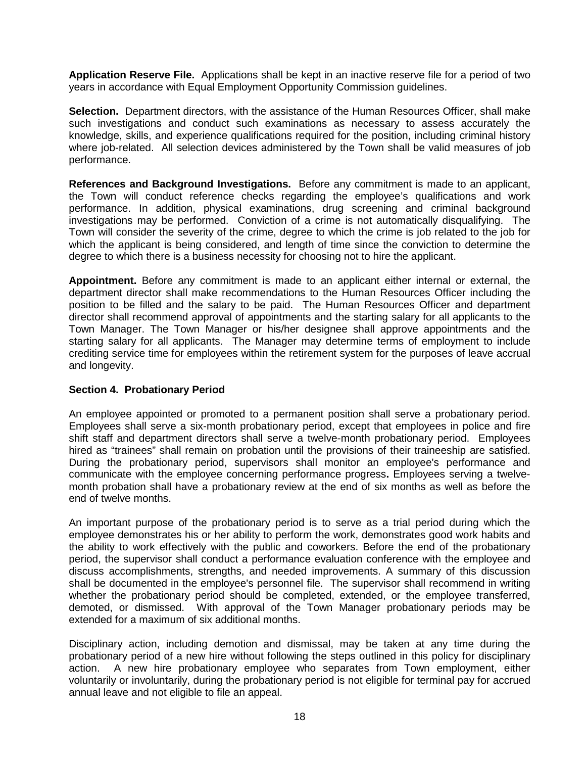**Application Reserve File.** Applications shall be kept in an inactive reserve file for a period of two years in accordance with Equal Employment Opportunity Commission guidelines.

**Selection.** Department directors, with the assistance of the Human Resources Officer, shall make such investigations and conduct such examinations as necessary to assess accurately the knowledge, skills, and experience qualifications required for the position, including criminal history where job-related. All selection devices administered by the Town shall be valid measures of job performance.

**References and Background Investigations.** Before any commitment is made to an applicant, the Town will conduct reference checks regarding the employee's qualifications and work performance. In addition, physical examinations, drug screening and criminal background investigations may be performed. Conviction of a crime is not automatically disqualifying. The Town will consider the severity of the crime, degree to which the crime is job related to the job for which the applicant is being considered, and length of time since the conviction to determine the degree to which there is a business necessity for choosing not to hire the applicant.

**Appointment.** Before any commitment is made to an applicant either internal or external, the department director shall make recommendations to the Human Resources Officer including the position to be filled and the salary to be paid. The Human Resources Officer and department director shall recommend approval of appointments and the starting salary for all applicants to the Town Manager. The Town Manager or his/her designee shall approve appointments and the starting salary for all applicants. The Manager may determine terms of employment to include crediting service time for employees within the retirement system for the purposes of leave accrual and longevity.

### Section 4. Probationary Period

An employee appointed or promoted to a permanent position shall serve a probationary period. Employees shall serve a six-month probationary period, except that employees in police and fire shift staff and department directors shall serve a twelve-month probationary period. Employees hired as "trainees" shall remain on probation until the provisions of their traineeship are satisfied. During the probationary period, supervisors shall monitor an employee's performance and communicate with the employee concerning performance progress**.** Employees serving a twelve-month probation shall have a probationary review at the end of six months as well as before the end of twelve months.

An important purpose of the probationary period is to serve as a trial period during which the employee demonstrates his or her ability to perform the work, demonstrates good work habits and the ability to work effectively with the public and coworkers. Before the end of the probationary period, the supervisor shall conduct a performance evaluation conference with the employee and discuss accomplishments, strengths, and needed improvements. A summary of this discussion shall be documented in the employee's personnel file. The supervisor shall recommend in writing whether the probationary period should be completed, extended, or the employee transferred, demoted, or dismissed. With approval of the Town Manager probationary periods may be extended for a maximum of six additional months.

Disciplinary action, including demotion and dismissal, may be taken at any time during the probationary period of a new hire without following the steps outlined in this policy for disciplinary action. A new hire probationary employee who separates from Town employment, either voluntarily or involuntarily, during the probationary period is not eligible for terminal pay for accrued annual leave and not eligible to file an appeal.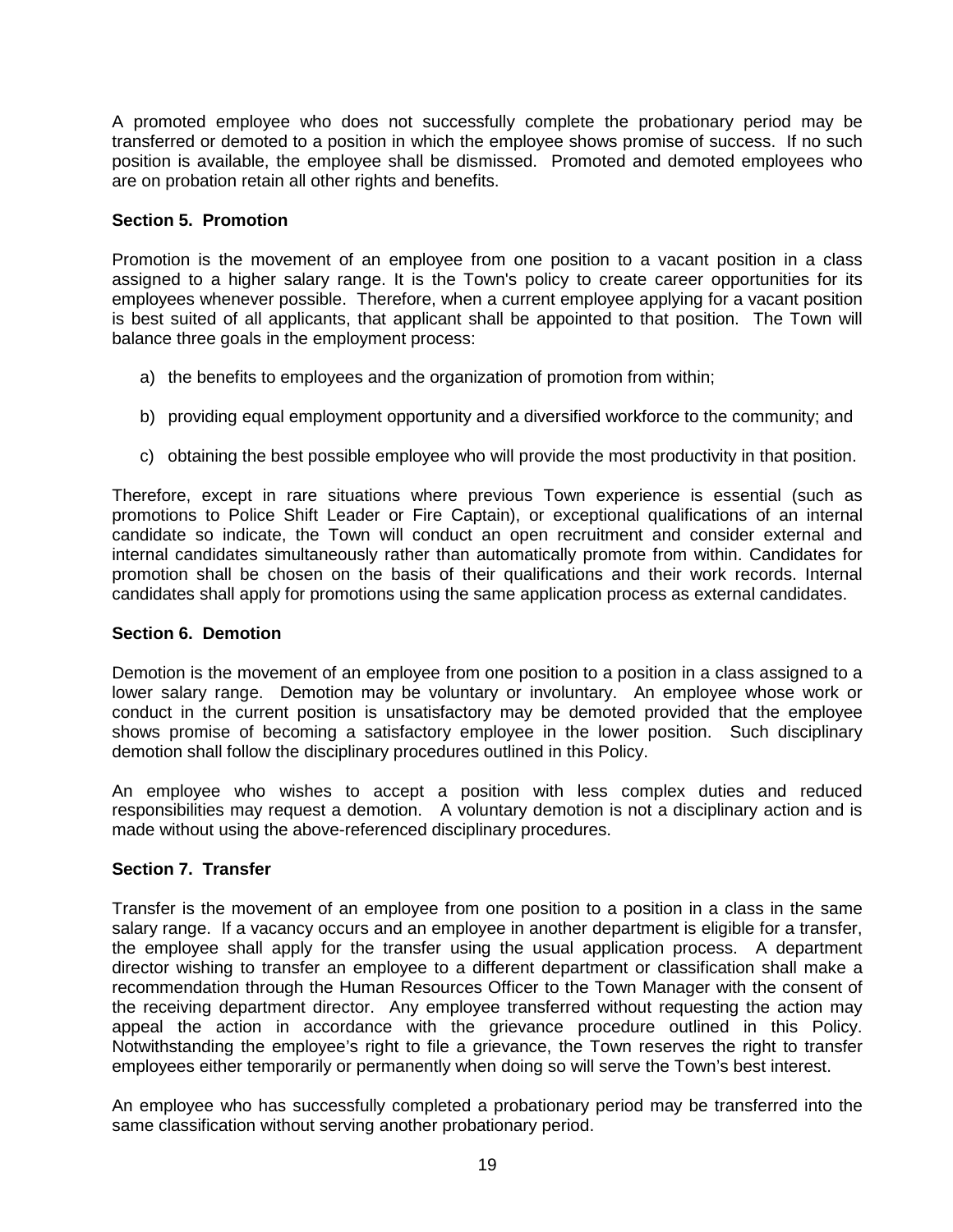A promoted employee who does not successfully complete the probationary period may be transferred or demoted to a position in which the employee shows promise of success. If no such position is available, the employee shall be dismissed. Promoted and demoted employees who are on probation retain all other rights and benefits.

**Section 5. Promotion**

Promotion is the movement of an employee from one position to a vacant position in a class assigned to a higher salary range. It is the Town's policy to create career opportunities for its employees whenever possible. Therefore, when a current employee applying for a vacant position is best suited of all applicants, that applicant shall be appointed to that position. The Town will balance three goals in the employment process:

a) the benefits to employees and the organization of promotion from within;

b) providing equal employment opportunity and a diversified workforce to the community; and

c) obtaining the best possible employee who will provide the most productivity in that position.

Therefore, except in rare situations where previous Town experience is essential (such as promotions to Police Shift Leader or Fire Captain), or exceptional qualifications of an internal candidate so indicate, the Town will conduct an open recruitment and consider external and internal candidates simultaneously rather than automatically promote from within. Candidates for promotion shall be chosen on the basis of their qualifications and their work records. Internal candidates shall apply for promotions using the same application process as external candidates.

**Section 6. Demotion**

Demotion is the movement of an employee from one position to a position in a class assigned to a lower salary range. Demotion may be voluntary or involuntary. An employee whose work or conduct in the current position is unsatisfactory may be demoted provided that the employee shows promise of becoming a satisfactory employee in the lower position. Such disciplinary demotion shall follow the disciplinary procedures outlined in this Policy.

An employee who wishes to accept a position with less complex duties and reduced responsibilities may request a demotion. A voluntary demotion is not a disciplinary action and is made without using the above-referenced disciplinary procedures.

**Section 7. Transfer**

Transfer is the movement of an employee from one position to a position in a class in the same salary range. If a vacancy occurs and an employee in another department is eligible for a transfer, the employee shall apply for the transfer using the usual application process. A department director wishing to transfer an employee to a different department or classification shall make a recommendation through the Human Resources Officer to the Town Manager with the consent of the receiving department director. Any employee transferred without requesting the action may appeal the action in accordance with the grievance procedure outlined in this Policy. Notwithstanding the employee's right to file a grievance, the Town reserves the right to transfer employees either temporarily or permanently when doing so will serve the Town's best interest.

An employee who has successfully completed a probationary period may be transferred into the same classification without serving another probationary period.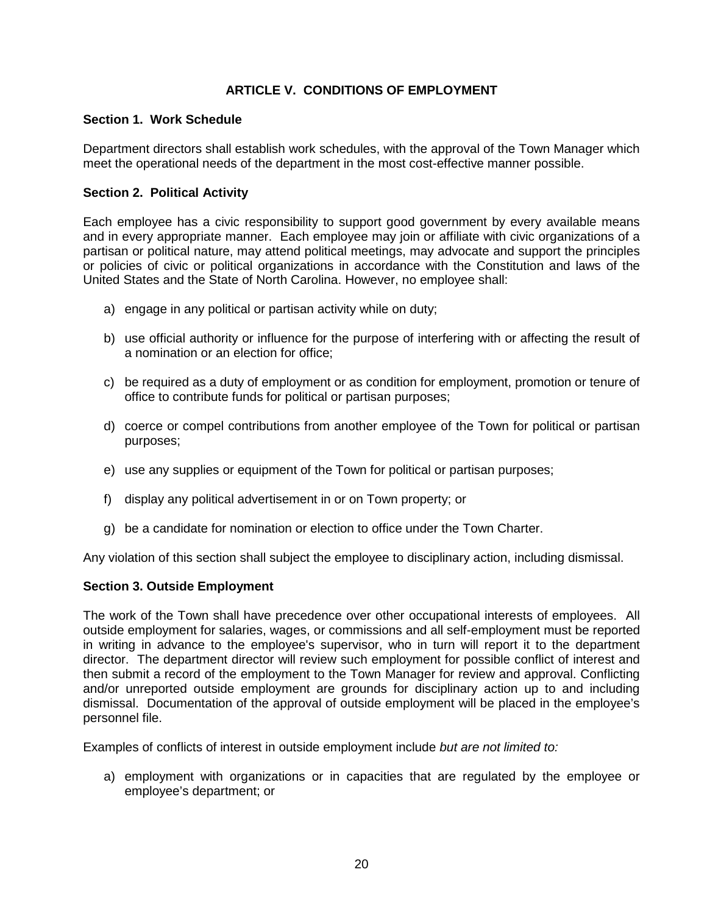# ARTICLE V. CONDITIONS OF EMPLOYMENT

## Section 1. Work Schedule

Department directors shall establish work schedules, with the approval of the Town Manager which meet the operational needs of the department in the most cost-effective manner possible.

## Section 2. Political Activity

Each employee has a civic responsibility to support good government by every available means and in every appropriate manner. Each employee may join or affiliate with civic organizations of a partisan or political nature, may attend political meetings, may advocate and support the principles or policies of civic or political organizations in accordance with the Constitution and laws of the United States and the State of North Carolina. However, no employee shall:

a) engage in any political or partisan activity while on duty;

b) use official authority or influence for the purpose of interfering with or affecting the result of a nomination or an election for office;

c) be required as a duty of employment or as condition for employment, promotion or tenure of office to contribute funds for political or partisan purposes;

d) coerce or compel contributions from another employee of the Town for political or partisan purposes;

e) use any supplies or equipment of the Town for political or partisan purposes;

f) display any political advertisement in or on Town property; or

g) be a candidate for nomination or election to office under the Town Charter.

Any violation of this section shall subject the employee to disciplinary action, including dismissal.

## Section 3. Outside Employment

The work of the Town shall have precedence over other occupational interests of employees. All outside employment for salaries, wages, or commissions and all self-employment must be reported in writing in advance to the employee's supervisor, who in turn will report it to the department director. The department director will review such employment for possible conflict of interest and then submit a record of the employment to the Town Manager for review and approval. Conflicting and/or unreported outside employment are grounds for disciplinary action up to and including dismissal. Documentation of the approval of outside employment will be placed in the employee's personnel file.

Examples of conflicts of interest in outside employment include *but are not limited to:*

a) employment with organizations or in capacities that are regulated by the employee or employee's department; or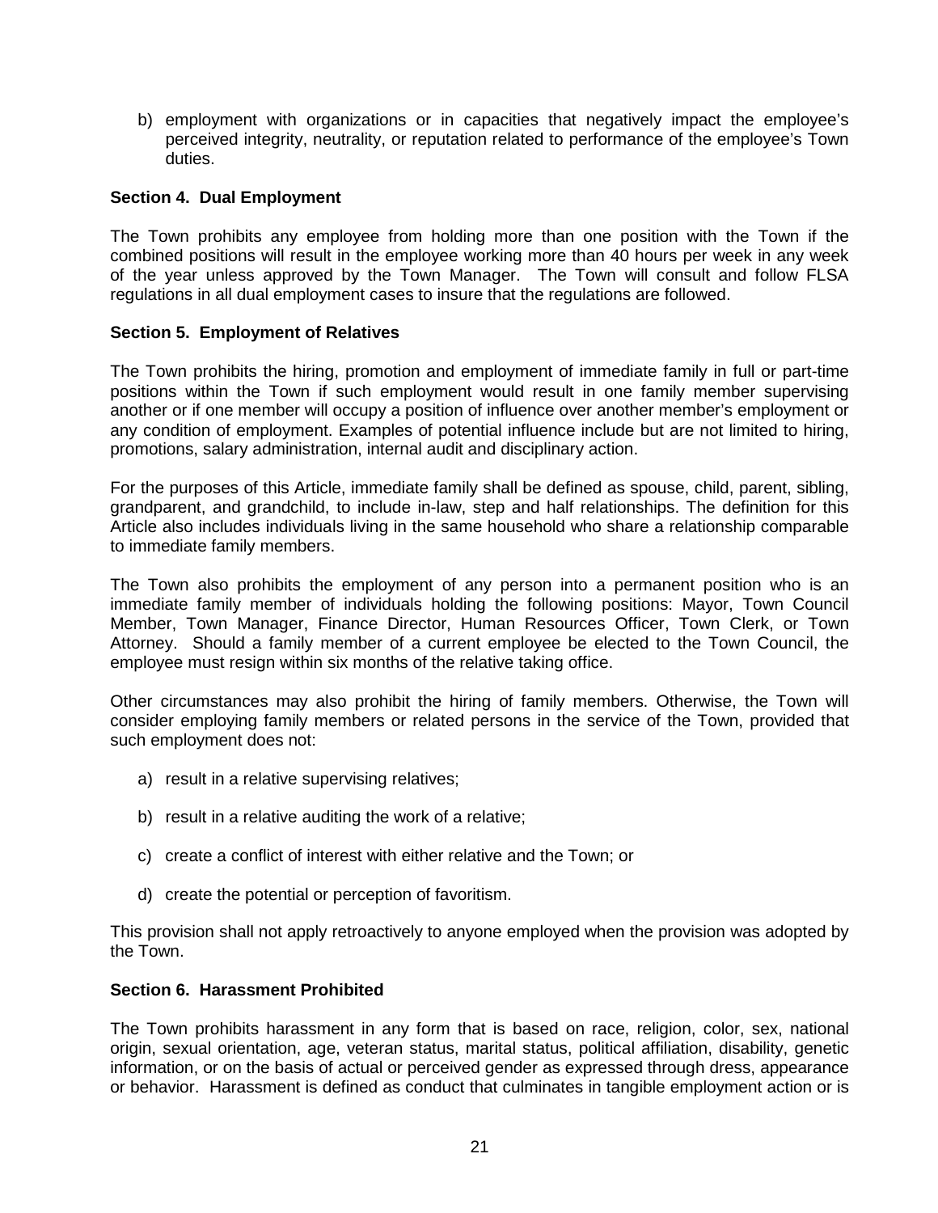b) employment with organizations or in capacities that negatively impact the employee's perceived integrity, neutrality, or reputation related to performance of the employee's Town duties.

**Section 4. Dual Employment**

The Town prohibits any employee from holding more than one position with the Town if the combined positions will result in the employee working more than 40 hours per week in any week of the year unless approved by the Town Manager. The Town will consult and follow FLSA regulations in all dual employment cases to insure that the regulations are followed.

**Section 5. Employment of Relatives**

The Town prohibits the hiring, promotion and employment of immediate family in full or part-time positions within the Town if such employment would result in one family member supervising another or if one member will occupy a position of influence over another member's employment or any condition of employment. Examples of potential influence include but are not limited to hiring, promotions, salary administration, internal audit and disciplinary action.

For the purposes of this Article, immediate family shall be defined as spouse, child, parent, sibling, grandparent, and grandchild, to include in-law, step and half relationships. The definition for this Article also includes individuals living in the same household who share a relationship comparable to immediate family members.

The Town also prohibits the employment of any person into a permanent position who is an immediate family member of individuals holding the following positions: Mayor, Town Council Member, Town Manager, Finance Director, Human Resources Officer, Town Clerk, or Town Attorney. Should a family member of a current employee be elected to the Town Council, the employee must resign within six months of the relative taking office.

Other circumstances may also prohibit the hiring of family members. Otherwise, the Town will consider employing family members or related persons in the service of the Town, provided that such employment does not:

a) result in a relative supervising relatives;

b) result in a relative auditing the work of a relative;

c) create a conflict of interest with either relative and the Town; or

d) create the potential or perception of favoritism.

This provision shall not apply retroactively to anyone employed when the provision was adopted by the Town.

**Section 6. Harassment Prohibited**

The Town prohibits harassment in any form that is based on race, religion, color, sex, national origin, sexual orientation, age, veteran status, marital status, political affiliation, disability, genetic information, or on the basis of actual or perceived gender as expressed through dress, appearance or behavior. Harassment is defined as conduct that culminates in tangible employment action or is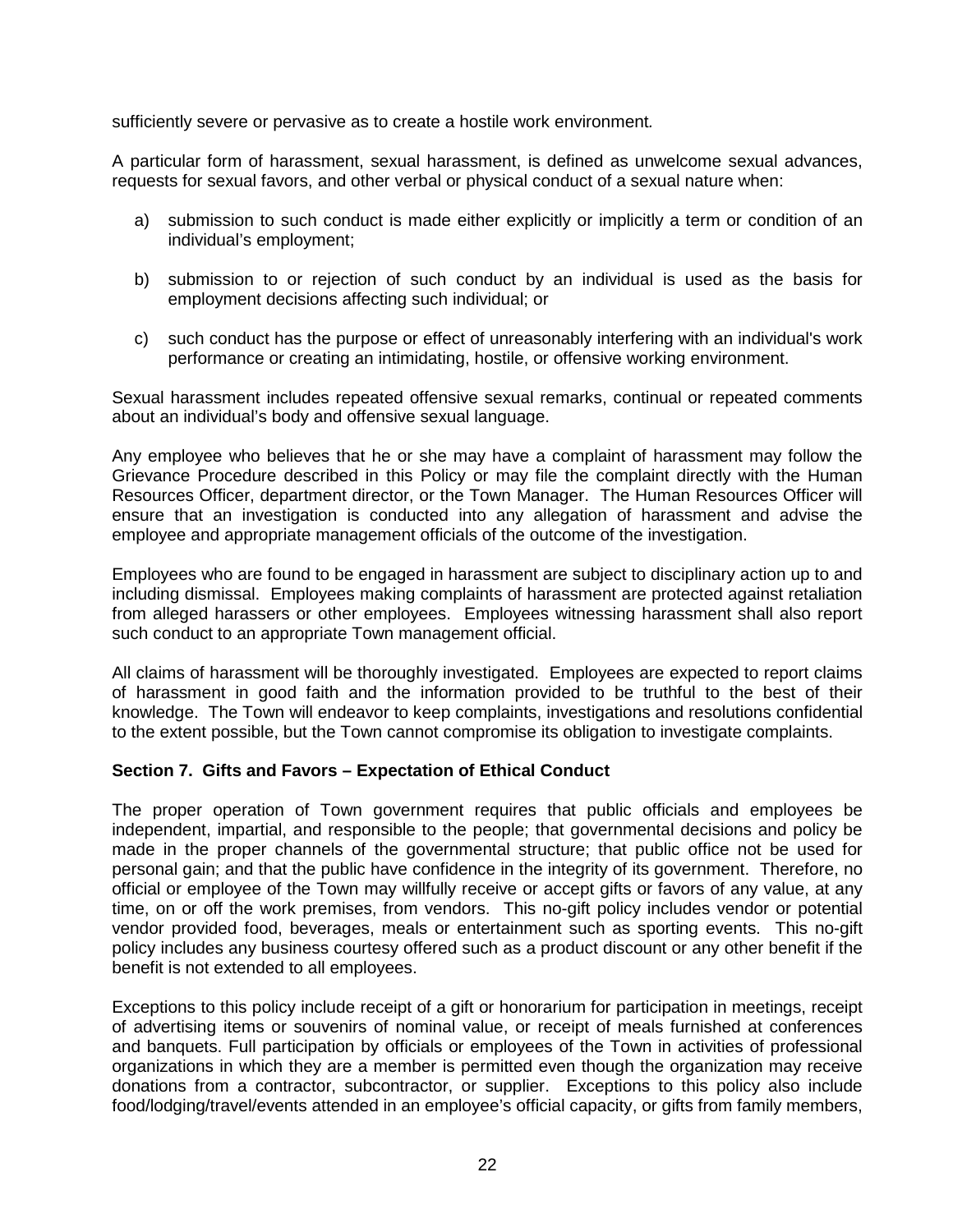sufficiently severe or pervasive as to create a hostile work environment.

A particular form of harassment, sexual harassment, is defined as unwelcome sexual advances, requests for sexual favors, and other verbal or physical conduct of a sexual nature when:

a) submission to such conduct is made either explicitly or implicitly a term or condition of an individual's employment;

b) submission to or rejection of such conduct by an individual is used as the basis for employment decisions affecting such individual; or

c) such conduct has the purpose or effect of unreasonably interfering with an individual's work performance or creating an intimidating, hostile, or offensive working environment.

Sexual harassment includes repeated offensive sexual remarks, continual or repeated comments about an individual's body and offensive sexual language.

Any employee who believes that he or she may have a complaint of harassment may follow the Grievance Procedure described in this Policy or may file the complaint directly with the Human Resources Officer, department director, or the Town Manager. The Human Resources Officer will ensure that an investigation is conducted into any allegation of harassment and advise the employee and appropriate management officials of the outcome of the investigation.

Employees who are found to be engaged in harassment are subject to disciplinary action up to and including dismissal. Employees making complaints of harassment are protected against retaliation from alleged harassers or other employees. Employees witnessing harassment shall also report such conduct to an appropriate Town management official.

All claims of harassment will be thoroughly investigated. Employees are expected to report claims of harassment in good faith and the information provided to be truthful to the best of their knowledge. The Town will endeavor to keep complaints, investigations and resolutions confidential to the extent possible, but the Town cannot compromise its obligation to investigate complaints.

### Section 7. Gifts and Favors – Expectation of Ethical Conduct

The proper operation of Town government requires that public officials and employees be independent, impartial, and responsible to the people; that governmental decisions and policy be made in the proper channels of the governmental structure; that public office not be used for personal gain; and that the public have confidence in the integrity of its government. Therefore, no official or employee of the Town may willfully receive or accept gifts or favors of any value, at any time, on or off the work premises, from vendors. This no-gift policy includes vendor or potential vendor provided food, beverages, meals or entertainment such as sporting events. This no-gift policy includes any business courtesy offered such as a product discount or any other benefit if the benefit is not extended to all employees.

Exceptions to this policy include receipt of a gift or honorarium for participation in meetings, receipt of advertising items or souvenirs of nominal value, or receipt of meals furnished at conferences and banquets. Full participation by officials or employees of the Town in activities of professional organizations in which they are a member is permitted even though the organization may receive donations from a contractor, subcontractor, or supplier. Exceptions to this policy also include food/lodging/travel/events attended in an employee's official capacity, or gifts from family members,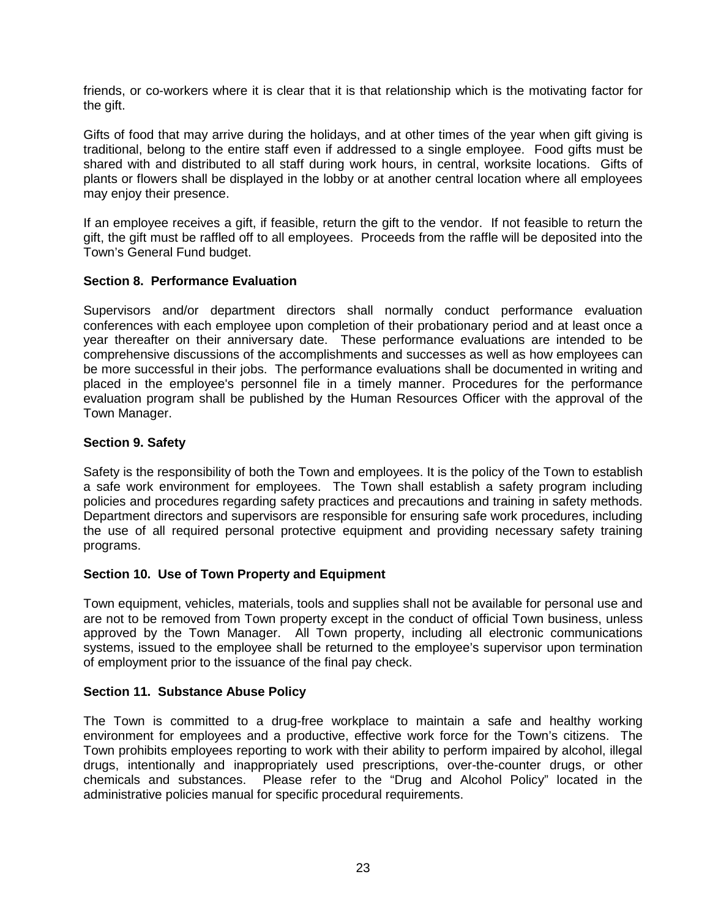friends, or co-workers where it is clear that it is that relationship which is the motivating factor for the gift.

Gifts of food that may arrive during the holidays, and at other times of the year when gift giving is traditional, belong to the entire staff even if addressed to a single employee. Food gifts must be shared with and distributed to all staff during work hours, in central, worksite locations. Gifts of plants or flowers shall be displayed in the lobby or at another central location where all employees may enjoy their presence.

If an employee receives a gift, if feasible, return the gift to the vendor. If not feasible to return the gift, the gift must be raffled off to all employees. Proceeds from the raffle will be deposited into the Town's General Fund budget.

**Section 8. Performance Evaluation**

Supervisors and/or department directors shall normally conduct performance evaluation conferences with each employee upon completion of their probationary period and at least once a year thereafter on their anniversary date. These performance evaluations are intended to be comprehensive discussions of the accomplishments and successes as well as how employees can be more successful in their jobs. The performance evaluations shall be documented in writing and placed in the employee's personnel file in a timely manner. Procedures for the performance evaluation program shall be published by the Human Resources Officer with the approval of the Town Manager.

**Section 9. Safety**

Safety is the responsibility of both the Town and employees. It is the policy of the Town to establish a safe work environment for employees. The Town shall establish a safety program including policies and procedures regarding safety practices and precautions and training in safety methods. Department directors and supervisors are responsible for ensuring safe work procedures, including the use of all required personal protective equipment and providing necessary safety training programs.

**Section 10. Use of Town Property and Equipment**

Town equipment, vehicles, materials, tools and supplies shall not be available for personal use and are not to be removed from Town property except in the conduct of official Town business, unless approved by the Town Manager. All Town property, including all electronic communications systems, issued to the employee shall be returned to the employee's supervisor upon termination of employment prior to the issuance of the final pay check.

**Section 11. Substance Abuse Policy**

The Town is committed to a drug-free workplace to maintain a safe and healthy working environment for employees and a productive, effective work force for the Town's citizens. The Town prohibits employees reporting to work with their ability to perform impaired by alcohol, illegal drugs, intentionally and inappropriately used prescriptions, over-the-counter drugs, or other chemicals and substances. Please refer to the "Drug and Alcohol Policy" located in the administrative policies manual for specific procedural requirements.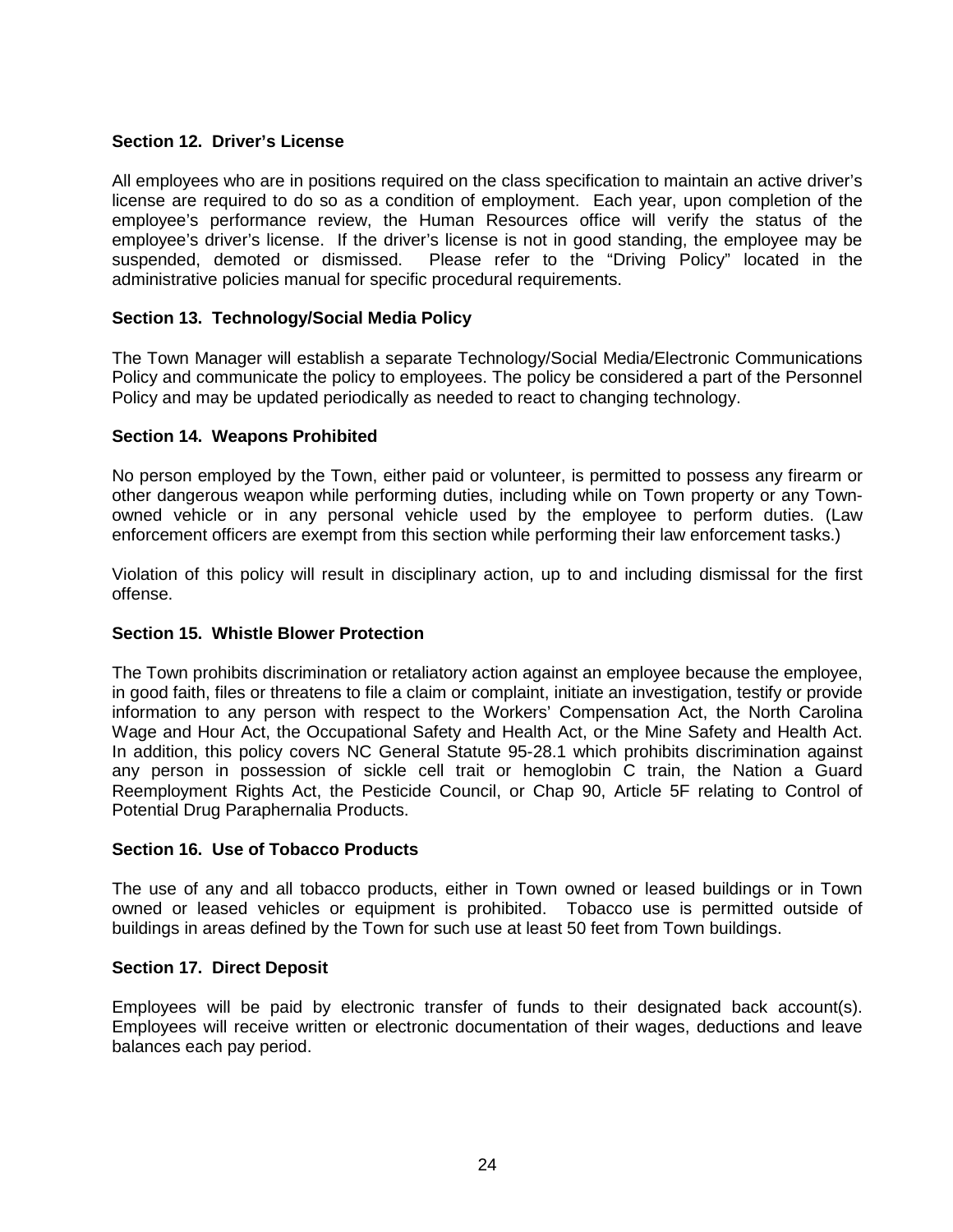### Section 12. Driver's License

All employees who are in positions required on the class specification to maintain an active driver's license are required to do so as a condition of employment. Each year, upon completion of the employee's performance review, the Human Resources office will verify the status of the employee's driver's license. If the driver's license is not in good standing, the employee may be suspended, demoted or dismissed. Please refer to the "Driving Policy" located in the administrative policies manual for specific procedural requirements.

### Section 13. Technology/Social Media Policy

The Town Manager will establish a separate Technology/Social Media/Electronic Communications Policy and communicate the policy to employees. The policy be considered a part of the Personnel Policy and may be updated periodically as needed to react to changing technology.

### Section 14. Weapons Prohibited

No person employed by the Town, either paid or volunteer, is permitted to possess any firearm or other dangerous weapon while performing duties, including while on Town property or any Town-owned vehicle or in any personal vehicle used by the employee to perform duties. (Law enforcement officers are exempt from this section while performing their law enforcement tasks.)

Violation of this policy will result in disciplinary action, up to and including dismissal for the first offense.

### Section 15. Whistle Blower Protection

The Town prohibits discrimination or retaliatory action against an employee because the employee, in good faith, files or threatens to file a claim or complaint, initiate an investigation, testify or provide information to any person with respect to the Workers' Compensation Act, the North Carolina Wage and Hour Act, the Occupational Safety and Health Act, or the Mine Safety and Health Act. In addition, this policy covers NC General Statute 95-28.1 which prohibits discrimination against any person in possession of sickle cell trait or hemoglobin C train, the Nation a Guard Reemployment Rights Act, the Pesticide Council, or Chap 90, Article 5F relating to Control of Potential Drug Paraphernalia Products.

### Section 16. Use of Tobacco Products

The use of any and all tobacco products, either in Town owned or leased buildings or in Town owned or leased vehicles or equipment is prohibited. Tobacco use is permitted outside of buildings in areas defined by the Town for such use at least 50 feet from Town buildings.

### Section 17. Direct Deposit

Employees will be paid by electronic transfer of funds to their designated back account(s). Employees will receive written or electronic documentation of their wages, deductions and leave balances each pay period.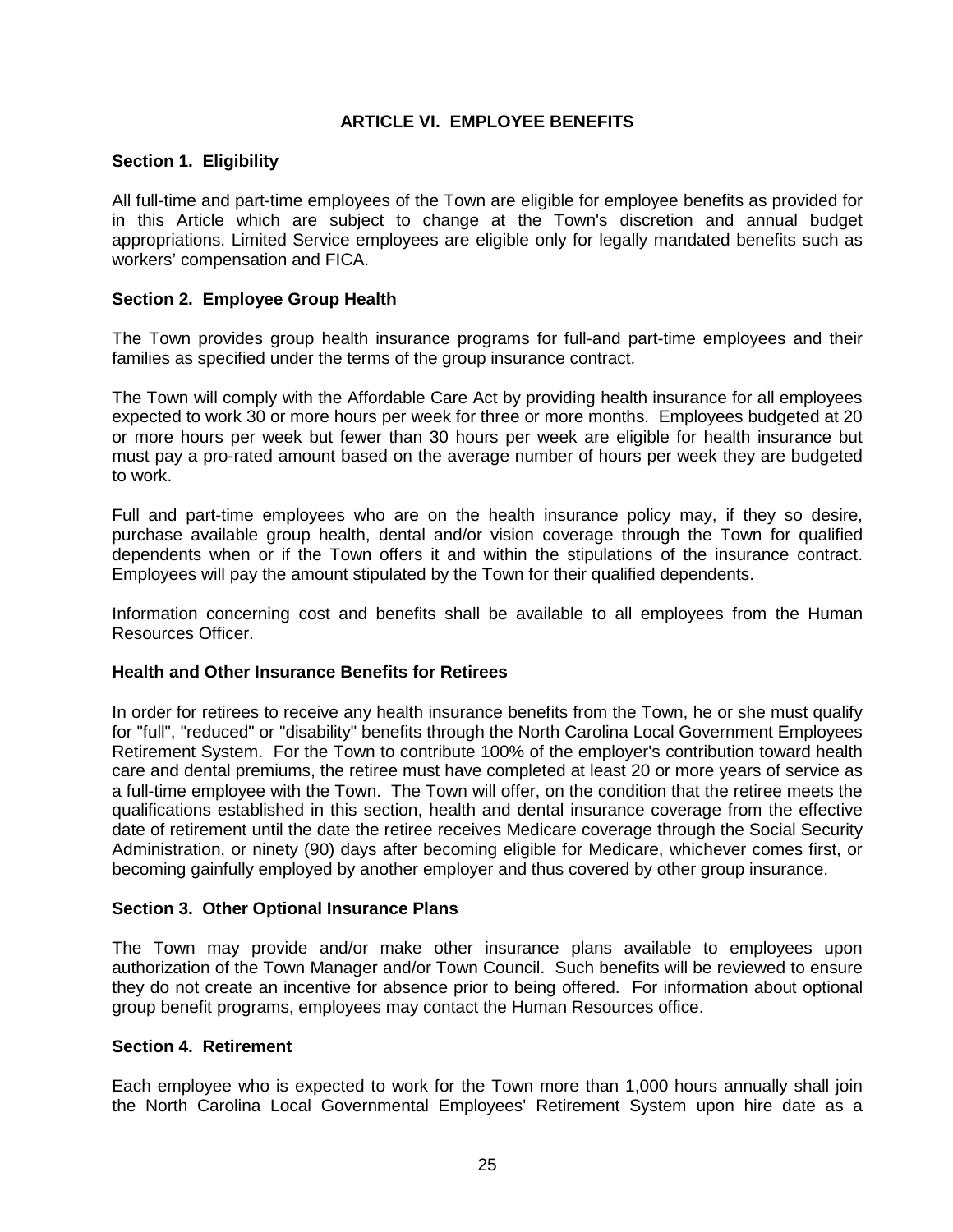# ARTICLE VI. EMPLOYEE BENEFITS

## Section 1. Eligibility

All full-time and part-time employees of the Town are eligible for employee benefits as provided for in this Article which are subject to change at the Town's discretion and annual budget appropriations. Limited Service employees are eligible only for legally mandated benefits such as workers' compensation and FICA.

## Section 2. Employee Group Health

The Town provides group health insurance programs for full-and part-time employees and their families as specified under the terms of the group insurance contract.

The Town will comply with the Affordable Care Act by providing health insurance for all employees expected to work 30 or more hours per week for three or more months. Employees budgeted at 20 or more hours per week but fewer than 30 hours per week are eligible for health insurance but must pay a pro-rated amount based on the average number of hours per week they are budgeted to work.

Full and part-time employees who are on the health insurance policy may, if they so desire, purchase available group health, dental and/or vision coverage through the Town for qualified dependents when or if the Town offers it and within the stipulations of the insurance contract. Employees will pay the amount stipulated by the Town for their qualified dependents.

Information concerning cost and benefits shall be available to all employees from the Human Resources Officer.

### Health and Other Insurance Benefits for Retirees

In order for retirees to receive any health insurance benefits from the Town, he or she must qualify for "full", "reduced" or "disability" benefits through the North Carolina Local Government Employees Retirement System. For the Town to contribute 100% of the employer's contribution toward health care and dental premiums, the retiree must have completed at least 20 or more years of service as a full-time employee with the Town. The Town will offer, on the condition that the retiree meets the qualifications established in this section, health and dental insurance coverage from the effective date of retirement until the date the retiree receives Medicare coverage through the Social Security Administration, or ninety (90) days after becoming eligible for Medicare, whichever comes first, or becoming gainfully employed by another employer and thus covered by other group insurance.

## Section 3. Other Optional Insurance Plans

The Town may provide and/or make other insurance plans available to employees upon authorization of the Town Manager and/or Town Council. Such benefits will be reviewed to ensure they do not create an incentive for absence prior to being offered. For information about optional group benefit programs, employees may contact the Human Resources office.

## Section 4. Retirement

Each employee who is expected to work for the Town more than 1,000 hours annually shall join the North Carolina Local Governmental Employees' Retirement System upon hire date as a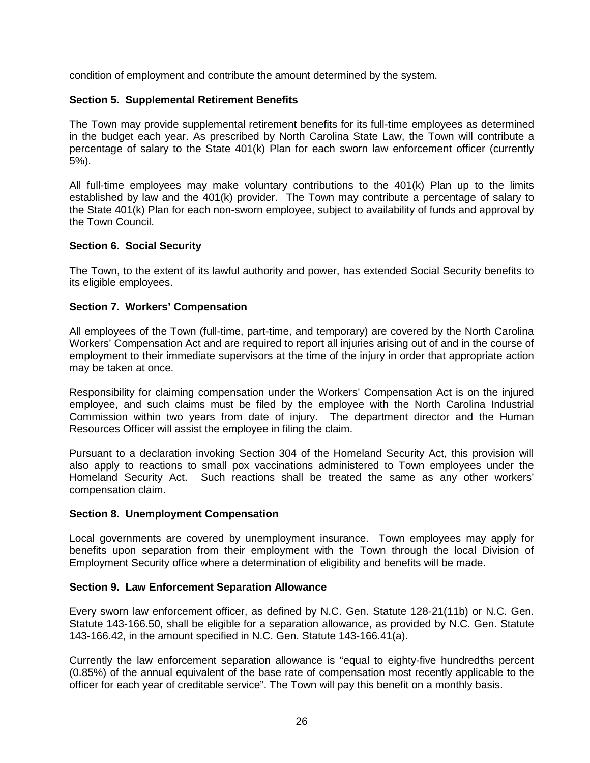condition of employment and contribute the amount determined by the system.

### Section 5. Supplemental Retirement Benefits

The Town may provide supplemental retirement benefits for its full-time employees as determined in the budget each year. As prescribed by North Carolina State Law, the Town will contribute a percentage of salary to the State 401(k) Plan for each sworn law enforcement officer (currently 5%).

All full-time employees may make voluntary contributions to the 401(k) Plan up to the limits established by law and the 401(k) provider. The Town may contribute a percentage of salary to the State 401(k) Plan for each non-sworn employee, subject to availability of funds and approval by the Town Council.

### Section 6. Social Security

The Town, to the extent of its lawful authority and power, has extended Social Security benefits to its eligible employees.

### Section 7. Workers' Compensation

All employees of the Town (full-time, part-time, and temporary) are covered by the North Carolina Workers' Compensation Act and are required to report all injuries arising out of and in the course of employment to their immediate supervisors at the time of the injury in order that appropriate action may be taken at once.

Responsibility for claiming compensation under the Workers' Compensation Act is on the injured employee, and such claims must be filed by the employee with the North Carolina Industrial Commission within two years from date of injury. The department director and the Human Resources Officer will assist the employee in filing the claim.

Pursuant to a declaration invoking Section 304 of the Homeland Security Act, this provision will also apply to reactions to small pox vaccinations administered to Town employees under the Homeland Security Act. Such reactions shall be treated the same as any other workers' compensation claim.

### Section 8. Unemployment Compensation

Local governments are covered by unemployment insurance. Town employees may apply for benefits upon separation from their employment with the Town through the local Division of Employment Security office where a determination of eligibility and benefits will be made.

### Section 9. Law Enforcement Separation Allowance

Every sworn law enforcement officer, as defined by N.C. Gen. Statute 128-21(11b) or N.C. Gen. Statute 143-166.50, shall be eligible for a separation allowance, as provided by N.C. Gen. Statute 143-166.42, in the amount specified in N.C. Gen. Statute 143-166.41(a).

Currently the law enforcement separation allowance is "equal to eighty-five hundredths percent (0.85%) of the annual equivalent of the base rate of compensation most recently applicable to the officer for each year of creditable service". The Town will pay this benefit on a monthly basis.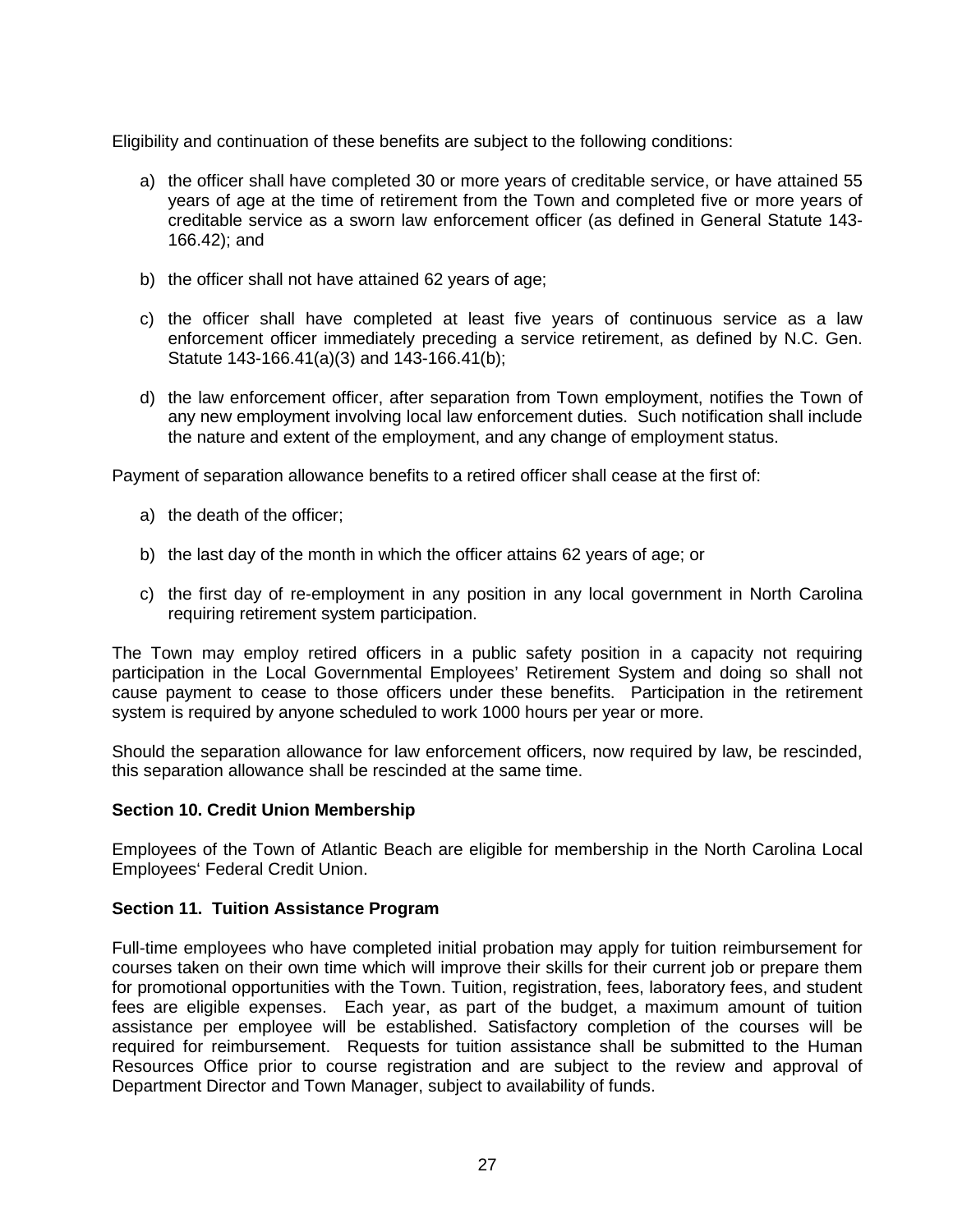Eligibility and continuation of these benefits are subject to the following conditions:

a) the officer shall have completed 30 or more years of creditable service, or have attained 55 years of age at the time of retirement from the Town and completed five or more years of creditable service as a sworn law enforcement officer (as defined in General Statute 143-166.42); and

b) the officer shall not have attained 62 years of age;

c) the officer shall have completed at least five years of continuous service as a law enforcement officer immediately preceding a service retirement, as defined by N.C. Gen. Statute 143-166.41(a)(3) and 143-166.41(b);

d) the law enforcement officer, after separation from Town employment, notifies the Town of any new employment involving local law enforcement duties. Such notification shall include the nature and extent of the employment, and any change of employment status.

Payment of separation allowance benefits to a retired officer shall cease at the first of:

a) the death of the officer;

b) the last day of the month in which the officer attains 62 years of age; or

c) the first day of re-employment in any position in any local government in North Carolina requiring retirement system participation.

The Town may employ retired officers in a public safety position in a capacity not requiring participation in the Local Governmental Employees' Retirement System and doing so shall not cause payment to cease to those officers under these benefits. Participation in the retirement system is required by anyone scheduled to work 1000 hours per year or more.

Should the separation allowance for law enforcement officers, now required by law, be rescinded, this separation allowance shall be rescinded at the same time.

**Section 10. Credit Union Membership**

Employees of the Town of Atlantic Beach are eligible for membership in the North Carolina Local Employees' Federal Credit Union.

**Section 11. Tuition Assistance Program**

Full-time employees who have completed initial probation may apply for tuition reimbursement for courses taken on their own time which will improve their skills for their current job or prepare them for promotional opportunities with the Town. Tuition, registration, fees, laboratory fees, and student fees are eligible expenses. Each year, as part of the budget, a maximum amount of tuition assistance per employee will be established. Satisfactory completion of the courses will be required for reimbursement. Requests for tuition assistance shall be submitted to the Human Resources Office prior to course registration and are subject to the review and approval of Department Director and Town Manager, subject to availability of funds.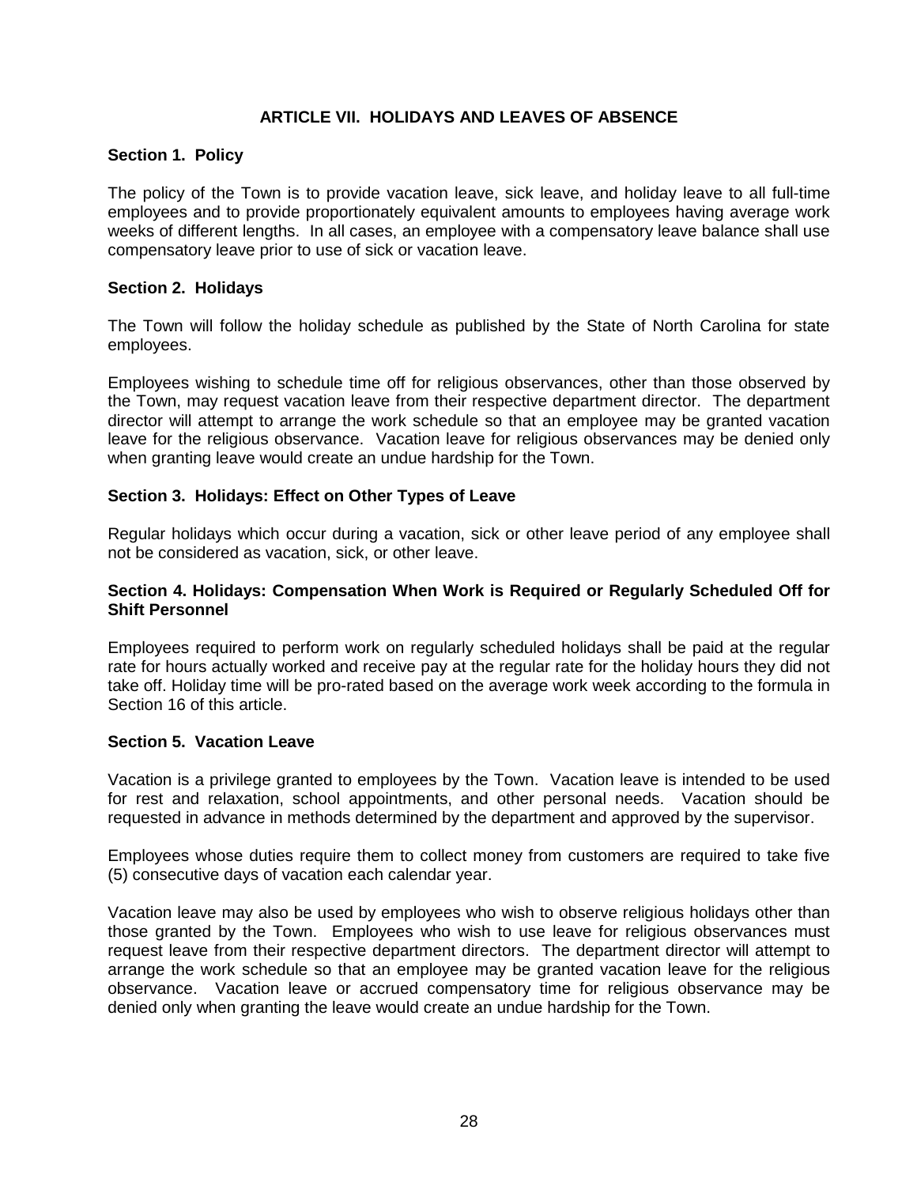# ARTICLE VII. HOLIDAYS AND LEAVES OF ABSENCE

## Section 1. Policy

The policy of the Town is to provide vacation leave, sick leave, and holiday leave to all full-time employees and to provide proportionately equivalent amounts to employees having average work weeks of different lengths. In all cases, an employee with a compensatory leave balance shall use compensatory leave prior to use of sick or vacation leave.

## Section 2. Holidays

The Town will follow the holiday schedule as published by the State of North Carolina for state employees.

Employees wishing to schedule time off for religious observances, other than those observed by the Town, may request vacation leave from their respective department director. The department director will attempt to arrange the work schedule so that an employee may be granted vacation leave for the religious observance. Vacation leave for religious observances may be denied only when granting leave would create an undue hardship for the Town.

## Section 3. Holidays: Effect on Other Types of Leave

Regular holidays which occur during a vacation, sick or other leave period of any employee shall not be considered as vacation, sick, or other leave.

## Section 4. Holidays: Compensation When Work is Required or Regularly Scheduled Off for Shift Personnel

Employees required to perform work on regularly scheduled holidays shall be paid at the regular rate for hours actually worked and receive pay at the regular rate for the holiday hours they did not take off. Holiday time will be pro-rated based on the average work week according to the formula in Section 16 of this article.

## Section 5. Vacation Leave

Vacation is a privilege granted to employees by the Town. Vacation leave is intended to be used for rest and relaxation, school appointments, and other personal needs. Vacation should be requested in advance in methods determined by the department and approved by the supervisor.

Employees whose duties require them to collect money from customers are required to take five (5) consecutive days of vacation each calendar year.

Vacation leave may also be used by employees who wish to observe religious holidays other than those granted by the Town. Employees who wish to use leave for religious observances must request leave from their respective department directors. The department director will attempt to arrange the work schedule so that an employee may be granted vacation leave for the religious observance. Vacation leave or accrued compensatory time for religious observance may be denied only when granting the leave would create an undue hardship for the Town.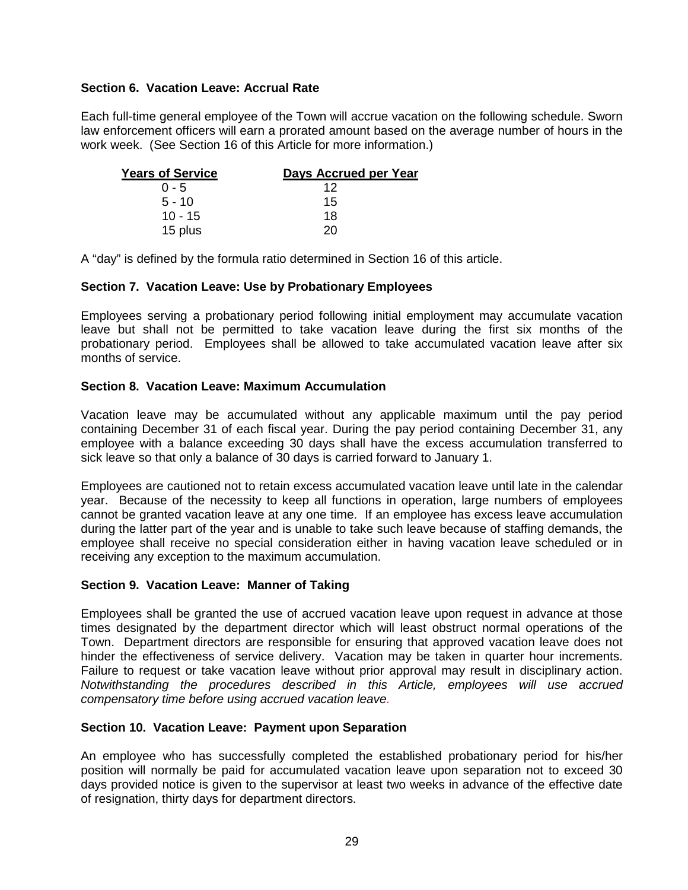### Section 6. Vacation Leave: Accrual Rate

Each full-time general employee of the Town will accrue vacation on the following schedule. Sworn law enforcement officers will earn a prorated amount based on the average number of hours in the work week. (See Section 16 of this Article for more information.)

| Years of Service | Days Accrued per Year |
|---|---|
| 0 - 5 | 12 |
| 5 - 10 | 15 |
| 10 - 15 | 18 |
| 15 plus | 20 |

A "day" is defined by the formula ratio determined in Section 16 of this article.

### Section 7. Vacation Leave: Use by Probationary Employees

Employees serving a probationary period following initial employment may accumulate vacation leave but shall not be permitted to take vacation leave during the first six months of the probationary period. Employees shall be allowed to take accumulated vacation leave after six months of service.

### Section 8. Vacation Leave: Maximum Accumulation

Vacation leave may be accumulated without any applicable maximum until the pay period containing December 31 of each fiscal year. During the pay period containing December 31, any employee with a balance exceeding 30 days shall have the excess accumulation transferred to sick leave so that only a balance of 30 days is carried forward to January 1.

Employees are cautioned not to retain excess accumulated vacation leave until late in the calendar year. Because of the necessity to keep all functions in operation, large numbers of employees cannot be granted vacation leave at any one time. If an employee has excess leave accumulation during the latter part of the year and is unable to take such leave because of staffing demands, the employee shall receive no special consideration either in having vacation leave scheduled or in receiving any exception to the maximum accumulation.

### Section 9. Vacation Leave: Manner of Taking

Employees shall be granted the use of accrued vacation leave upon request in advance at those times designated by the department director which will least obstruct normal operations of the Town. Department directors are responsible for ensuring that approved vacation leave does not hinder the effectiveness of service delivery. Vacation may be taken in quarter hour increments. Failure to request or take vacation leave without prior approval may result in disciplinary action. *Notwithstanding the procedures described in this Article, employees will use accrued compensatory time before using accrued vacation leave.*

### Section 10. Vacation Leave: Payment upon Separation

An employee who has successfully completed the established probationary period for his/her position will normally be paid for accumulated vacation leave upon separation not to exceed 30 days provided notice is given to the supervisor at least two weeks in advance of the effective date of resignation, thirty days for department directors.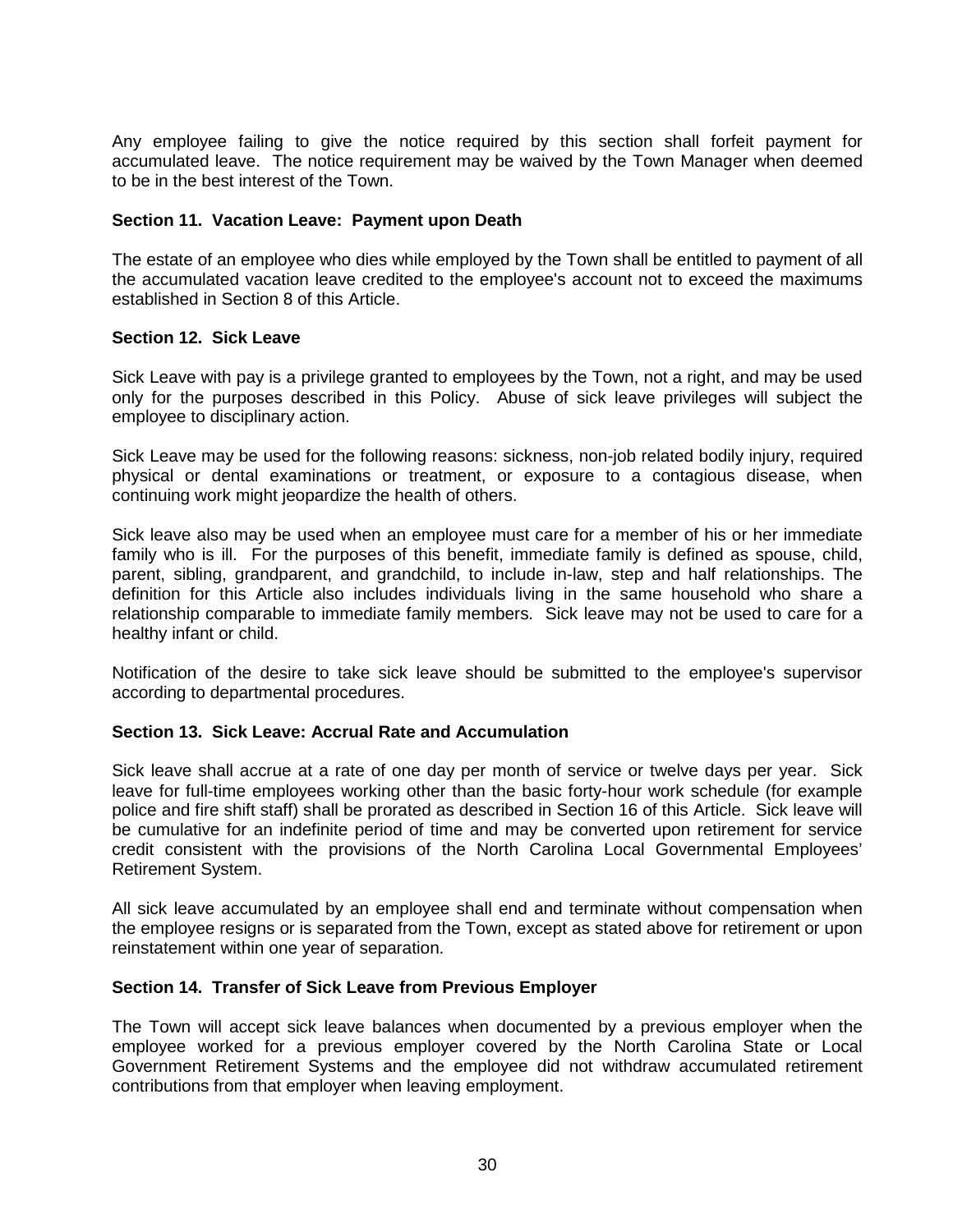Any employee failing to give the notice required by this section shall forfeit payment for accumulated leave. The notice requirement may be waived by the Town Manager when deemed to be in the best interest of the Town.

### Section 11. Vacation Leave: Payment upon Death

The estate of an employee who dies while employed by the Town shall be entitled to payment of all the accumulated vacation leave credited to the employee's account not to exceed the maximums established in Section 8 of this Article.

### Section 12. Sick Leave

Sick Leave with pay is a privilege granted to employees by the Town, not a right, and may be used only for the purposes described in this Policy. Abuse of sick leave privileges will subject the employee to disciplinary action.

Sick Leave may be used for the following reasons: sickness, non-job related bodily injury, required physical or dental examinations or treatment, or exposure to a contagious disease, when continuing work might jeopardize the health of others.

Sick leave also may be used when an employee must care for a member of his or her immediate family who is ill. For the purposes of this benefit, immediate family is defined as spouse, child, parent, sibling, grandparent, and grandchild, to include in-law, step and half relationships. The definition for this Article also includes individuals living in the same household who share a relationship comparable to immediate family members. Sick leave may not be used to care for a healthy infant or child.

Notification of the desire to take sick leave should be submitted to the employee's supervisor according to departmental procedures.

### Section 13. Sick Leave: Accrual Rate and Accumulation

Sick leave shall accrue at a rate of one day per month of service or twelve days per year. Sick leave for full-time employees working other than the basic forty-hour work schedule (for example police and fire shift staff) shall be prorated as described in Section 16 of this Article. Sick leave will be cumulative for an indefinite period of time and may be converted upon retirement for service credit consistent with the provisions of the North Carolina Local Governmental Employees' Retirement System.

All sick leave accumulated by an employee shall end and terminate without compensation when the employee resigns or is separated from the Town, except as stated above for retirement or upon reinstatement within one year of separation.

### Section 14. Transfer of Sick Leave from Previous Employer

The Town will accept sick leave balances when documented by a previous employer when the employee worked for a previous employer covered by the North Carolina State or Local Government Retirement Systems and the employee did not withdraw accumulated retirement contributions from that employer when leaving employment.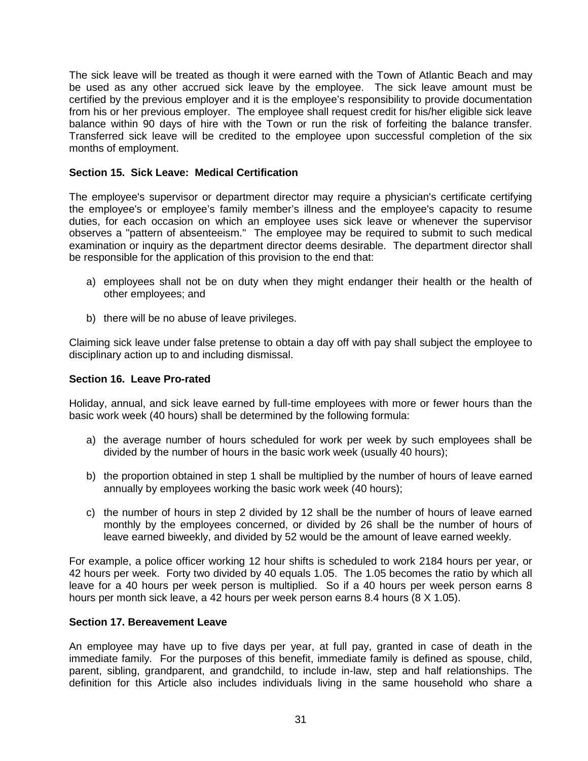The sick leave will be treated as though it were earned with the Town of Atlantic Beach and may be used as any other accrued sick leave by the employee. The sick leave amount must be certified by the previous employer and it is the employee's responsibility to provide documentation from his or her previous employer. The employee shall request credit for his/her eligible sick leave balance within 90 days of hire with the Town or run the risk of forfeiting the balance transfer. Transferred sick leave will be credited to the employee upon successful completion of the six months of employment.

**Section 15. Sick Leave: Medical Certification**

The employee's supervisor or department director may require a physician's certificate certifying the employee's or employee's family member's illness and the employee's capacity to resume duties, for each occasion on which an employee uses sick leave or whenever the supervisor observes a "pattern of absenteeism." The employee may be required to submit to such medical examination or inquiry as the department director deems desirable. The department director shall be responsible for the application of this provision to the end that:

a) employees shall not be on duty when they might endanger their health or the health of other employees; and

b) there will be no abuse of leave privileges.

Claiming sick leave under false pretense to obtain a day off with pay shall subject the employee to disciplinary action up to and including dismissal.

**Section 16. Leave Pro-rated**

Holiday, annual, and sick leave earned by full-time employees with more or fewer hours than the basic work week (40 hours) shall be determined by the following formula:

a) the average number of hours scheduled for work per week by such employees shall be divided by the number of hours in the basic work week (usually 40 hours);

b) the proportion obtained in step 1 shall be multiplied by the number of hours of leave earned annually by employees working the basic work week (40 hours);

c) the number of hours in step 2 divided by 12 shall be the number of hours of leave earned monthly by the employees concerned, or divided by 26 shall be the number of hours of leave earned biweekly, and divided by 52 would be the amount of leave earned weekly.

For example, a police officer working 12 hour shifts is scheduled to work 2184 hours per year, or 42 hours per week. Forty two divided by 40 equals 1.05. The 1.05 becomes the ratio by which all leave for a 40 hours per week person is multiplied. So if a 40 hours per week person earns 8 hours per month sick leave, a 42 hours per week person earns 8.4 hours (8 X 1.05).

**Section 17. Bereavement Leave**

An employee may have up to five days per year, at full pay, granted in case of death in the immediate family. For the purposes of this benefit, immediate family is defined as spouse, child, parent, sibling, grandparent, and grandchild, to include in-law, step and half relationships. The definition for this Article also includes individuals living in the same household who share a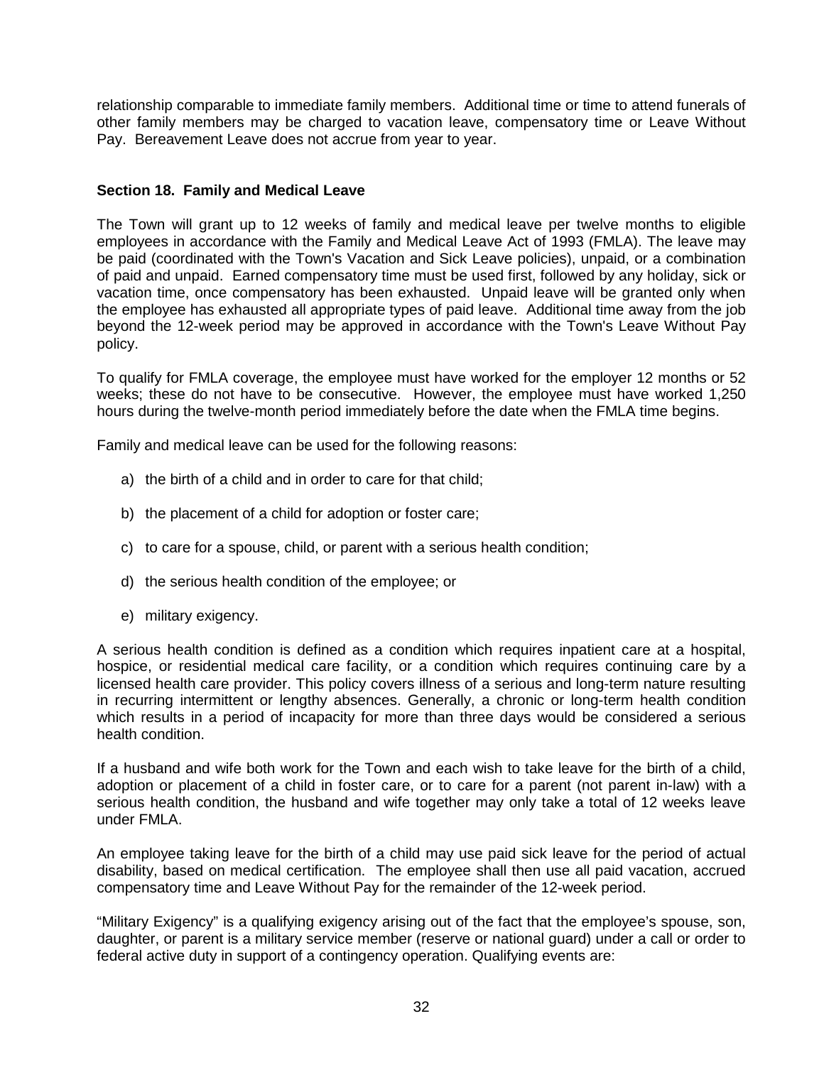relationship comparable to immediate family members. Additional time or time to attend funerals of other family members may be charged to vacation leave, compensatory time or Leave Without Pay. Bereavement Leave does not accrue from year to year.

### Section 18. Family and Medical Leave

The Town will grant up to 12 weeks of family and medical leave per twelve months to eligible employees in accordance with the Family and Medical Leave Act of 1993 (FMLA). The leave may be paid (coordinated with the Town's Vacation and Sick Leave policies), unpaid, or a combination of paid and unpaid. Earned compensatory time must be used first, followed by any holiday, sick or vacation time, once compensatory has been exhausted. Unpaid leave will be granted only when the employee has exhausted all appropriate types of paid leave. Additional time away from the job beyond the 12-week period may be approved in accordance with the Town's Leave Without Pay policy.

To qualify for FMLA coverage, the employee must have worked for the employer 12 months or 52 weeks; these do not have to be consecutive. However, the employee must have worked 1,250 hours during the twelve-month period immediately before the date when the FMLA time begins.

Family and medical leave can be used for the following reasons:

a) the birth of a child and in order to care for that child;

b) the placement of a child for adoption or foster care;

c) to care for a spouse, child, or parent with a serious health condition;

d) the serious health condition of the employee; or

e) military exigency.

A serious health condition is defined as a condition which requires inpatient care at a hospital, hospice, or residential medical care facility, or a condition which requires continuing care by a licensed health care provider. This policy covers illness of a serious and long-term nature resulting in recurring intermittent or lengthy absences. Generally, a chronic or long-term health condition which results in a period of incapacity for more than three days would be considered a serious health condition.

If a husband and wife both work for the Town and each wish to take leave for the birth of a child, adoption or placement of a child in foster care, or to care for a parent (not parent in-law) with a serious health condition, the husband and wife together may only take a total of 12 weeks leave under FMLA.

An employee taking leave for the birth of a child may use paid sick leave for the period of actual disability, based on medical certification. The employee shall then use all paid vacation, accrued compensatory time and Leave Without Pay for the remainder of the 12-week period.

"Military Exigency" is a qualifying exigency arising out of the fact that the employee's spouse, son, daughter, or parent is a military service member (reserve or national guard) under a call or order to federal active duty in support of a contingency operation. Qualifying events are: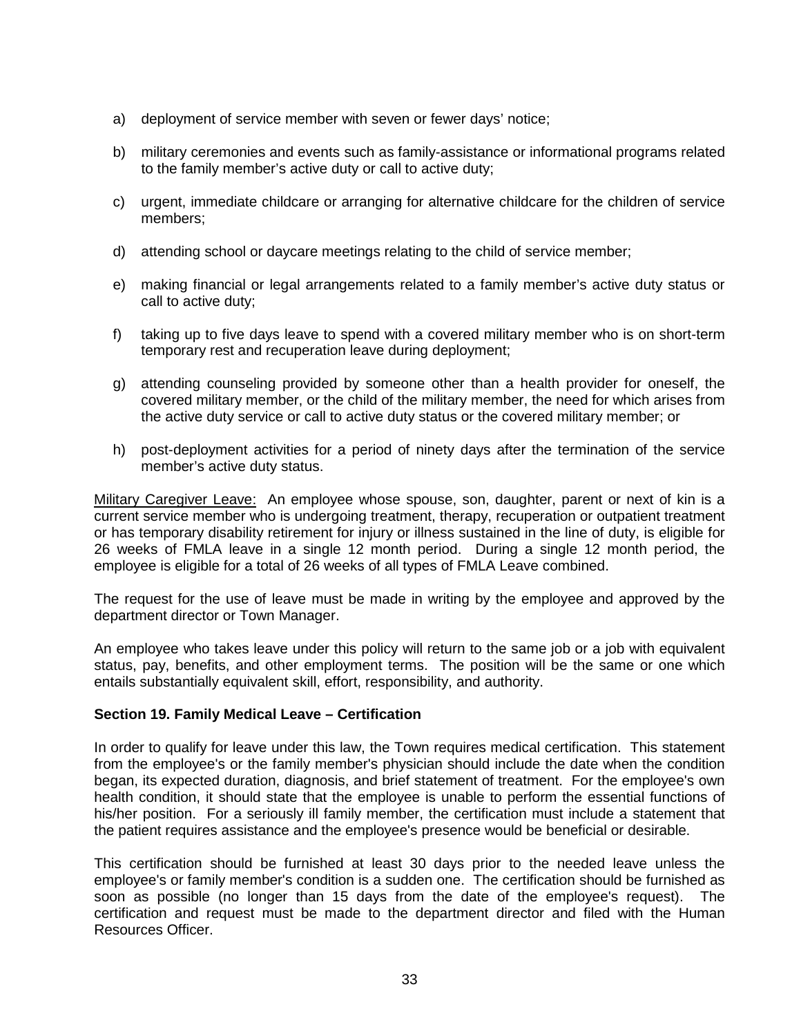a) deployment of service member with seven or fewer days' notice;

b) military ceremonies and events such as family-assistance or informational programs related to the family member's active duty or call to active duty;

c) urgent, immediate childcare or arranging for alternative childcare for the children of service members;

d) attending school or daycare meetings relating to the child of service member;

e) making financial or legal arrangements related to a family member's active duty status or call to active duty;

f) taking up to five days leave to spend with a covered military member who is on short-term temporary rest and recuperation leave during deployment;

g) attending counseling provided by someone other than a health provider for oneself, the covered military member, or the child of the military member, the need for which arises from the active duty service or call to active duty status or the covered military member; or

h) post-deployment activities for a period of ninety days after the termination of the service member's active duty status.

<u>Military Caregiver Leave:</u> An employee whose spouse, son, daughter, parent or next of kin is a current service member who is undergoing treatment, therapy, recuperation or outpatient treatment or has temporary disability retirement for injury or illness sustained in the line of duty, is eligible for 26 weeks of FMLA leave in a single 12 month period. During a single 12 month period, the employee is eligible for a total of 26 weeks of all types of FMLA Leave combined.

The request for the use of leave must be made in writing by the employee and approved by the department director or Town Manager.

An employee who takes leave under this policy will return to the same job or a job with equivalent status, pay, benefits, and other employment terms. The position will be the same or one which entails substantially equivalent skill, effort, responsibility, and authority.

**Section 19. Family Medical Leave – Certification**

In order to qualify for leave under this law, the Town requires medical certification. This statement from the employee's or the family member's physician should include the date when the condition began, its expected duration, diagnosis, and brief statement of treatment. For the employee's own health condition, it should state that the employee is unable to perform the essential functions of his/her position. For a seriously ill family member, the certification must include a statement that the patient requires assistance and the employee's presence would be beneficial or desirable.

This certification should be furnished at least 30 days prior to the needed leave unless the employee's or family member's condition is a sudden one. The certification should be furnished as soon as possible (no longer than 15 days from the date of the employee's request). The certification and request must be made to the department director and filed with the Human Resources Officer.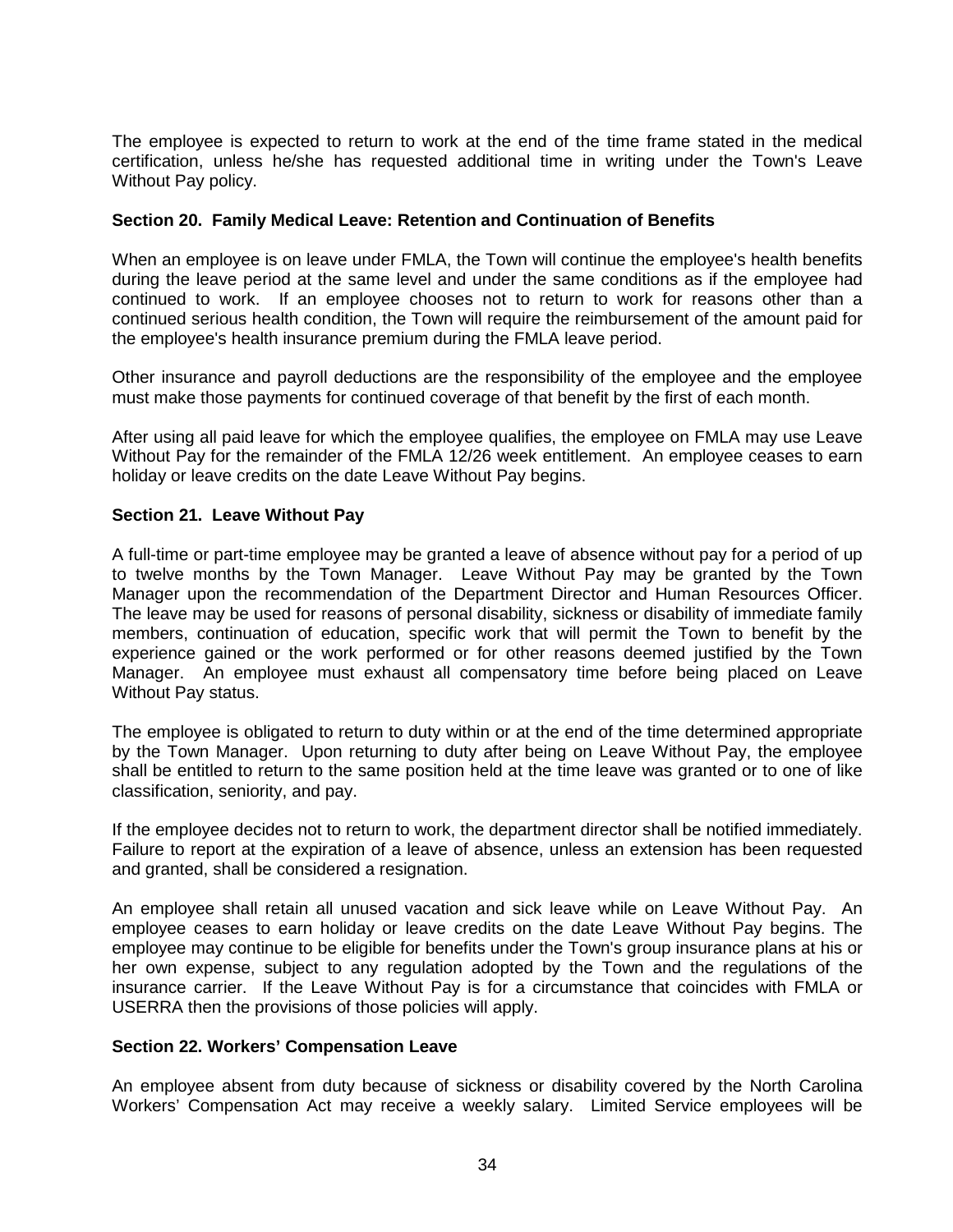The employee is expected to return to work at the end of the time frame stated in the medical certification, unless he/she has requested additional time in writing under the Town's Leave Without Pay policy.

### Section 20. Family Medical Leave: Retention and Continuation of Benefits

When an employee is on leave under FMLA, the Town will continue the employee's health benefits during the leave period at the same level and under the same conditions as if the employee had continued to work. If an employee chooses not to return to work for reasons other than a continued serious health condition, the Town will require the reimbursement of the amount paid for the employee's health insurance premium during the FMLA leave period.

Other insurance and payroll deductions are the responsibility of the employee and the employee must make those payments for continued coverage of that benefit by the first of each month.

After using all paid leave for which the employee qualifies, the employee on FMLA may use Leave Without Pay for the remainder of the FMLA 12/26 week entitlement. An employee ceases to earn holiday or leave credits on the date Leave Without Pay begins.

### Section 21. Leave Without Pay

A full-time or part-time employee may be granted a leave of absence without pay for a period of up to twelve months by the Town Manager. Leave Without Pay may be granted by the Town Manager upon the recommendation of the Department Director and Human Resources Officer. The leave may be used for reasons of personal disability, sickness or disability of immediate family members, continuation of education, specific work that will permit the Town to benefit by the experience gained or the work performed or for other reasons deemed justified by the Town Manager. An employee must exhaust all compensatory time before being placed on Leave Without Pay status.

The employee is obligated to return to duty within or at the end of the time determined appropriate by the Town Manager. Upon returning to duty after being on Leave Without Pay, the employee shall be entitled to return to the same position held at the time leave was granted or to one of like classification, seniority, and pay.

If the employee decides not to return to work, the department director shall be notified immediately. Failure to report at the expiration of a leave of absence, unless an extension has been requested and granted, shall be considered a resignation.

An employee shall retain all unused vacation and sick leave while on Leave Without Pay. An employee ceases to earn holiday or leave credits on the date Leave Without Pay begins. The employee may continue to be eligible for benefits under the Town's group insurance plans at his or her own expense, subject to any regulation adopted by the Town and the regulations of the insurance carrier. If the Leave Without Pay is for a circumstance that coincides with FMLA or USERRA then the provisions of those policies will apply.

### Section 22. Workers' Compensation Leave

An employee absent from duty because of sickness or disability covered by the North Carolina Workers' Compensation Act may receive a weekly salary. Limited Service employees will be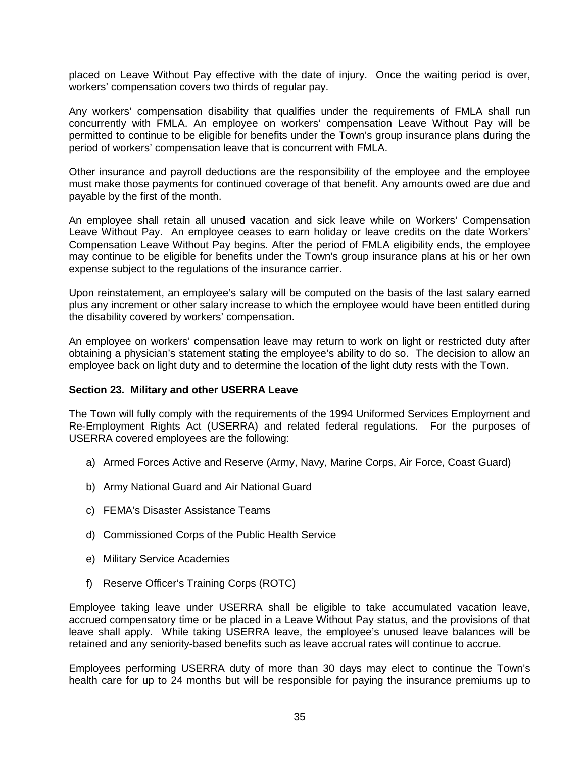placed on Leave Without Pay effective with the date of injury. Once the waiting period is over, workers' compensation covers two thirds of regular pay.

Any workers' compensation disability that qualifies under the requirements of FMLA shall run concurrently with FMLA. An employee on workers' compensation Leave Without Pay will be permitted to continue to be eligible for benefits under the Town's group insurance plans during the period of workers' compensation leave that is concurrent with FMLA.

Other insurance and payroll deductions are the responsibility of the employee and the employee must make those payments for continued coverage of that benefit. Any amounts owed are due and payable by the first of the month.

An employee shall retain all unused vacation and sick leave while on Workers' Compensation Leave Without Pay. An employee ceases to earn holiday or leave credits on the date Workers' Compensation Leave Without Pay begins. After the period of FMLA eligibility ends, the employee may continue to be eligible for benefits under the Town's group insurance plans at his or her own expense subject to the regulations of the insurance carrier.

Upon reinstatement, an employee's salary will be computed on the basis of the last salary earned plus any increment or other salary increase to which the employee would have been entitled during the disability covered by workers' compensation.

An employee on workers' compensation leave may return to work on light or restricted duty after obtaining a physician's statement stating the employee's ability to do so. The decision to allow an employee back on light duty and to determine the location of the light duty rests with the Town.

**Section 23. Military and other USERRA Leave**

The Town will fully comply with the requirements of the 1994 Uniformed Services Employment and Re-Employment Rights Act (USERRA) and related federal regulations. For the purposes of USERRA covered employees are the following:

a) Armed Forces Active and Reserve (Army, Navy, Marine Corps, Air Force, Coast Guard)

b) Army National Guard and Air National Guard

c) FEMA's Disaster Assistance Teams

d) Commissioned Corps of the Public Health Service

e) Military Service Academies

f) Reserve Officer's Training Corps (ROTC)

Employee taking leave under USERRA shall be eligible to take accumulated vacation leave, accrued compensatory time or be placed in a Leave Without Pay status, and the provisions of that leave shall apply. While taking USERRA leave, the employee's unused leave balances will be retained and any seniority-based benefits such as leave accrual rates will continue to accrue.

Employees performing USERRA duty of more than 30 days may elect to continue the Town's health care for up to 24 months but will be responsible for paying the insurance premiums up to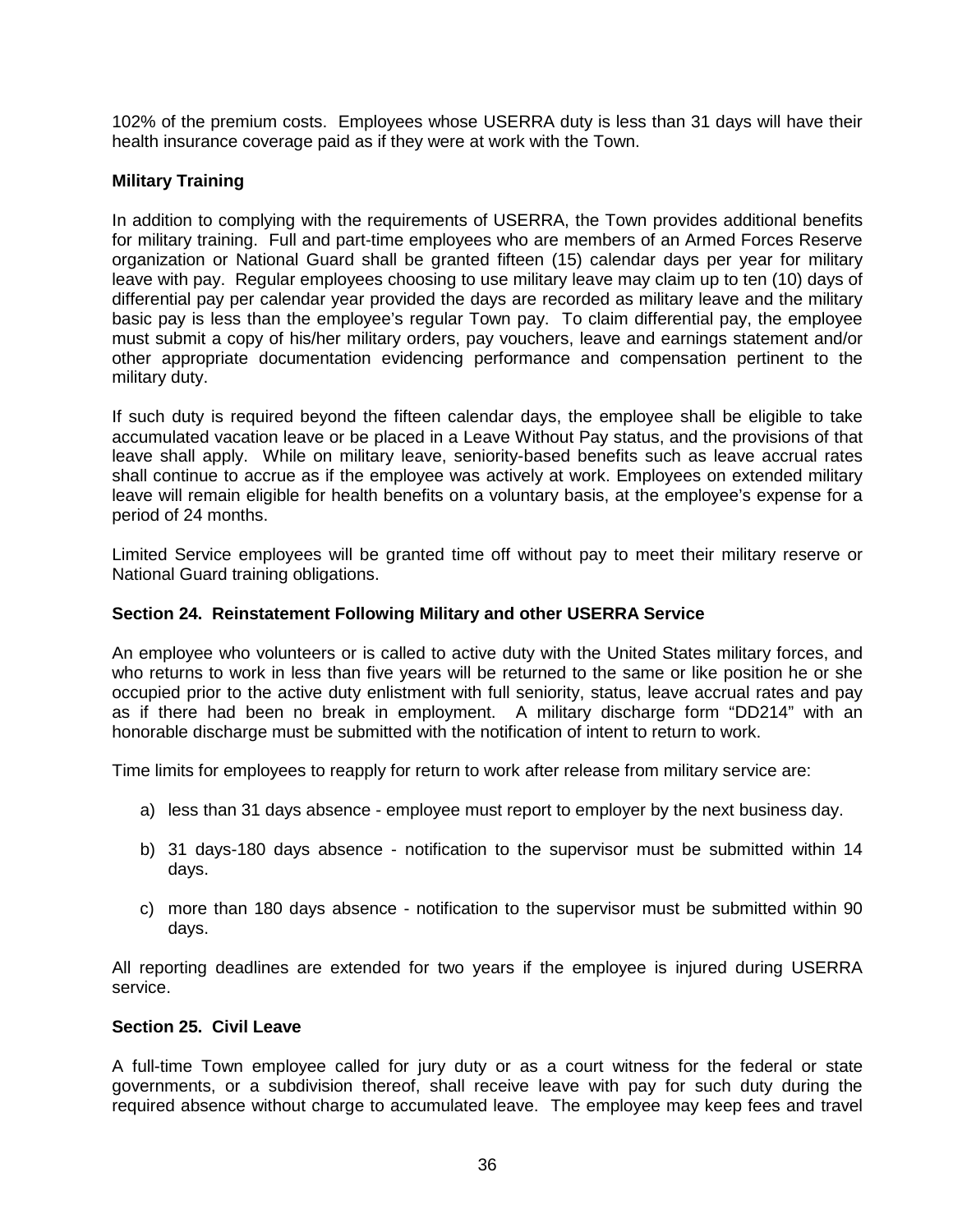102% of the premium costs. Employees whose USERRA duty is less than 31 days will have their health insurance coverage paid as if they were at work with the Town.

**Military Training**

In addition to complying with the requirements of USERRA, the Town provides additional benefits for military training. Full and part-time employees who are members of an Armed Forces Reserve organization or National Guard shall be granted fifteen (15) calendar days per year for military leave with pay. Regular employees choosing to use military leave may claim up to ten (10) days of differential pay per calendar year provided the days are recorded as military leave and the military basic pay is less than the employee's regular Town pay. To claim differential pay, the employee must submit a copy of his/her military orders, pay vouchers, leave and earnings statement and/or other appropriate documentation evidencing performance and compensation pertinent to the military duty.

If such duty is required beyond the fifteen calendar days, the employee shall be eligible to take accumulated vacation leave or be placed in a Leave Without Pay status, and the provisions of that leave shall apply. While on military leave, seniority-based benefits such as leave accrual rates shall continue to accrue as if the employee was actively at work. Employees on extended military leave will remain eligible for health benefits on a voluntary basis, at the employee's expense for a period of 24 months.

Limited Service employees will be granted time off without pay to meet their military reserve or National Guard training obligations.

**Section 24. Reinstatement Following Military and other USERRA Service**

An employee who volunteers or is called to active duty with the United States military forces, and who returns to work in less than five years will be returned to the same or like position he or she occupied prior to the active duty enlistment with full seniority, status, leave accrual rates and pay as if there had been no break in employment. A military discharge form "DD214" with an honorable discharge must be submitted with the notification of intent to return to work.

Time limits for employees to reapply for return to work after release from military service are:

a) less than 31 days absence - employee must report to employer by the next business day.

b) 31 days-180 days absence - notification to the supervisor must be submitted within 14 days.

c) more than 180 days absence - notification to the supervisor must be submitted within 90 days.

All reporting deadlines are extended for two years if the employee is injured during USERRA service.

**Section 25. Civil Leave**

A full-time Town employee called for jury duty or as a court witness for the federal or state governments, or a subdivision thereof, shall receive leave with pay for such duty during the required absence without charge to accumulated leave. The employee may keep fees and travel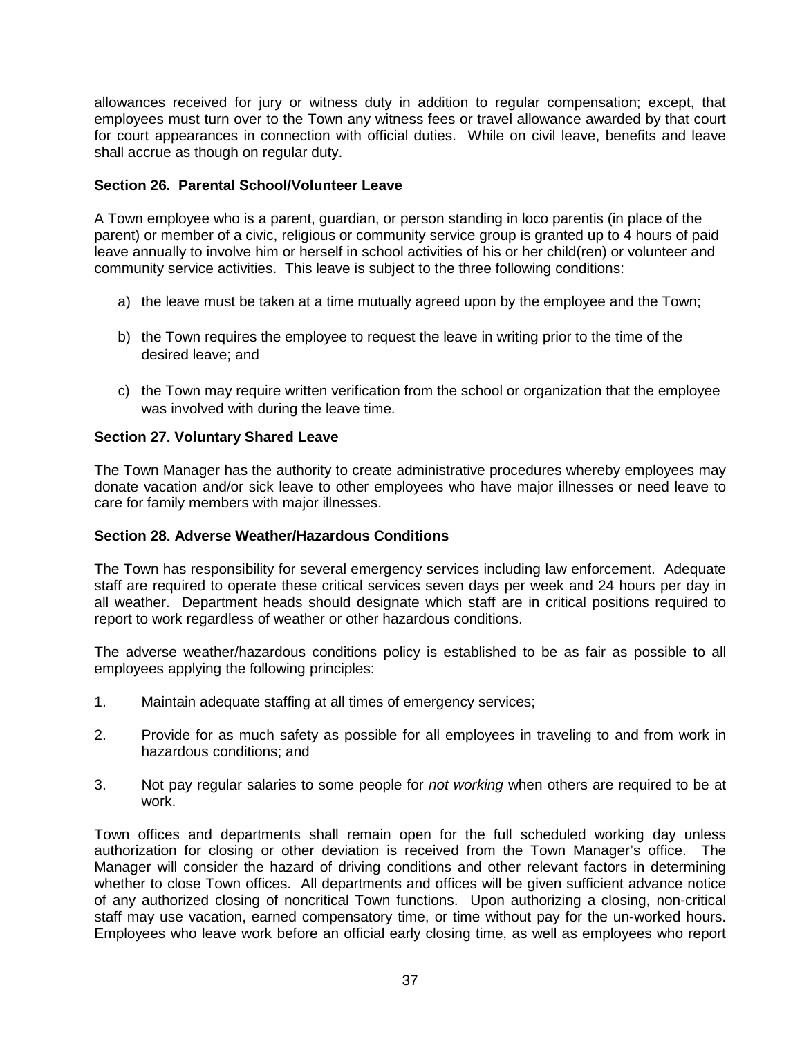allowances received for jury or witness duty in addition to regular compensation; except, that employees must turn over to the Town any witness fees or travel allowance awarded by that court for court appearances in connection with official duties. While on civil leave, benefits and leave shall accrue as though on regular duty.

### Section 26. Parental School/Volunteer Leave

A Town employee who is a parent, guardian, or person standing in loco parentis (in place of the parent) or member of a civic, religious or community service group is granted up to 4 hours of paid leave annually to involve him or herself in school activities of his or her child(ren) or volunteer and community service activities. This leave is subject to the three following conditions:

a) the leave must be taken at a time mutually agreed upon by the employee and the Town;

b) the Town requires the employee to request the leave in writing prior to the time of the desired leave; and

c) the Town may require written verification from the school or organization that the employee was involved with during the leave time.

### Section 27. Voluntary Shared Leave

The Town Manager has the authority to create administrative procedures whereby employees may donate vacation and/or sick leave to other employees who have major illnesses or need leave to care for family members with major illnesses.

### Section 28. Adverse Weather/Hazardous Conditions

The Town has responsibility for several emergency services including law enforcement. Adequate staff are required to operate these critical services seven days per week and 24 hours per day in all weather. Department heads should designate which staff are in critical positions required to report to work regardless of weather or other hazardous conditions.

The adverse weather/hazardous conditions policy is established to be as fair as possible to all employees applying the following principles:

1. Maintain adequate staffing at all times of emergency services;

2. Provide for as much safety as possible for all employees in traveling to and from work in hazardous conditions; and

3. Not pay regular salaries to some people for *not working* when others are required to be at work.

Town offices and departments shall remain open for the full scheduled working day unless authorization for closing or other deviation is received from the Town Manager's office. The Manager will consider the hazard of driving conditions and other relevant factors in determining whether to close Town offices. All departments and offices will be given sufficient advance notice of any authorized closing of noncritical Town functions. Upon authorizing a closing, non-critical staff may use vacation, earned compensatory time, or time without pay for the un-worked hours. Employees who leave work before an official early closing time, as well as employees who report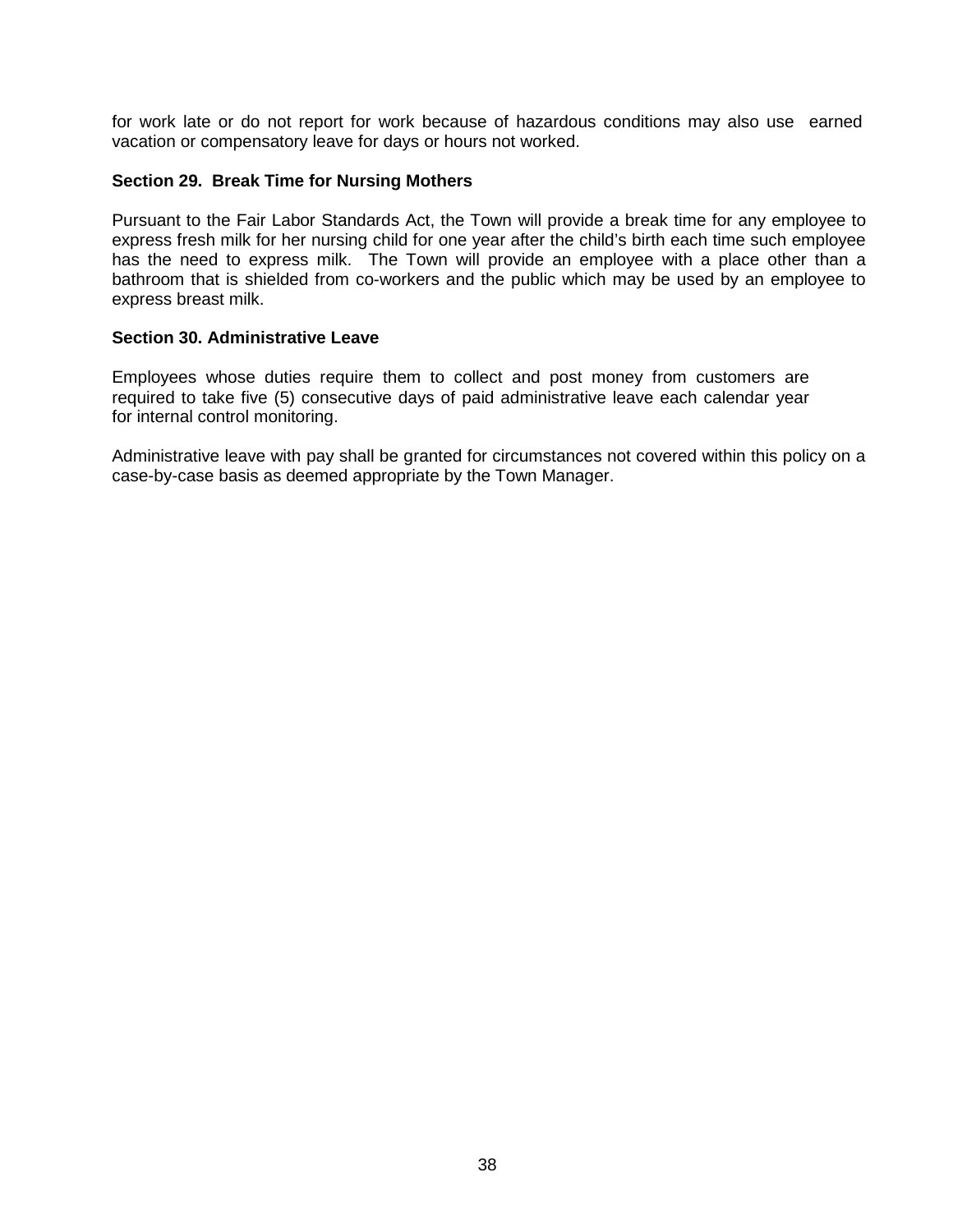for work late or do not report for work because of hazardous conditions may also use earned vacation or compensatory leave for days or hours not worked.

### Section 29. Break Time for Nursing Mothers

Pursuant to the Fair Labor Standards Act, the Town will provide a break time for any employee to express fresh milk for her nursing child for one year after the child's birth each time such employee has the need to express milk. The Town will provide an employee with a place other than a bathroom that is shielded from co-workers and the public which may be used by an employee to express breast milk.

### Section 30. Administrative Leave

Employees whose duties require them to collect and post money from customers are required to take five (5) consecutive days of paid administrative leave each calendar year for internal control monitoring.

Administrative leave with pay shall be granted for circumstances not covered within this policy on a case-by-case basis as deemed appropriate by the Town Manager.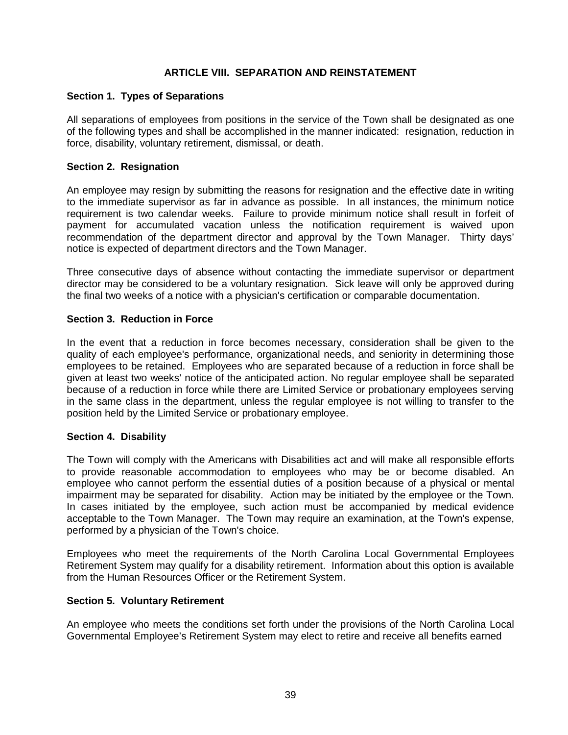## ARTICLE VIII. SEPARATION AND REINSTATEMENT

### Section 1. Types of Separations

All separations of employees from positions in the service of the Town shall be designated as one of the following types and shall be accomplished in the manner indicated: resignation, reduction in force, disability, voluntary retirement, dismissal, or death.

### Section 2. Resignation

An employee may resign by submitting the reasons for resignation and the effective date in writing to the immediate supervisor as far in advance as possible. In all instances, the minimum notice requirement is two calendar weeks. Failure to provide minimum notice shall result in forfeit of payment for accumulated vacation unless the notification requirement is waived upon recommendation of the department director and approval by the Town Manager. Thirty days' notice is expected of department directors and the Town Manager.

Three consecutive days of absence without contacting the immediate supervisor or department director may be considered to be a voluntary resignation. Sick leave will only be approved during the final two weeks of a notice with a physician's certification or comparable documentation.

### Section 3. Reduction in Force

In the event that a reduction in force becomes necessary, consideration shall be given to the quality of each employee's performance, organizational needs, and seniority in determining those employees to be retained. Employees who are separated because of a reduction in force shall be given at least two weeks' notice of the anticipated action. No regular employee shall be separated because of a reduction in force while there are Limited Service or probationary employees serving in the same class in the department, unless the regular employee is not willing to transfer to the position held by the Limited Service or probationary employee.

### Section 4. Disability

The Town will comply with the Americans with Disabilities act and will make all responsible efforts to provide reasonable accommodation to employees who may be or become disabled. An employee who cannot perform the essential duties of a position because of a physical or mental impairment may be separated for disability. Action may be initiated by the employee or the Town. In cases initiated by the employee, such action must be accompanied by medical evidence acceptable to the Town Manager. The Town may require an examination, at the Town's expense, performed by a physician of the Town's choice.

Employees who meet the requirements of the North Carolina Local Governmental Employees Retirement System may qualify for a disability retirement. Information about this option is available from the Human Resources Officer or the Retirement System.

### Section 5. Voluntary Retirement

An employee who meets the conditions set forth under the provisions of the North Carolina Local Governmental Employee's Retirement System may elect to retire and receive all benefits earned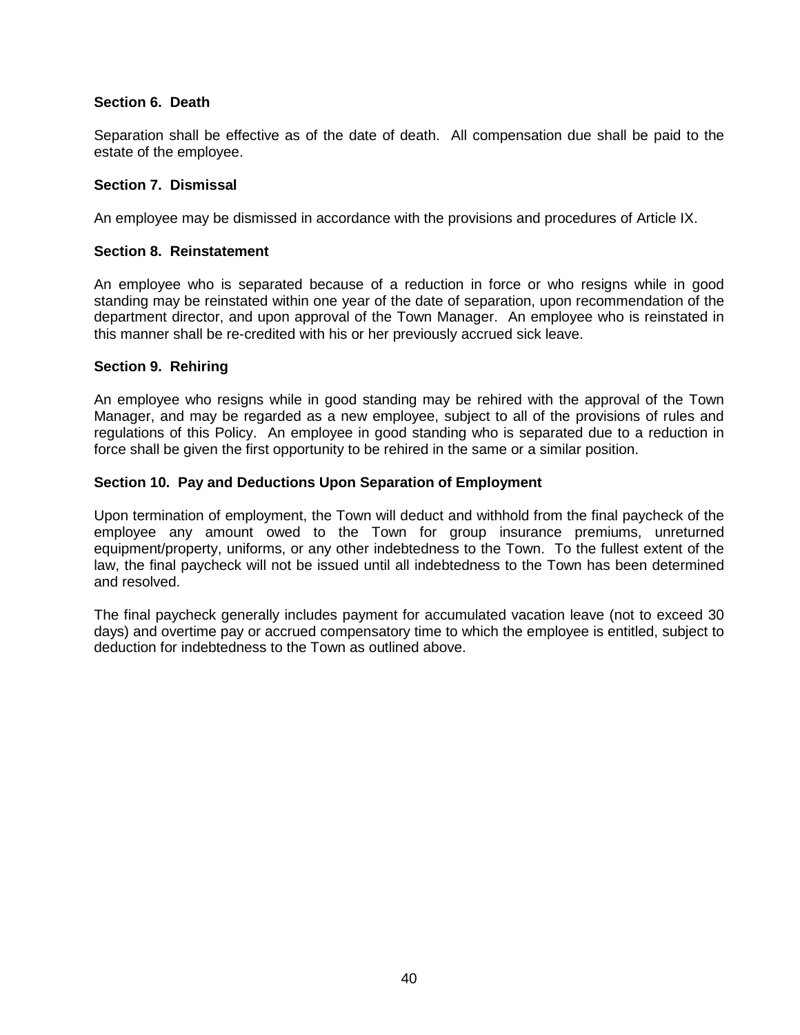### Section 6. Death

Separation shall be effective as of the date of death. All compensation due shall be paid to the estate of the employee.

### Section 7. Dismissal

An employee may be dismissed in accordance with the provisions and procedures of Article IX.

### Section 8. Reinstatement

An employee who is separated because of a reduction in force or who resigns while in good standing may be reinstated within one year of the date of separation, upon recommendation of the department director, and upon approval of the Town Manager. An employee who is reinstated in this manner shall be re-credited with his or her previously accrued sick leave.

### Section 9. Rehiring

An employee who resigns while in good standing may be rehired with the approval of the Town Manager, and may be regarded as a new employee, subject to all of the provisions of rules and regulations of this Policy. An employee in good standing who is separated due to a reduction in force shall be given the first opportunity to be rehired in the same or a similar position.

### Section 10. Pay and Deductions Upon Separation of Employment

Upon termination of employment, the Town will deduct and withhold from the final paycheck of the employee any amount owed to the Town for group insurance premiums, unreturned equipment/property, uniforms, or any other indebtedness to the Town. To the fullest extent of the law, the final paycheck will not be issued until all indebtedness to the Town has been determined and resolved.

The final paycheck generally includes payment for accumulated vacation leave (not to exceed 30 days) and overtime pay or accrued compensatory time to which the employee is entitled, subject to deduction for indebtedness to the Town as outlined above.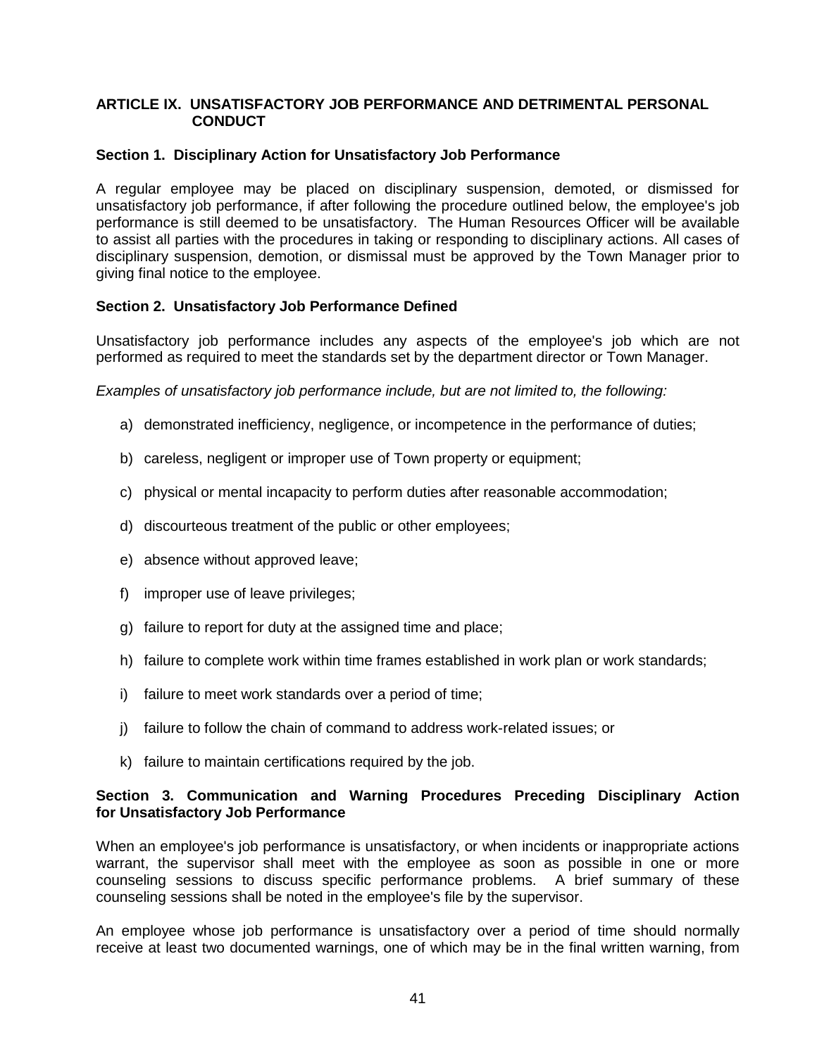## ARTICLE IX. UNSATISFACTORY JOB PERFORMANCE AND DETRIMENTAL PERSONAL CONDUCT

### Section 1. Disciplinary Action for Unsatisfactory Job Performance

A regular employee may be placed on disciplinary suspension, demoted, or dismissed for unsatisfactory job performance, if after following the procedure outlined below, the employee's job performance is still deemed to be unsatisfactory. The Human Resources Officer will be available to assist all parties with the procedures in taking or responding to disciplinary actions. All cases of disciplinary suspension, demotion, or dismissal must be approved by the Town Manager prior to giving final notice to the employee.

### Section 2. Unsatisfactory Job Performance Defined

Unsatisfactory job performance includes any aspects of the employee's job which are not performed as required to meet the standards set by the department director or Town Manager.

*Examples of unsatisfactory job performance include, but are not limited to, the following:*

a) demonstrated inefficiency, negligence, or incompetence in the performance of duties;

b) careless, negligent or improper use of Town property or equipment;

c) physical or mental incapacity to perform duties after reasonable accommodation;

d) discourteous treatment of the public or other employees;

e) absence without approved leave;

f) improper use of leave privileges;

g) failure to report for duty at the assigned time and place;

h) failure to complete work within time frames established in work plan or work standards;

i) failure to meet work standards over a period of time;

j) failure to follow the chain of command to address work-related issues; or

k) failure to maintain certifications required by the job.

### Section 3. Communication and Warning Procedures Preceding Disciplinary Action for Unsatisfactory Job Performance

When an employee's job performance is unsatisfactory, or when incidents or inappropriate actions warrant, the supervisor shall meet with the employee as soon as possible in one or more counseling sessions to discuss specific performance problems. A brief summary of these counseling sessions shall be noted in the employee's file by the supervisor.

An employee whose job performance is unsatisfactory over a period of time should normally receive at least two documented warnings, one of which may be in the final written warning, from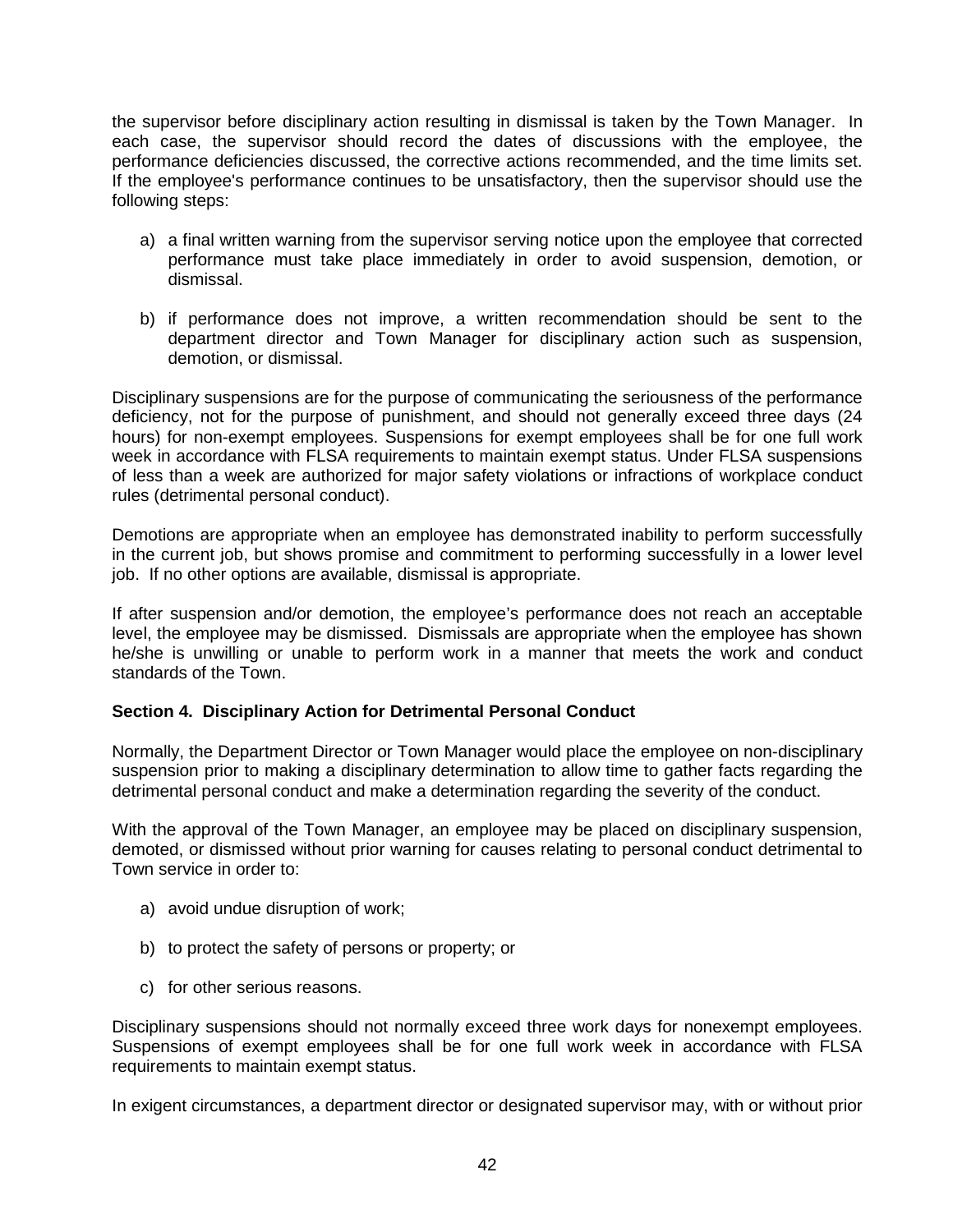the supervisor before disciplinary action resulting in dismissal is taken by the Town Manager. In each case, the supervisor should record the dates of discussions with the employee, the performance deficiencies discussed, the corrective actions recommended, and the time limits set. If the employee's performance continues to be unsatisfactory, then the supervisor should use the following steps:

a) a final written warning from the supervisor serving notice upon the employee that corrected performance must take place immediately in order to avoid suspension, demotion, or dismissal.

b) if performance does not improve, a written recommendation should be sent to the department director and Town Manager for disciplinary action such as suspension, demotion, or dismissal.

Disciplinary suspensions are for the purpose of communicating the seriousness of the performance deficiency, not for the purpose of punishment, and should not generally exceed three days (24 hours) for non-exempt employees. Suspensions for exempt employees shall be for one full work week in accordance with FLSA requirements to maintain exempt status. Under FLSA suspensions of less than a week are authorized for major safety violations or infractions of workplace conduct rules (detrimental personal conduct).

Demotions are appropriate when an employee has demonstrated inability to perform successfully in the current job, but shows promise and commitment to performing successfully in a lower level job. If no other options are available, dismissal is appropriate.

If after suspension and/or demotion, the employee's performance does not reach an acceptable level, the employee may be dismissed. Dismissals are appropriate when the employee has shown he/she is unwilling or unable to perform work in a manner that meets the work and conduct standards of the Town.

**Section 4. Disciplinary Action for Detrimental Personal Conduct**

Normally, the Department Director or Town Manager would place the employee on non-disciplinary suspension prior to making a disciplinary determination to allow time to gather facts regarding the detrimental personal conduct and make a determination regarding the severity of the conduct.

With the approval of the Town Manager, an employee may be placed on disciplinary suspension, demoted, or dismissed without prior warning for causes relating to personal conduct detrimental to Town service in order to:

a) avoid undue disruption of work;

b) to protect the safety of persons or property; or

c) for other serious reasons.

Disciplinary suspensions should not normally exceed three work days for nonexempt employees. Suspensions of exempt employees shall be for one full work week in accordance with FLSA requirements to maintain exempt status.

In exigent circumstances, a department director or designated supervisor may, with or without prior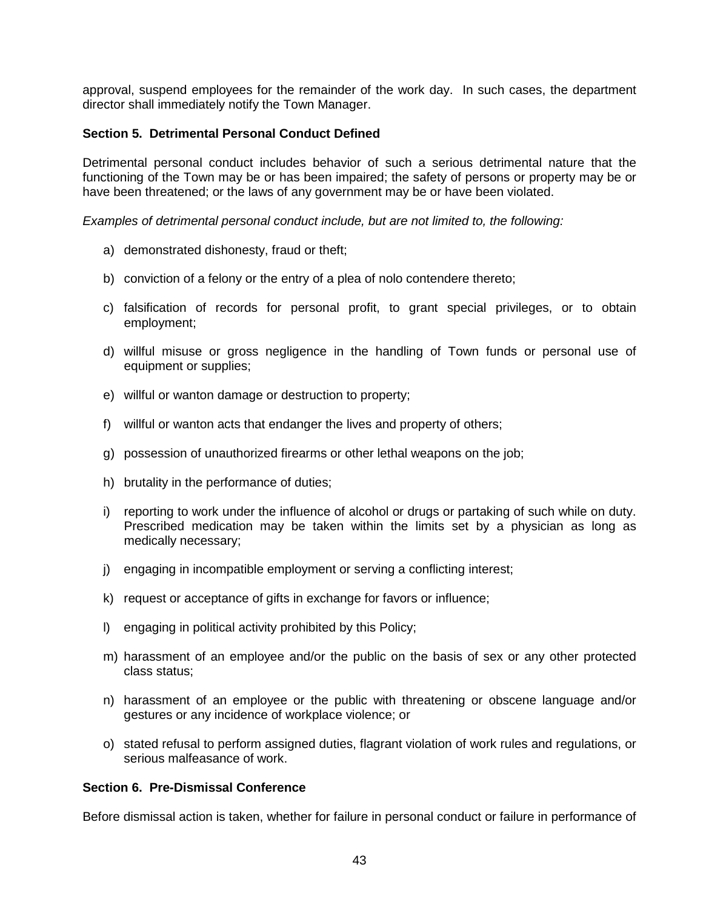approval, suspend employees for the remainder of the work day. In such cases, the department director shall immediately notify the Town Manager.

**Section 5. Detrimental Personal Conduct Defined**

Detrimental personal conduct includes behavior of such a serious detrimental nature that the functioning of the Town may be or has been impaired; the safety of persons or property may be or have been threatened; or the laws of any government may be or have been violated.

*Examples of detrimental personal conduct include, but are not limited to, the following:*

a) demonstrated dishonesty, fraud or theft;

b) conviction of a felony or the entry of a plea of nolo contendere thereto;

c) falsification of records for personal profit, to grant special privileges, or to obtain employment;

d) willful misuse or gross negligence in the handling of Town funds or personal use of equipment or supplies;

e) willful or wanton damage or destruction to property;

f) willful or wanton acts that endanger the lives and property of others;

g) possession of unauthorized firearms or other lethal weapons on the job;

h) brutality in the performance of duties;

i) reporting to work under the influence of alcohol or drugs or partaking of such while on duty. Prescribed medication may be taken within the limits set by a physician as long as medically necessary;

j) engaging in incompatible employment or serving a conflicting interest;

k) request or acceptance of gifts in exchange for favors or influence;

l) engaging in political activity prohibited by this Policy;

m) harassment of an employee and/or the public on the basis of sex or any other protected class status;

n) harassment of an employee or the public with threatening or obscene language and/or gestures or any incidence of workplace violence; or

o) stated refusal to perform assigned duties, flagrant violation of work rules and regulations, or serious malfeasance of work.

**Section 6. Pre-Dismissal Conference**

Before dismissal action is taken, whether for failure in personal conduct or failure in performance of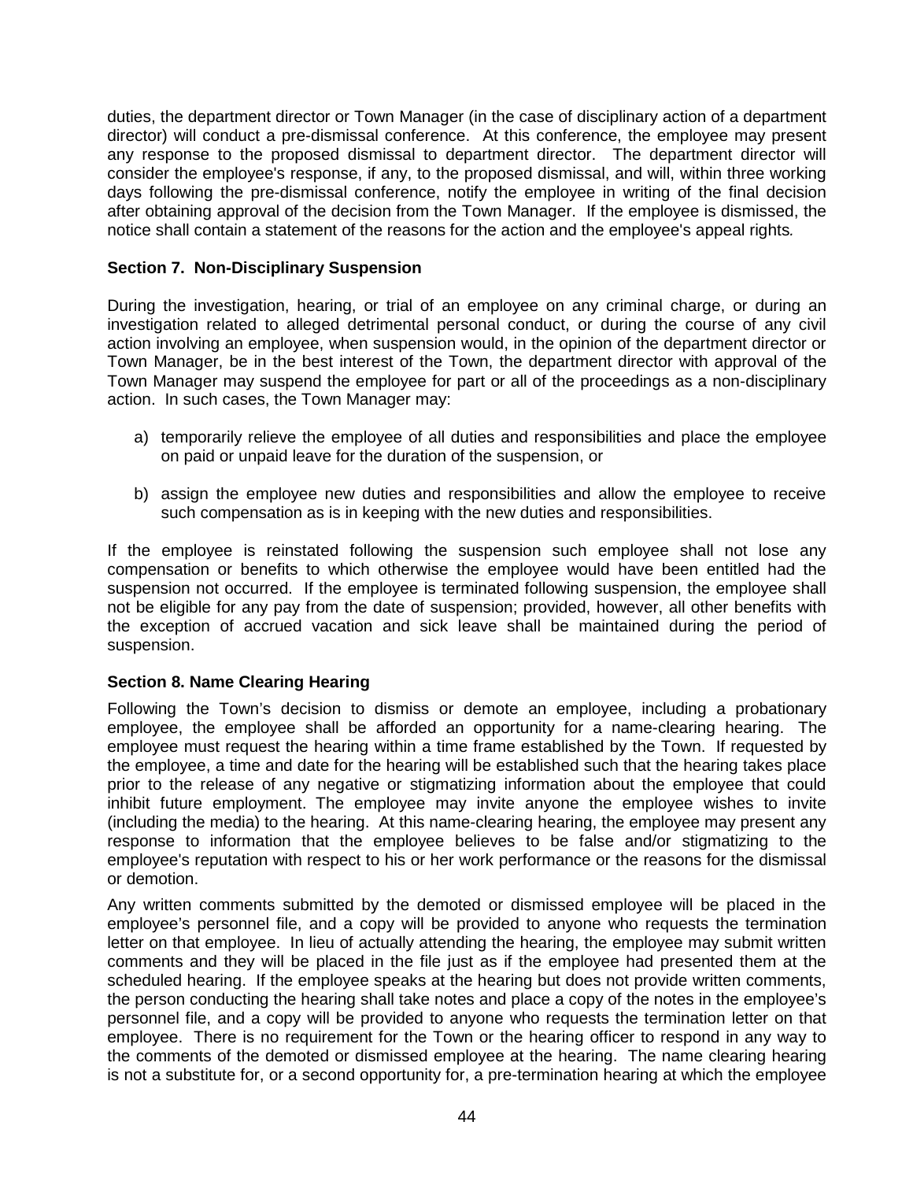duties, the department director or Town Manager (in the case of disciplinary action of a department director) will conduct a pre-dismissal conference. At this conference, the employee may present any response to the proposed dismissal to department director. The department director will consider the employee's response, if any, to the proposed dismissal, and will, within three working days following the pre-dismissal conference, notify the employee in writing of the final decision after obtaining approval of the decision from the Town Manager. If the employee is dismissed, the notice shall contain a statement of the reasons for the action and the employee's appeal rights.

### Section 7. Non-Disciplinary Suspension

During the investigation, hearing, or trial of an employee on any criminal charge, or during an investigation related to alleged detrimental personal conduct, or during the course of any civil action involving an employee, when suspension would, in the opinion of the department director or Town Manager, be in the best interest of the Town, the department director with approval of the Town Manager may suspend the employee for part or all of the proceedings as a non-disciplinary action. In such cases, the Town Manager may:

a) temporarily relieve the employee of all duties and responsibilities and place the employee on paid or unpaid leave for the duration of the suspension, or

b) assign the employee new duties and responsibilities and allow the employee to receive such compensation as is in keeping with the new duties and responsibilities.

If the employee is reinstated following the suspension such employee shall not lose any compensation or benefits to which otherwise the employee would have been entitled had the suspension not occurred. If the employee is terminated following suspension, the employee shall not be eligible for any pay from the date of suspension; provided, however, all other benefits with the exception of accrued vacation and sick leave shall be maintained during the period of suspension.

### Section 8. Name Clearing Hearing

Following the Town's decision to dismiss or demote an employee, including a probationary employee, the employee shall be afforded an opportunity for a name-clearing hearing. The employee must request the hearing within a time frame established by the Town. If requested by the employee, a time and date for the hearing will be established such that the hearing takes place prior to the release of any negative or stigmatizing information about the employee that could inhibit future employment. The employee may invite anyone the employee wishes to invite (including the media) to the hearing. At this name-clearing hearing, the employee may present any response to information that the employee believes to be false and/or stigmatizing to the employee's reputation with respect to his or her work performance or the reasons for the dismissal or demotion.

Any written comments submitted by the demoted or dismissed employee will be placed in the employee's personnel file, and a copy will be provided to anyone who requests the termination letter on that employee. In lieu of actually attending the hearing, the employee may submit written comments and they will be placed in the file just as if the employee had presented them at the scheduled hearing. If the employee speaks at the hearing but does not provide written comments, the person conducting the hearing shall take notes and place a copy of the notes in the employee's personnel file, and a copy will be provided to anyone who requests the termination letter on that employee. There is no requirement for the Town or the hearing officer to respond in any way to the comments of the demoted or dismissed employee at the hearing. The name clearing hearing is not a substitute for, or a second opportunity for, a pre-termination hearing at which the employee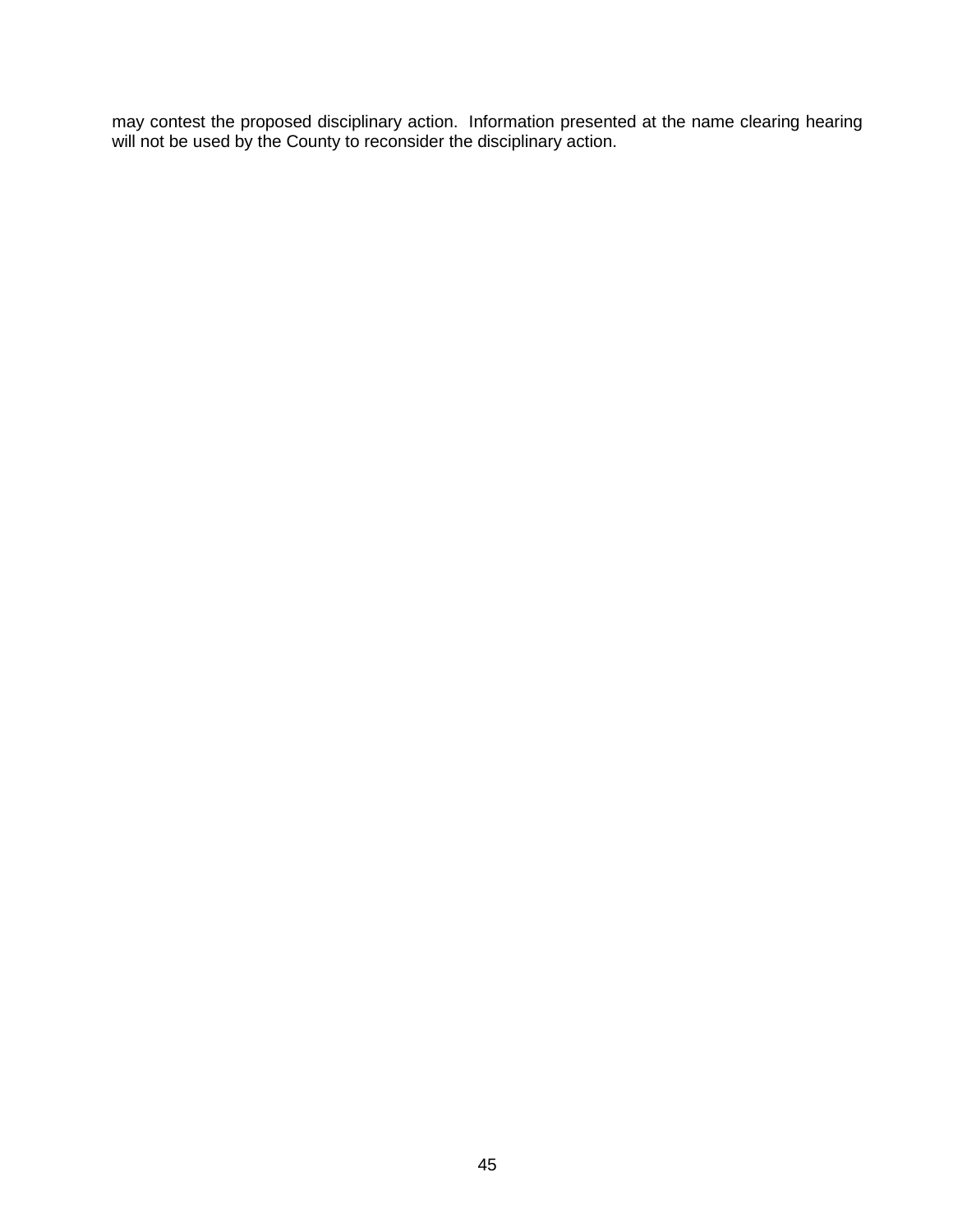may contest the proposed disciplinary action. Information presented at the name clearing hearing will not be used by the County to reconsider the disciplinary action.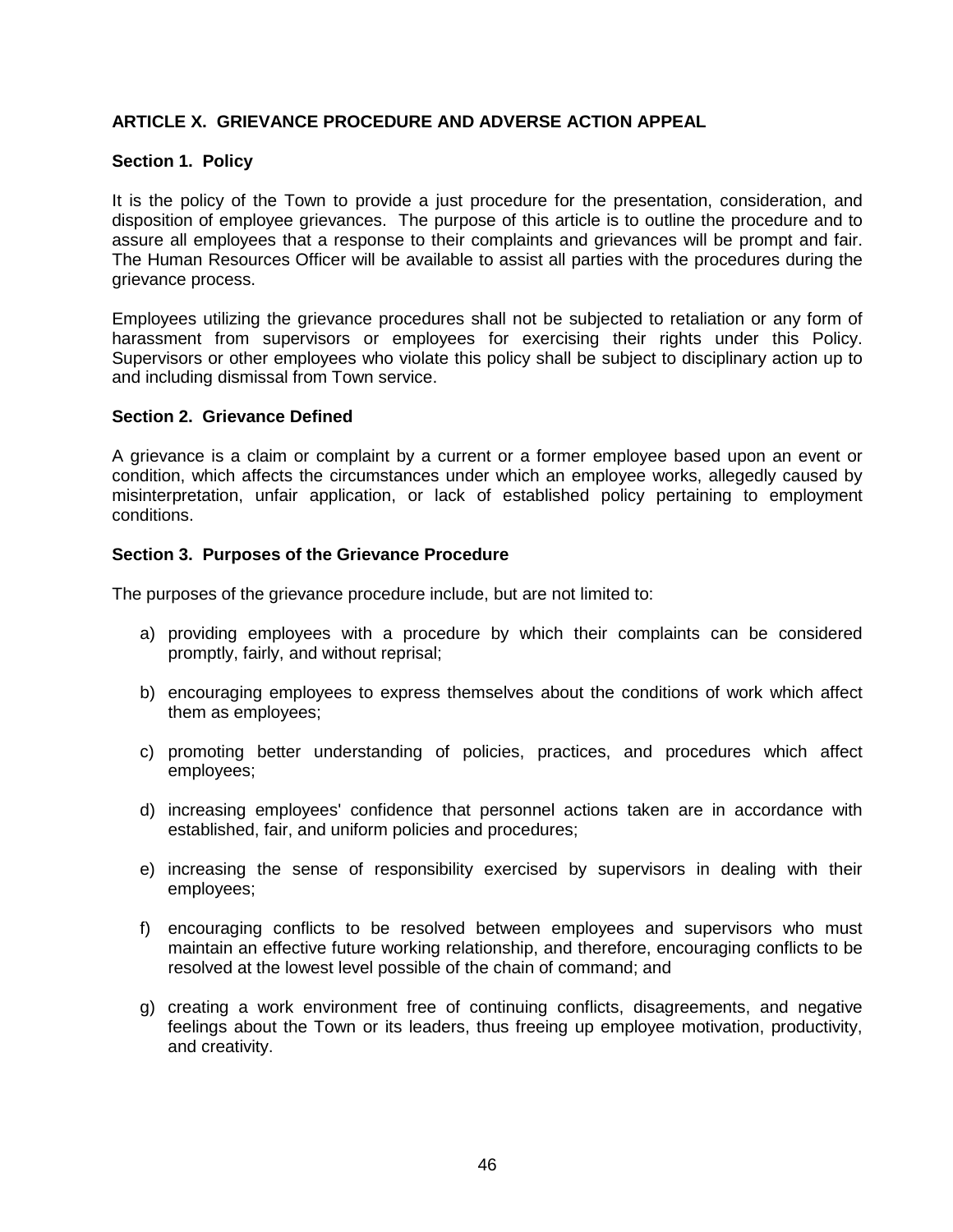## ARTICLE X. GRIEVANCE PROCEDURE AND ADVERSE ACTION APPEAL

### Section 1. Policy

It is the policy of the Town to provide a just procedure for the presentation, consideration, and disposition of employee grievances. The purpose of this article is to outline the procedure and to assure all employees that a response to their complaints and grievances will be prompt and fair. The Human Resources Officer will be available to assist all parties with the procedures during the grievance process.

Employees utilizing the grievance procedures shall not be subjected to retaliation or any form of harassment from supervisors or employees for exercising their rights under this Policy. Supervisors or other employees who violate this policy shall be subject to disciplinary action up to and including dismissal from Town service.

### Section 2. Grievance Defined

A grievance is a claim or complaint by a current or a former employee based upon an event or condition, which affects the circumstances under which an employee works, allegedly caused by misinterpretation, unfair application, or lack of established policy pertaining to employment conditions.

### Section 3. Purposes of the Grievance Procedure

The purposes of the grievance procedure include, but are not limited to:

a) providing employees with a procedure by which their complaints can be considered promptly, fairly, and without reprisal;

b) encouraging employees to express themselves about the conditions of work which affect them as employees;

c) promoting better understanding of policies, practices, and procedures which affect employees;

d) increasing employees' confidence that personnel actions taken are in accordance with established, fair, and uniform policies and procedures;

e) increasing the sense of responsibility exercised by supervisors in dealing with their employees;

f) encouraging conflicts to be resolved between employees and supervisors who must maintain an effective future working relationship, and therefore, encouraging conflicts to be resolved at the lowest level possible of the chain of command; and

g) creating a work environment free of continuing conflicts, disagreements, and negative feelings about the Town or its leaders, thus freeing up employee motivation, productivity, and creativity.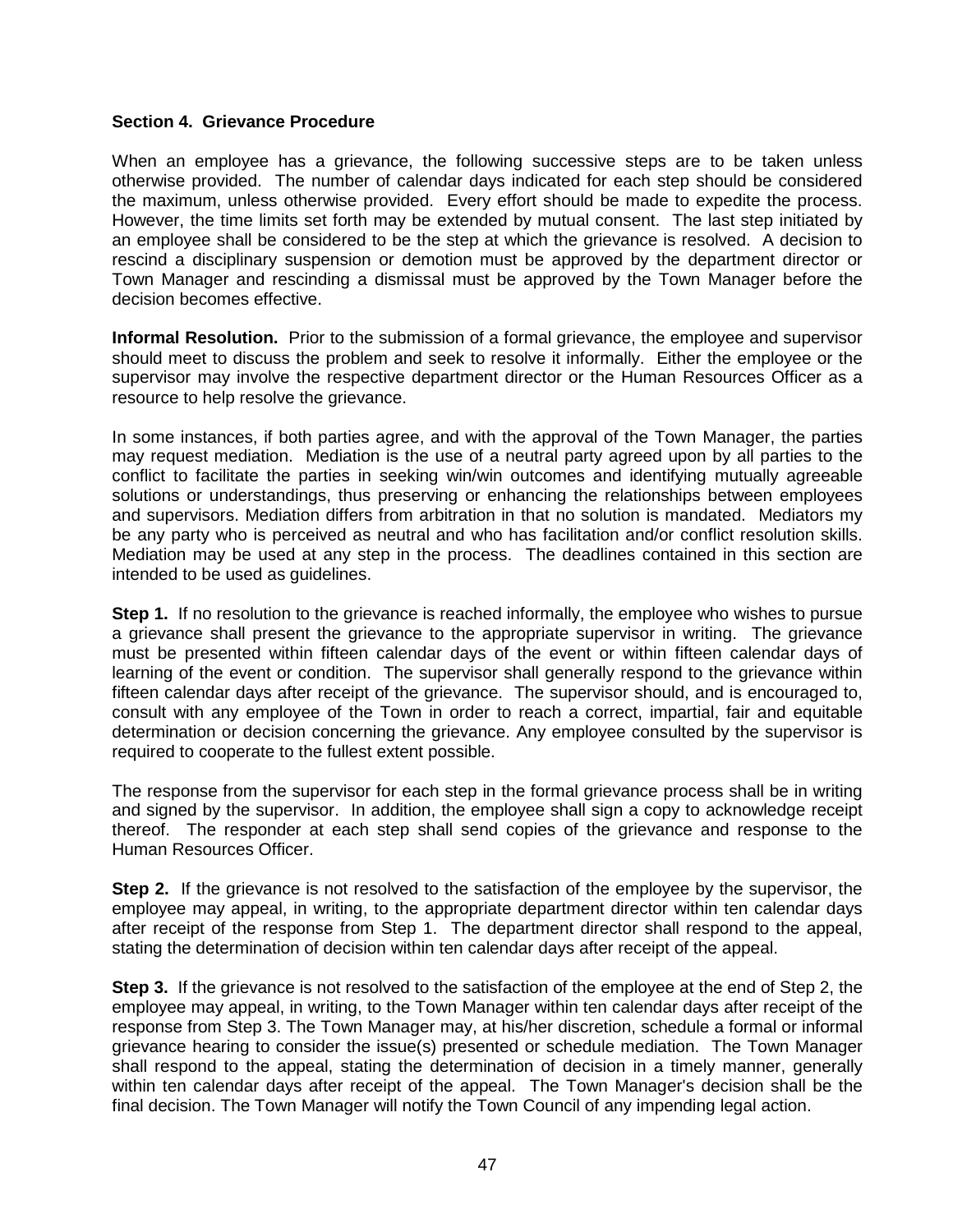**Section 4. Grievance Procedure**

When an employee has a grievance, the following successive steps are to be taken unless otherwise provided. The number of calendar days indicated for each step should be considered the maximum, unless otherwise provided. Every effort should be made to expedite the process. However, the time limits set forth may be extended by mutual consent. The last step initiated by an employee shall be considered to be the step at which the grievance is resolved. A decision to rescind a disciplinary suspension or demotion must be approved by the department director or Town Manager and rescinding a dismissal must be approved by the Town Manager before the decision becomes effective.

**Informal Resolution.** Prior to the submission of a formal grievance, the employee and supervisor should meet to discuss the problem and seek to resolve it informally. Either the employee or the supervisor may involve the respective department director or the Human Resources Officer as a resource to help resolve the grievance.

In some instances, if both parties agree, and with the approval of the Town Manager, the parties may request mediation. Mediation is the use of a neutral party agreed upon by all parties to the conflict to facilitate the parties in seeking win/win outcomes and identifying mutually agreeable solutions or understandings, thus preserving or enhancing the relationships between employees and supervisors. Mediation differs from arbitration in that no solution is mandated. Mediators my be any party who is perceived as neutral and who has facilitation and/or conflict resolution skills. Mediation may be used at any step in the process. The deadlines contained in this section are intended to be used as guidelines.

**Step 1.** If no resolution to the grievance is reached informally, the employee who wishes to pursue a grievance shall present the grievance to the appropriate supervisor in writing. The grievance must be presented within fifteen calendar days of the event or within fifteen calendar days of learning of the event or condition. The supervisor shall generally respond to the grievance within fifteen calendar days after receipt of the grievance. The supervisor should, and is encouraged to, consult with any employee of the Town in order to reach a correct, impartial, fair and equitable determination or decision concerning the grievance. Any employee consulted by the supervisor is required to cooperate to the fullest extent possible.

The response from the supervisor for each step in the formal grievance process shall be in writing and signed by the supervisor. In addition, the employee shall sign a copy to acknowledge receipt thereof. The responder at each step shall send copies of the grievance and response to the Human Resources Officer.

**Step 2.** If the grievance is not resolved to the satisfaction of the employee by the supervisor, the employee may appeal, in writing, to the appropriate department director within ten calendar days after receipt of the response from Step 1. The department director shall respond to the appeal, stating the determination of decision within ten calendar days after receipt of the appeal.

**Step 3.** If the grievance is not resolved to the satisfaction of the employee at the end of Step 2, the employee may appeal, in writing, to the Town Manager within ten calendar days after receipt of the response from Step 3. The Town Manager may, at his/her discretion, schedule a formal or informal grievance hearing to consider the issue(s) presented or schedule mediation. The Town Manager shall respond to the appeal, stating the determination of decision in a timely manner, generally within ten calendar days after receipt of the appeal. The Town Manager's decision shall be the final decision. The Town Manager will notify the Town Council of any impending legal action.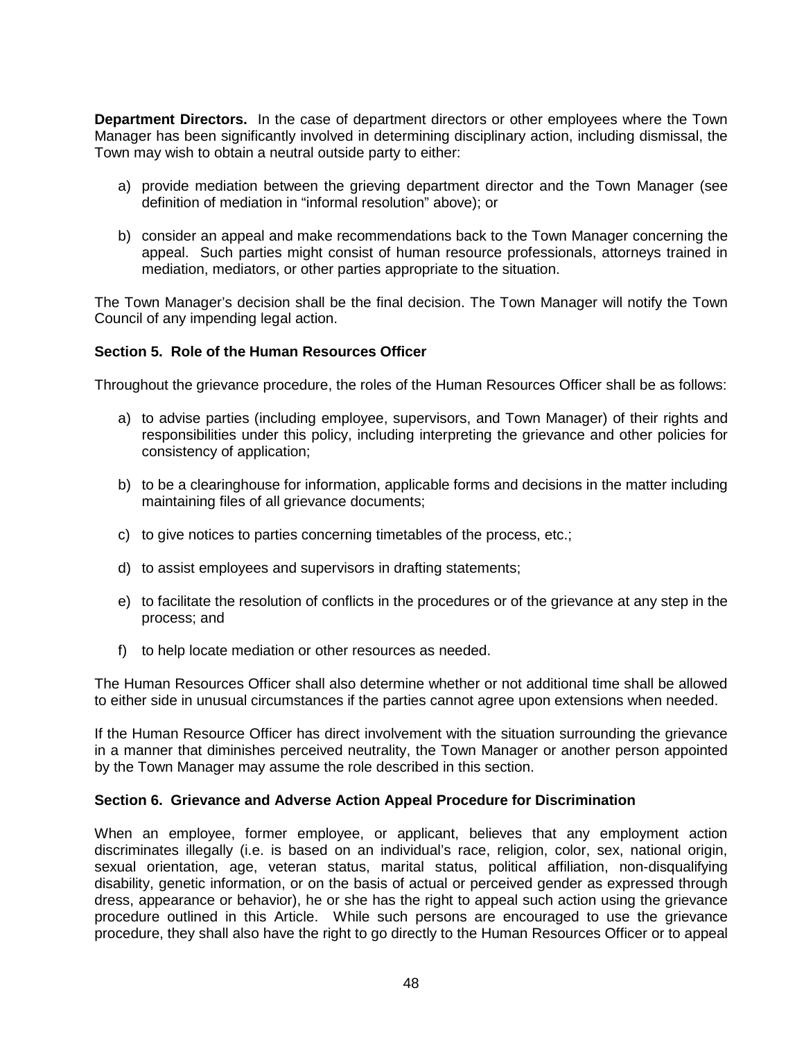**Department Directors.** In the case of department directors or other employees where the Town Manager has been significantly involved in determining disciplinary action, including dismissal, the Town may wish to obtain a neutral outside party to either:

a) provide mediation between the grieving department director and the Town Manager (see definition of mediation in "informal resolution" above); or

b) consider an appeal and make recommendations back to the Town Manager concerning the appeal. Such parties might consist of human resource professionals, attorneys trained in mediation, mediators, or other parties appropriate to the situation.

The Town Manager's decision shall be the final decision. The Town Manager will notify the Town Council of any impending legal action.

**Section 5. Role of the Human Resources Officer**

Throughout the grievance procedure, the roles of the Human Resources Officer shall be as follows:

a) to advise parties (including employee, supervisors, and Town Manager) of their rights and responsibilities under this policy, including interpreting the grievance and other policies for consistency of application;

b) to be a clearinghouse for information, applicable forms and decisions in the matter including maintaining files of all grievance documents;

c) to give notices to parties concerning timetables of the process, etc.;

d) to assist employees and supervisors in drafting statements;

e) to facilitate the resolution of conflicts in the procedures or of the grievance at any step in the process; and

f) to help locate mediation or other resources as needed.

The Human Resources Officer shall also determine whether or not additional time shall be allowed to either side in unusual circumstances if the parties cannot agree upon extensions when needed.

If the Human Resource Officer has direct involvement with the situation surrounding the grievance in a manner that diminishes perceived neutrality, the Town Manager or another person appointed by the Town Manager may assume the role described in this section.

**Section 6. Grievance and Adverse Action Appeal Procedure for Discrimination**

When an employee, former employee, or applicant, believes that any employment action discriminates illegally (i.e. is based on an individual's race, religion, color, sex, national origin, sexual orientation, age, veteran status, marital status, political affiliation, non-disqualifying disability, genetic information, or on the basis of actual or perceived gender as expressed through dress, appearance or behavior), he or she has the right to appeal such action using the grievance procedure outlined in this Article. While such persons are encouraged to use the grievance procedure, they shall also have the right to go directly to the Human Resources Officer or to appeal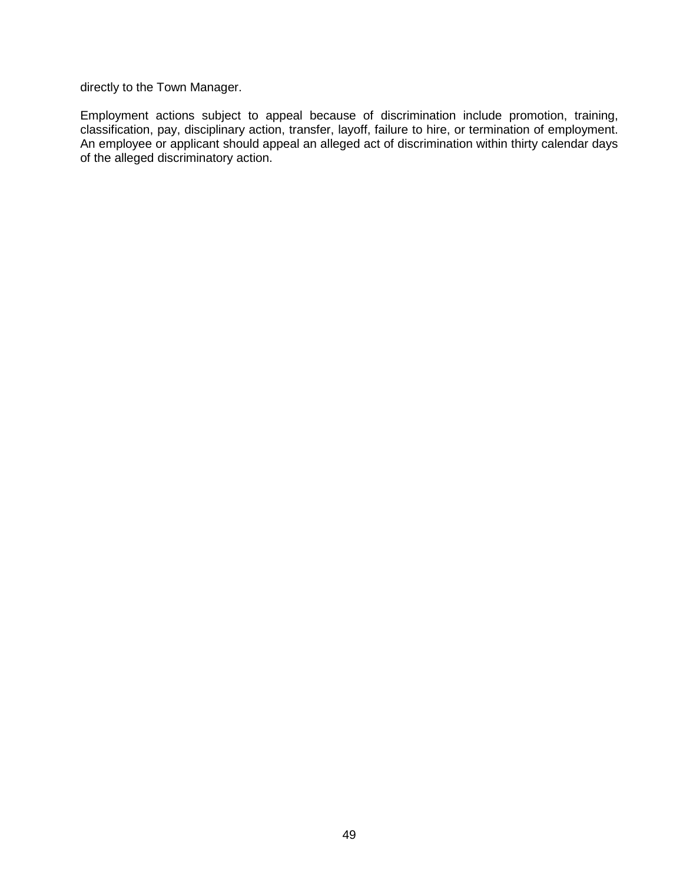directly to the Town Manager.

Employment actions subject to appeal because of discrimination include promotion, training, classification, pay, disciplinary action, transfer, layoff, failure to hire, or termination of employment. An employee or applicant should appeal an alleged act of discrimination within thirty calendar days of the alleged discriminatory action.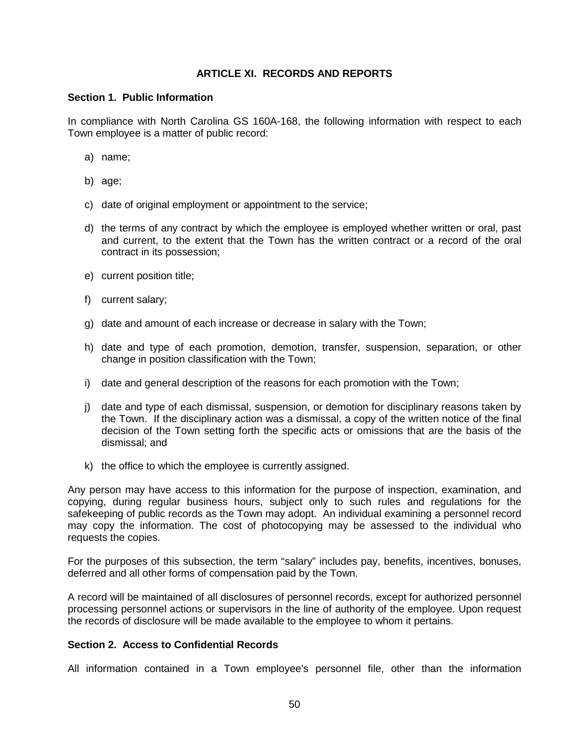# ARTICLE XI. RECORDS AND REPORTS

## Section 1. Public Information

In compliance with North Carolina GS 160A-168, the following information with respect to each Town employee is a matter of public record:

a) name;

b) age;

c) date of original employment or appointment to the service;

d) the terms of any contract by which the employee is employed whether written or oral, past and current, to the extent that the Town has the written contract or a record of the oral contract in its possession;

e) current position title;

f) current salary;

g) date and amount of each increase or decrease in salary with the Town;

h) date and type of each promotion, demotion, transfer, suspension, separation, or other change in position classification with the Town;

i) date and general description of the reasons for each promotion with the Town;

j) date and type of each dismissal, suspension, or demotion for disciplinary reasons taken by the Town. If the disciplinary action was a dismissal, a copy of the written notice of the final decision of the Town setting forth the specific acts or omissions that are the basis of the dismissal; and

k) the office to which the employee is currently assigned.

Any person may have access to this information for the purpose of inspection, examination, and copying, during regular business hours, subject only to such rules and regulations for the safekeeping of public records as the Town may adopt. An individual examining a personnel record may copy the information. The cost of photocopying may be assessed to the individual who requests the copies.

For the purposes of this subsection, the term "salary" includes pay, benefits, incentives, bonuses, deferred and all other forms of compensation paid by the Town.

A record will be maintained of all disclosures of personnel records, except for authorized personnel processing personnel actions or supervisors in the line of authority of the employee. Upon request the records of disclosure will be made available to the employee to whom it pertains.

## Section 2. Access to Confidential Records

All information contained in a Town employee's personnel file, other than the information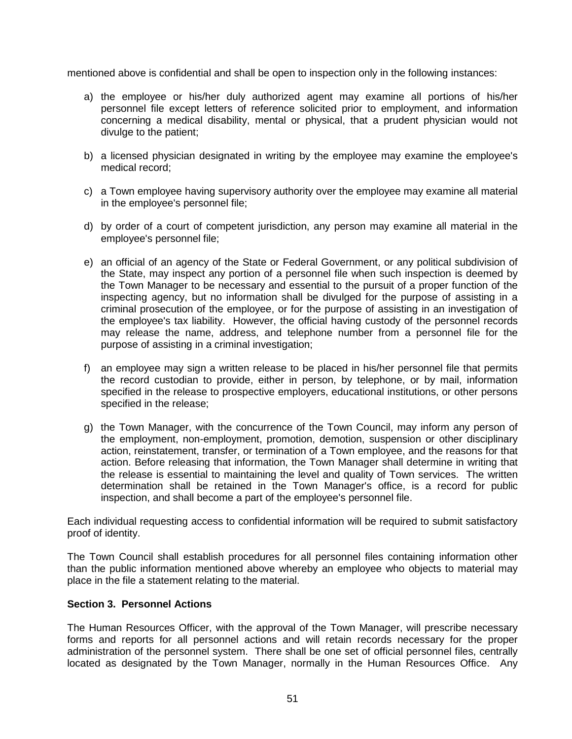mentioned above is confidential and shall be open to inspection only in the following instances:

a) the employee or his/her duly authorized agent may examine all portions of his/her personnel file except letters of reference solicited prior to employment, and information concerning a medical disability, mental or physical, that a prudent physician would not divulge to the patient;

b) a licensed physician designated in writing by the employee may examine the employee's medical record;

c) a Town employee having supervisory authority over the employee may examine all material in the employee's personnel file;

d) by order of a court of competent jurisdiction, any person may examine all material in the employee's personnel file;

e) an official of an agency of the State or Federal Government, or any political subdivision of the State, may inspect any portion of a personnel file when such inspection is deemed by the Town Manager to be necessary and essential to the pursuit of a proper function of the inspecting agency, but no information shall be divulged for the purpose of assisting in a criminal prosecution of the employee, or for the purpose of assisting in an investigation of the employee's tax liability. However, the official having custody of the personnel records may release the name, address, and telephone number from a personnel file for the purpose of assisting in a criminal investigation;

f) an employee may sign a written release to be placed in his/her personnel file that permits the record custodian to provide, either in person, by telephone, or by mail, information specified in the release to prospective employers, educational institutions, or other persons specified in the release;

g) the Town Manager, with the concurrence of the Town Council, may inform any person of the employment, non-employment, promotion, demotion, suspension or other disciplinary action, reinstatement, transfer, or termination of a Town employee, and the reasons for that action. Before releasing that information, the Town Manager shall determine in writing that the release is essential to maintaining the level and quality of Town services. The written determination shall be retained in the Town Manager's office, is a record for public inspection, and shall become a part of the employee's personnel file.

Each individual requesting access to confidential information will be required to submit satisfactory proof of identity.

The Town Council shall establish procedures for all personnel files containing information other than the public information mentioned above whereby an employee who objects to material may place in the file a statement relating to the material.

**Section 3. Personnel Actions**

The Human Resources Officer, with the approval of the Town Manager, will prescribe necessary forms and reports for all personnel actions and will retain records necessary for the proper administration of the personnel system. There shall be one set of official personnel files, centrally located as designated by the Town Manager, normally in the Human Resources Office. Any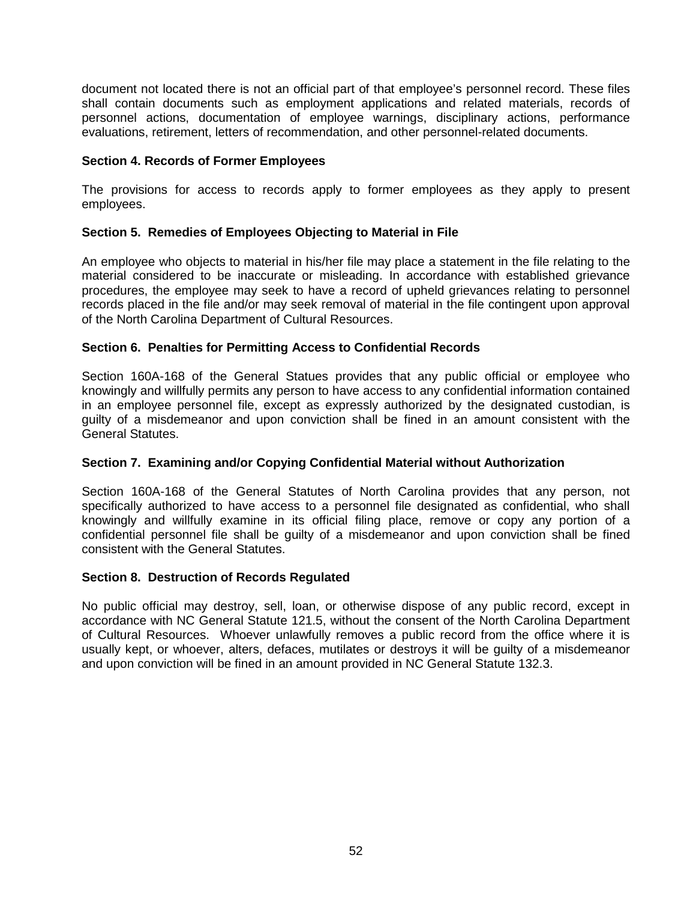document not located there is not an official part of that employee's personnel record. These files shall contain documents such as employment applications and related materials, records of personnel actions, documentation of employee warnings, disciplinary actions, performance evaluations, retirement, letters of recommendation, and other personnel-related documents.

**Section 4. Records of Former Employees**

The provisions for access to records apply to former employees as they apply to present employees.

**Section 5. Remedies of Employees Objecting to Material in File**

An employee who objects to material in his/her file may place a statement in the file relating to the material considered to be inaccurate or misleading. In accordance with established grievance procedures, the employee may seek to have a record of upheld grievances relating to personnel records placed in the file and/or may seek removal of material in the file contingent upon approval of the North Carolina Department of Cultural Resources.

**Section 6. Penalties for Permitting Access to Confidential Records**

Section 160A-168 of the General Statues provides that any public official or employee who knowingly and willfully permits any person to have access to any confidential information contained in an employee personnel file, except as expressly authorized by the designated custodian, is guilty of a misdemeanor and upon conviction shall be fined in an amount consistent with the General Statutes.

**Section 7. Examining and/or Copying Confidential Material without Authorization**

Section 160A-168 of the General Statutes of North Carolina provides that any person, not specifically authorized to have access to a personnel file designated as confidential, who shall knowingly and willfully examine in its official filing place, remove or copy any portion of a confidential personnel file shall be guilty of a misdemeanor and upon conviction shall be fined consistent with the General Statutes.

**Section 8. Destruction of Records Regulated**

No public official may destroy, sell, loan, or otherwise dispose of any public record, except in accordance with NC General Statute 121.5, without the consent of the North Carolina Department of Cultural Resources. Whoever unlawfully removes a public record from the office where it is usually kept, or whoever, alters, defaces, mutilates or destroys it will be guilty of a misdemeanor and upon conviction will be fined in an amount provided in NC General Statute 132.3.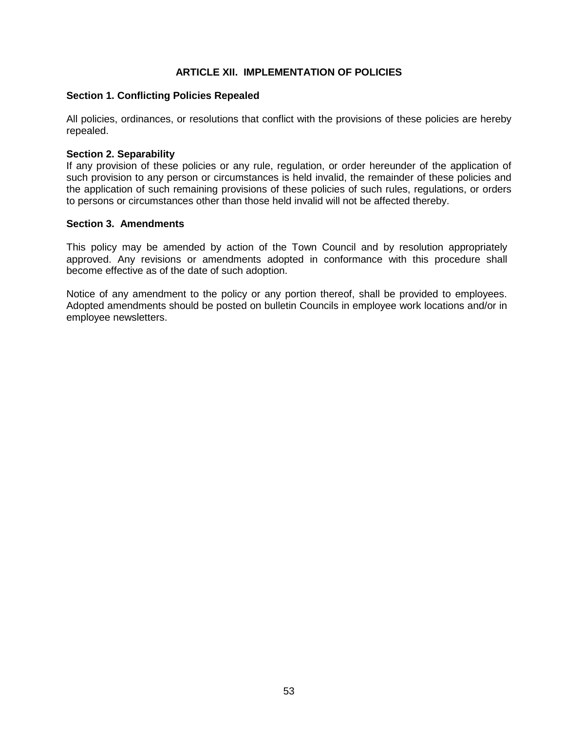## ARTICLE XII. IMPLEMENTATION OF POLICIES

### Section 1. Conflicting Policies Repealed

All policies, ordinances, or resolutions that conflict with the provisions of these policies are hereby repealed.

### Section 2. Separability

If any provision of these policies or any rule, regulation, or order hereunder of the application of such provision to any person or circumstances is held invalid, the remainder of these policies and the application of such remaining provisions of these policies of such rules, regulations, or orders to persons or circumstances other than those held invalid will not be affected thereby.

### Section 3. Amendments

This policy may be amended by action of the Town Council and by resolution appropriately approved. Any revisions or amendments adopted in conformance with this procedure shall become effective as of the date of such adoption.

Notice of any amendment to the policy or any portion thereof, shall be provided to employees. Adopted amendments should be posted on bulletin Councils in employee work locations and/or in employee newsletters.